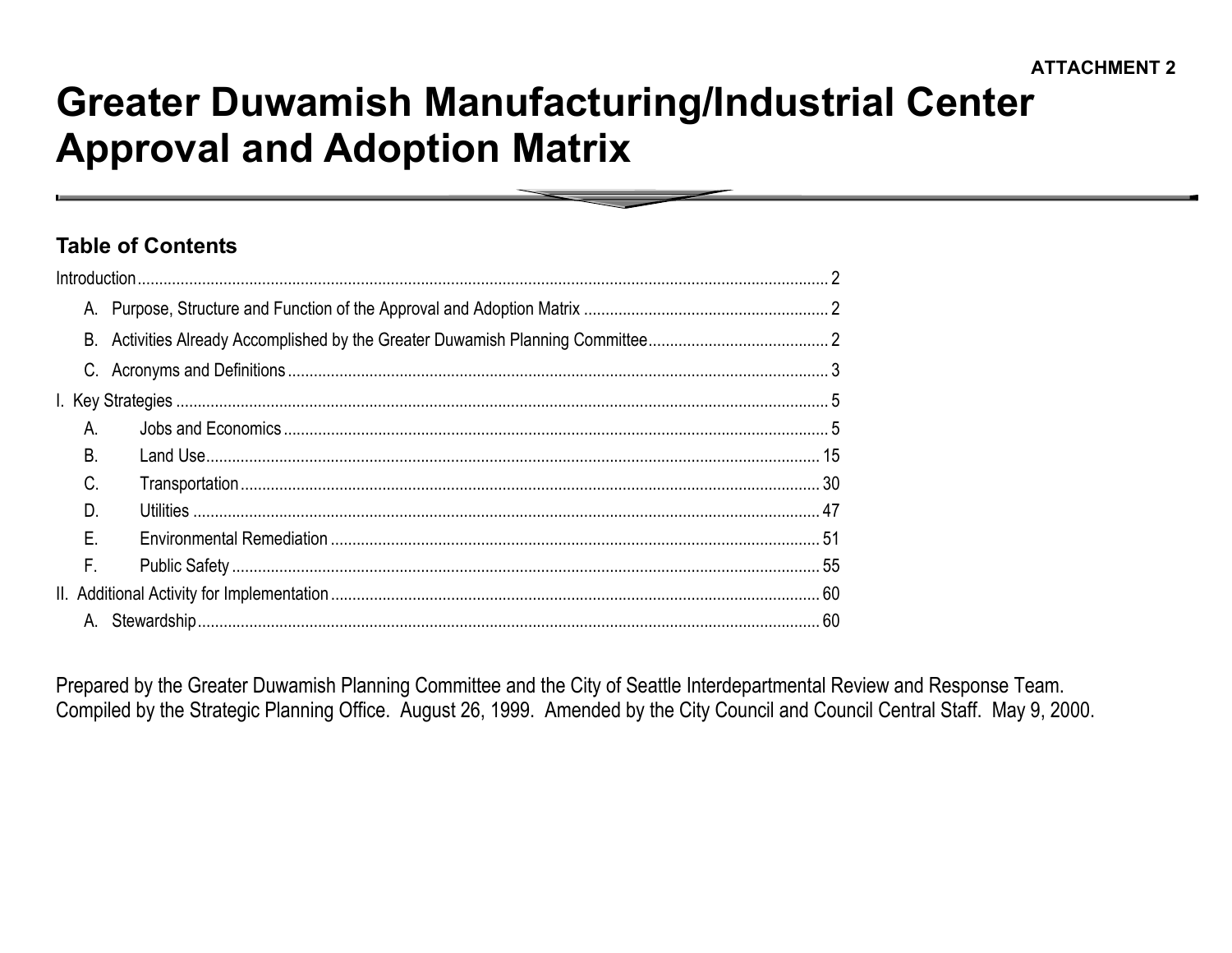ATTACHMENT 2

# Greater Duwamish Manufacturing/Industrial Center Approval and Adoption Matrix

## Table of Contents

Introduction ........ 2

- A. Purpose, Structure and Function of the Approval and Adoption Matrix ........ 2
- B. Activities Already Accomplished by the Greater Duwamish Planning Committee ........ 2
- C. Acronyms and Definitions ........ 3

I. Key Strategies ........ 5

- A. Jobs and Economics ........ 5
- B. Land Use ........ 15
- C. Transportation ........ 30
- D. Utilities ........ 47
- E. Environmental Remediation ........ 51
- F. Public Safety ........ 55

II. Additional Activity for Implementation ........ 60

- A. Stewardship ........ 60

Prepared by the Greater Duwamish Planning Committee and the City of Seattle Interdepartmental Review and Response Team. Compiled by the Strategic Planning Office. August 26, 1999. Amended by the City Council and Council Central Staff. May 9, 2000.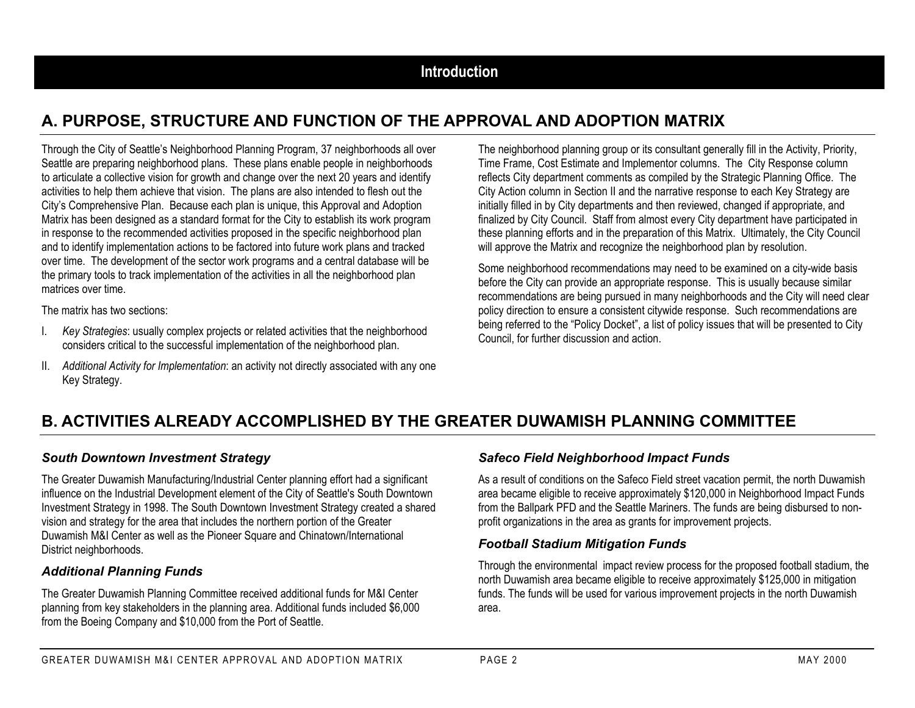# Introduction

## A. PURPOSE, STRUCTURE AND FUNCTION OF THE APPROVAL AND ADOPTION MATRIX

Through the City of Seattle's Neighborhood Planning Program, 37 neighborhoods all over Seattle are preparing neighborhood plans. These plans enable people in neighborhoods to articulate a collective vision for growth and change over the next 20 years and identify activities to help them achieve that vision. The plans are also intended to flesh out the City's Comprehensive Plan. Because each plan is unique, this Approval and Adoption Matrix has been designed as a standard format for the City to establish its work program in response to the recommended activities proposed in the specific neighborhood plan and to identify implementation actions to be factored into future work plans and tracked over time. The development of the sector work programs and a central database will be the primary tools to track implementation of the activities in all the neighborhood plan matrices over time.

The matrix has two sections:

I. *Key Strategies*: usually complex projects or related activities that the neighborhood considers critical to the successful implementation of the neighborhood plan.

II. *Additional Activity for Implementation*: an activity not directly associated with any one Key Strategy.

The neighborhood planning group or its consultant generally fill in the Activity, Priority, Time Frame, Cost Estimate and Implementor columns. The City Response column reflects City department comments as compiled by the Strategic Planning Office. The City Action column in Section II and the narrative response to each Key Strategy are initially filled in by City departments and then reviewed, changed if appropriate, and finalized by City Council. Staff from almost every City department have participated in these planning efforts and in the preparation of this Matrix. Ultimately, the City Council will approve the Matrix and recognize the neighborhood plan by resolution.

Some neighborhood recommendations may need to be examined on a city-wide basis before the City can provide an appropriate response. This is usually because similar recommendations are being pursued in many neighborhoods and the City will need clear policy direction to ensure a consistent citywide response. Such recommendations are being referred to the "Policy Docket", a list of policy issues that will be presented to City Council, for further discussion and action.

## B. ACTIVITIES ALREADY ACCOMPLISHED BY THE GREATER DUWAMISH PLANNING COMMITTEE

### *South Downtown Investment Strategy*

The Greater Duwamish Manufacturing/Industrial Center planning effort had a significant influence on the Industrial Development element of the City of Seattle's South Downtown Investment Strategy in 1998. The South Downtown Investment Strategy created a shared vision and strategy for the area that includes the northern portion of the Greater Duwamish M&I Center as well as the Pioneer Square and Chinatown/International District neighborhoods.

### *Additional Planning Funds*

The Greater Duwamish Planning Committee received additional funds for M&I Center planning from key stakeholders in the planning area. Additional funds included $6,000 from the Boeing Company and $10,000 from the Port of Seattle.

### *Safeco Field Neighborhood Impact Funds*

As a result of conditions on the Safeco Field street vacation permit, the north Duwamish area became eligible to receive approximately $120,000 in Neighborhood Impact Funds from the Ballpark PFD and the Seattle Mariners. The funds are being disbursed to non-profit organizations in the area as grants for improvement projects.

### *Football Stadium Mitigation Funds*

Through the environmental impact review process for the proposed football stadium, the north Duwamish area became eligible to receive approximately $125,000 in mitigation funds. The funds will be used for various improvement projects in the north Duwamish area.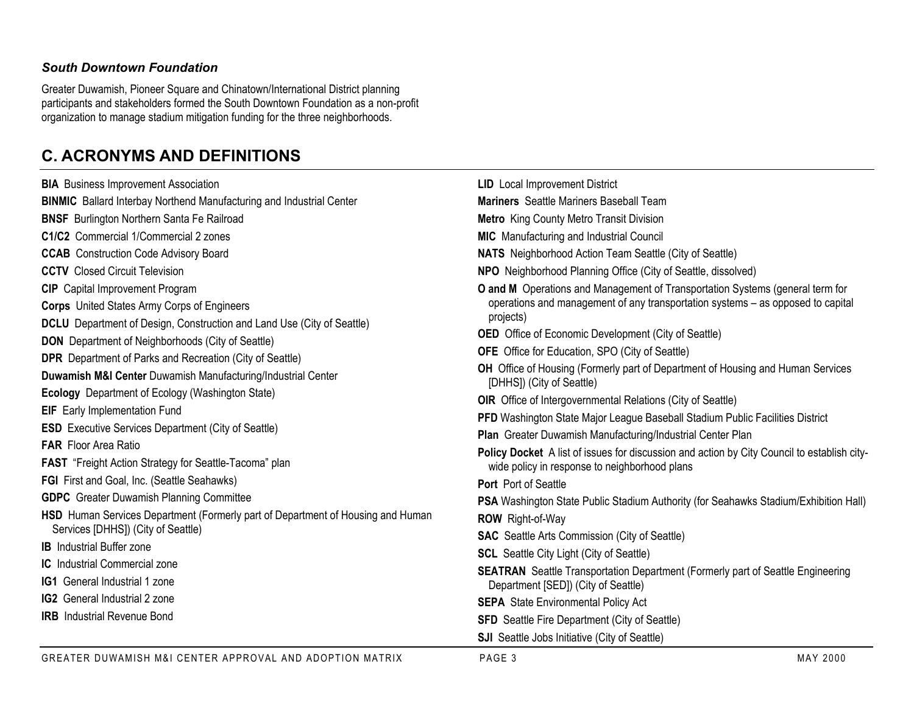### *South Downtown Foundation*

Greater Duwamish, Pioneer Square and Chinatown/International District planning participants and stakeholders formed the South Downtown Foundation as a non-profit organization to manage stadium mitigation funding for the three neighborhoods.

## C. ACRONYMS AND DEFINITIONS

**BIA** Business Improvement Association

**BINMIC** Ballard Interbay Northend Manufacturing and Industrial Center

**BNSF** Burlington Northern Santa Fe Railroad

**C1/C2** Commercial 1/Commercial 2 zones

**CCAB** Construction Code Advisory Board

**CCTV** Closed Circuit Television

**CIP** Capital Improvement Program

**Corps** United States Army Corps of Engineers

**DCLU** Department of Design, Construction and Land Use (City of Seattle)

**DON** Department of Neighborhoods (City of Seattle)

**DPR** Department of Parks and Recreation (City of Seattle)

**Duwamish M&I Center** Duwamish Manufacturing/Industrial Center

**Ecology** Department of Ecology (Washington State)

**EIF** Early Implementation Fund

**ESD** Executive Services Department (City of Seattle)

**FAR** Floor Area Ratio

**FAST** "Freight Action Strategy for Seattle-Tacoma" plan

**FGI** First and Goal, Inc. (Seattle Seahawks)

**GDPC** Greater Duwamish Planning Committee

**HSD** Human Services Department (Formerly part of Department of Housing and Human Services [DHHS]) (City of Seattle)

**IB** Industrial Buffer zone

**IC** Industrial Commercial zone

**IG1** General Industrial 1 zone

**IG2** General Industrial 2 zone

**IRB** Industrial Revenue Bond

**LID** Local Improvement District

**Mariners** Seattle Mariners Baseball Team

**Metro** King County Metro Transit Division

**MIC** Manufacturing and Industrial Council

**NATS** Neighborhood Action Team Seattle (City of Seattle)

**NPO** Neighborhood Planning Office (City of Seattle, dissolved)

**O and M** Operations and Management of Transportation Systems (general term for operations and management of any transportation systems – as opposed to capital projects)

**OED** Office of Economic Development (City of Seattle)

**OFE** Office for Education, SPO (City of Seattle)

**OH** Office of Housing (Formerly part of Department of Housing and Human Services [DHHS]) (City of Seattle)

**OIR** Office of Intergovernmental Relations (City of Seattle)

**PFD** Washington State Major League Baseball Stadium Public Facilities District

**Plan** Greater Duwamish Manufacturing/Industrial Center Plan

**Policy Docket** A list of issues for discussion and action by City Council to establish city-wide policy in response to neighborhood plans

**Port** Port of Seattle

**PSA** Washington State Public Stadium Authority (for Seahawks Stadium/Exhibition Hall)

**ROW** Right-of-Way

**SAC** Seattle Arts Commission (City of Seattle)

**SCL** Seattle City Light (City of Seattle)

**SEATRAN** Seattle Transportation Department (Formerly part of Seattle Engineering Department [SED]) (City of Seattle)

**SEPA** State Environmental Policy Act

**SFD** Seattle Fire Department (City of Seattle)

**SJI** Seattle Jobs Initiative (City of Seattle)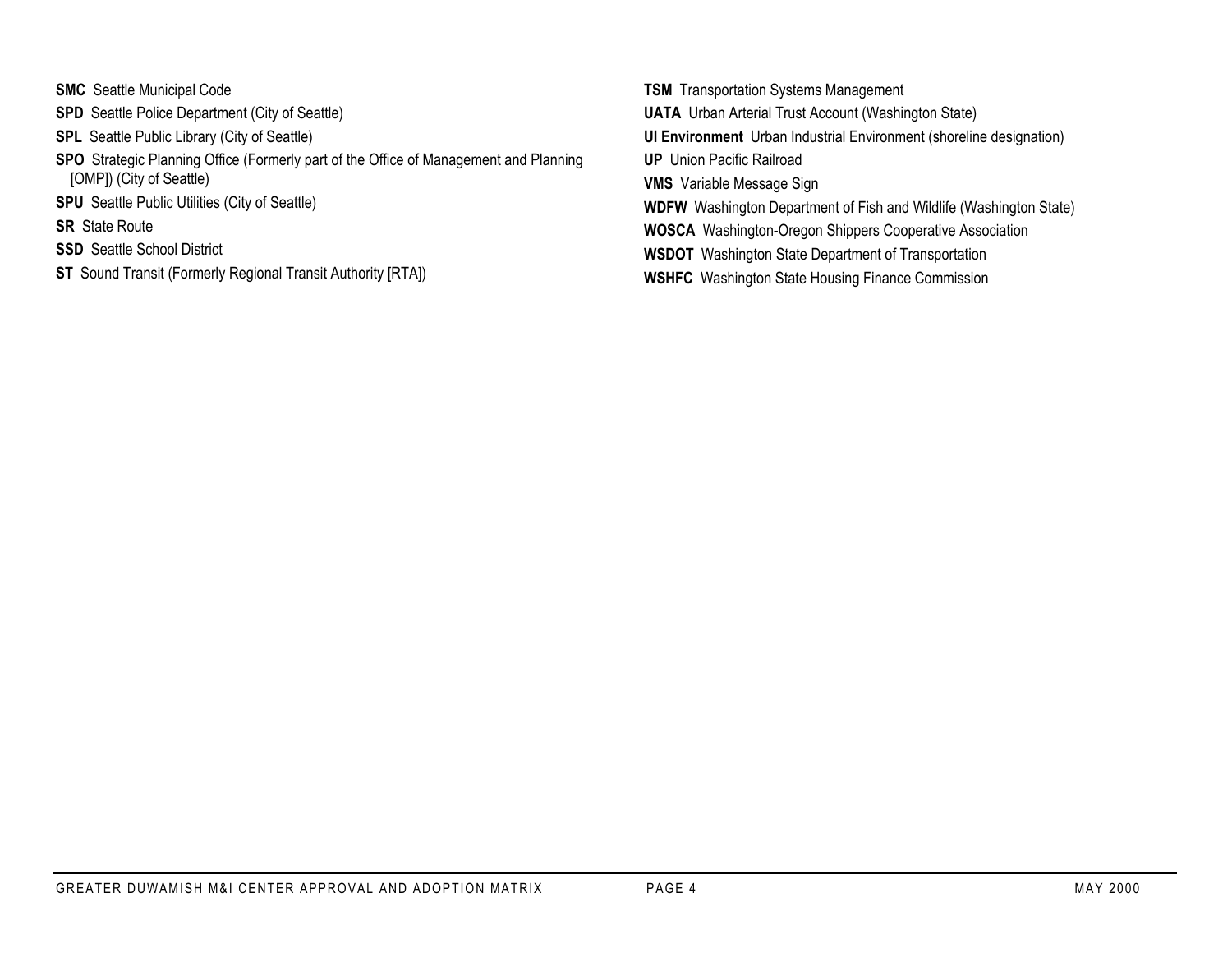**SMC** Seattle Municipal Code

**SPD** Seattle Police Department (City of Seattle)

**SPL** Seattle Public Library (City of Seattle)

**SPO** Strategic Planning Office (Formerly part of the Office of Management and Planning [OMP]) (City of Seattle)

**SPU** Seattle Public Utilities (City of Seattle)

**SR** State Route

**SSD** Seattle School District

**ST** Sound Transit (Formerly Regional Transit Authority [RTA])

**TSM** Transportation Systems Management

**UATA** Urban Arterial Trust Account (Washington State)

**UI Environment** Urban Industrial Environment (shoreline designation)

**UP** Union Pacific Railroad

**VMS** Variable Message Sign

**WDFW** Washington Department of Fish and Wildlife (Washington State)

**WOSCA** Washington-Oregon Shippers Cooperative Association

**WSDOT** Washington State Department of Transportation

**WSHFC** Washington State Housing Finance Commission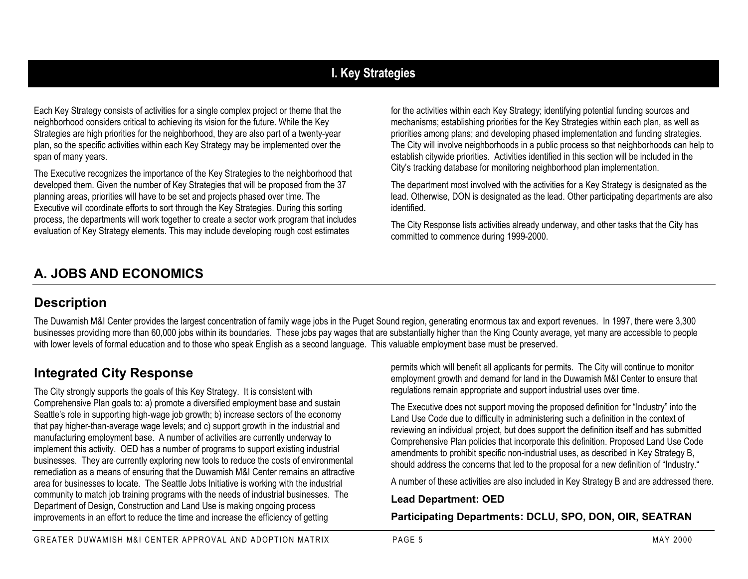# I. Key Strategies

Each Key Strategy consists of activities for a single complex project or theme that the neighborhood considers critical to achieving its vision for the future. While the Key Strategies are high priorities for the neighborhood, they are also part of a twenty-year plan, so the specific activities within each Key Strategy may be implemented over the span of many years.

The Executive recognizes the importance of the Key Strategies to the neighborhood that developed them. Given the number of Key Strategies that will be proposed from the 37 planning areas, priorities will have to be set and projects phased over time. The Executive will coordinate efforts to sort through the Key Strategies. During this sorting process, the departments will work together to create a sector work program that includes evaluation of Key Strategy elements. This may include developing rough cost estimates for the activities within each Key Strategy; identifying potential funding sources and mechanisms; establishing priorities for the Key Strategies within each plan, as well as priorities among plans; and developing phased implementation and funding strategies. The City will involve neighborhoods in a public process so that neighborhoods can help to establish citywide priorities. Activities identified in this section will be included in the City's tracking database for monitoring neighborhood plan implementation.

The department most involved with the activities for a Key Strategy is designated as the lead. Otherwise, DON is designated as the lead. Other participating departments are also identified.

The City Response lists activities already underway, and other tasks that the City has committed to commence during 1999-2000.

## A. JOBS AND ECONOMICS

### Description

The Duwamish M&I Center provides the largest concentration of family wage jobs in the Puget Sound region, generating enormous tax and export revenues. In 1997, there were 3,300 businesses providing more than 60,000 jobs within its boundaries. These jobs pay wages that are substantially higher than the King County average, yet many are accessible to people with lower levels of formal education and to those who speak English as a second language. This valuable employment base must be preserved.

### Integrated City Response

The City strongly supports the goals of this Key Strategy. It is consistent with Comprehensive Plan goals to: a) promote a diversified employment base and sustain Seattle's role in supporting high-wage job growth; b) increase sectors of the economy that pay higher-than-average wage levels; and c) support growth in the industrial and manufacturing employment base. A number of activities are currently underway to implement this activity. OED has a number of programs to support existing industrial businesses. They are currently exploring new tools to reduce the costs of environmental remediation as a means of ensuring that the Duwamish M&I Center remains an attractive area for businesses to locate. The Seattle Jobs Initiative is working with the industrial community to match job training programs with the needs of industrial businesses. The Department of Design, Construction and Land Use is making ongoing process improvements in an effort to reduce the time and increase the efficiency of getting permits which will benefit all applicants for permits. The City will continue to monitor employment growth and demand for land in the Duwamish M&I Center to ensure that regulations remain appropriate and support industrial uses over time.

The Executive does not support moving the proposed definition for "Industry" into the Land Use Code due to difficulty in administering such a definition in the context of reviewing an individual project, but does support the definition itself and has submitted Comprehensive Plan policies that incorporate this definition. Proposed Land Use Code amendments to prohibit specific non-industrial uses, as described in Key Strategy B, should address the concerns that led to the proposal for a new definition of "Industry."

A number of these activities are also included in Key Strategy B and are addressed there.

**Lead Department: OED**

**Participating Departments: DCLU, SPO, DON, OIR, SEATRAN**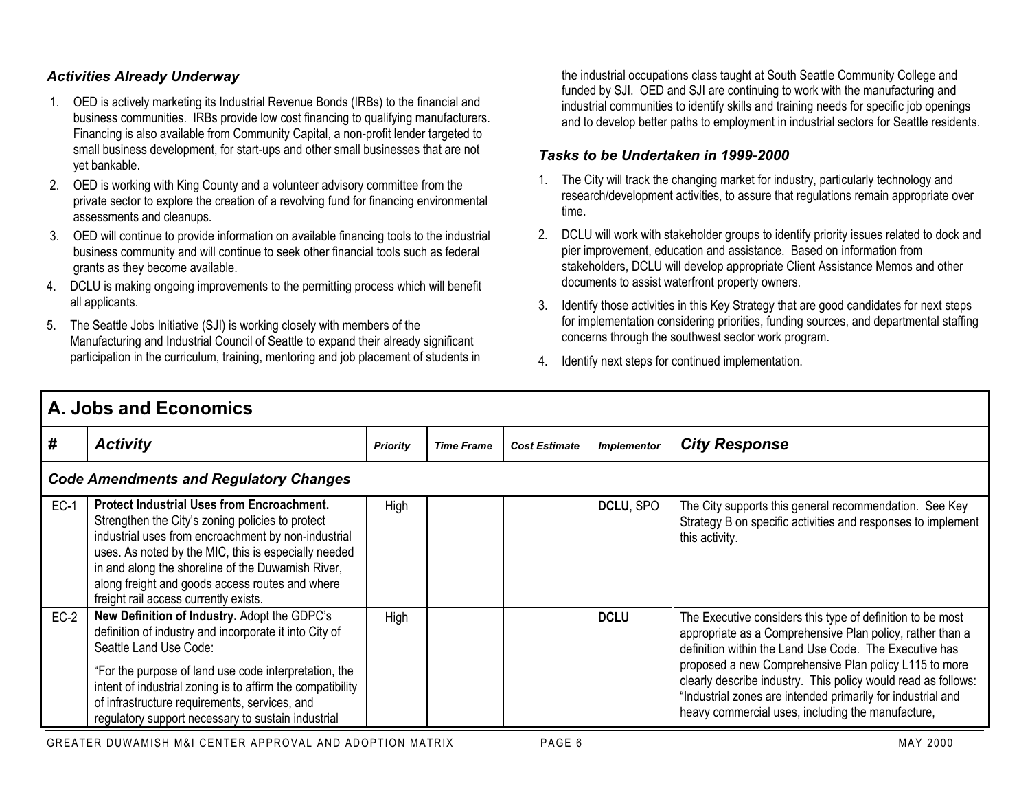### *Activities Already Underway*

1. OED is actively marketing its Industrial Revenue Bonds (IRBs) to the financial and business communities. IRBs provide low cost financing to qualifying manufacturers. Financing is also available from Community Capital, a non-profit lender targeted to small business development, for start-ups and other small businesses that are not yet bankable.
2. OED is working with King County and a volunteer advisory committee from the private sector to explore the creation of a revolving fund for financing environmental assessments and cleanups.
3. OED will continue to provide information on available financing tools to the industrial business community and will continue to seek other financial tools such as federal grants as they become available.
4. DCLU is making ongoing improvements to the permitting process which will benefit all applicants.
5. The Seattle Jobs Initiative (SJI) is working closely with members of the Manufacturing and Industrial Council of Seattle to expand their already significant participation in the curriculum, training, mentoring and job placement of students in the industrial occupations class taught at South Seattle Community College and funded by SJI. OED and SJI are continuing to work with the manufacturing and industrial communities to identify skills and training needs for specific job openings and to develop better paths to employment in industrial sectors for Seattle residents.

### *Tasks to be Undertaken in 1999-2000*

1. The City will track the changing market for industry, particularly technology and research/development activities, to assure that regulations remain appropriate over time.
2. DCLU will work with stakeholder groups to identify priority issues related to dock and pier improvement, education and assistance. Based on information from stakeholders, DCLU will develop appropriate Client Assistance Memos and other documents to assist waterfront property owners.
3. Identify those activities in this Key Strategy that are good candidates for next steps for implementation considering priorities, funding sources, and departmental staffing concerns through the southwest sector work program.
4. Identify next steps for continued implementation.

## A. Jobs and Economics

| # | *Activity* | *Priority* | *Time Frame* | *Cost Estimate* | *Implementor* | *City Response* |
|---|---|---|---|---|---|---|
| | ***Code Amendments and Regulatory Changes*** | | | | | |
| EC-1 | **Protect Industrial Uses from Encroachment.** Strengthen the City's zoning policies to protect industrial uses from encroachment by non-industrial uses. As noted by the MIC, this is especially needed in and along the shoreline of the Duwamish River, along freight and goods access routes and where freight rail access currently exists. | High | | | **DCLU**, SPO | The City supports this general recommendation. See Key Strategy B on specific activities and responses to implement this activity. |
| EC-2 | **New Definition of Industry.** Adopt the GDPC's definition of industry and incorporate it into City of Seattle Land Use Code: "For the purpose of land use code interpretation, the intent of industrial zoning is to affirm the compatibility of infrastructure requirements, services, and regulatory support necessary to sustain industrial | High | | | **DCLU** | The Executive considers this type of definition to be most appropriate as a Comprehensive Plan policy, rather than a definition within the Land Use Code. The Executive has proposed a new Comprehensive Plan policy L115 to more clearly describe industry. This policy would read as follows: "Industrial zones are intended primarily for industrial and heavy commercial uses, including the manufacture, |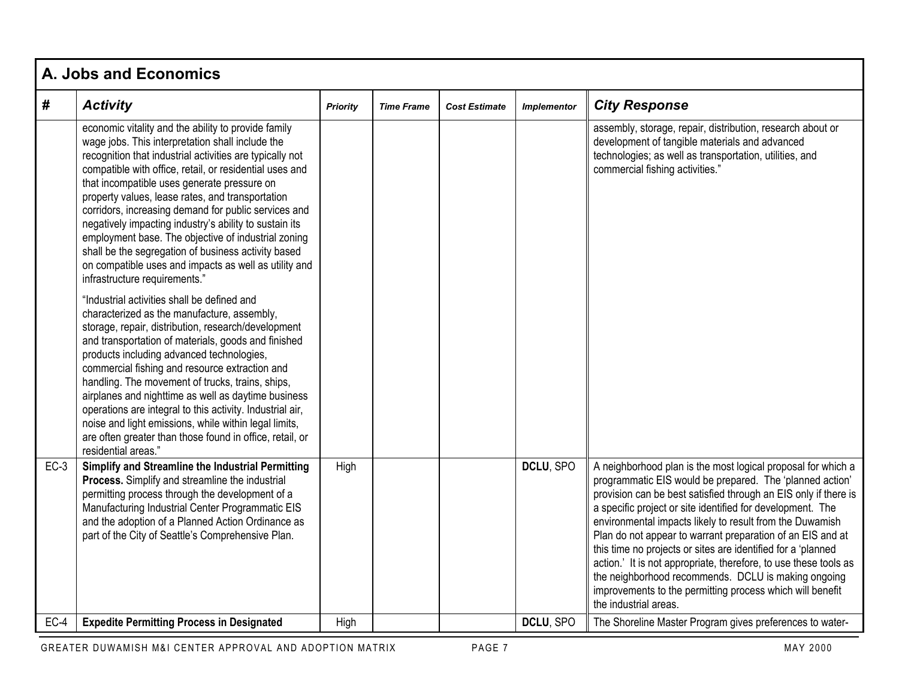## A. Jobs and Economics

| # | *Activity* | *Priority* | *Time Frame* | *Cost Estimate* | *Implementor* | *City Response* |
|---|---|---|---|---|---|---|
| | economic vitality and the ability to provide family wage jobs. This interpretation shall include the recognition that industrial activities are typically not compatible with office, retail, or residential uses and that incompatible uses generate pressure on property values, lease rates, and transportation corridors, increasing demand for public services and negatively impacting industry's ability to sustain its employment base. The objective of industrial zoning shall be the segregation of business activity based on compatible uses and impacts as well as utility and infrastructure requirements."<br><br>"Industrial activities shall be defined and characterized as the manufacture, assembly, storage, repair, distribution, research/development and transportation of materials, goods and finished products including advanced technologies, commercial fishing and resource extraction and handling. The movement of trucks, trains, ships, airplanes and nighttime as well as daytime business operations are integral to this activity. Industrial air, noise and light emissions, while within legal limits, are often greater than those found in office, retail, or residential areas." | | | | | assembly, storage, repair, distribution, research about or development of tangible materials and advanced technologies; as well as transportation, utilities, and commercial fishing activities." |
| EC-3 | **Simplify and Streamline the Industrial Permitting Process.** Simplify and streamline the industrial permitting process through the development of a Manufacturing Industrial Center Programmatic EIS and the adoption of a Planned Action Ordinance as part of the City of Seattle's Comprehensive Plan. | High | | | **DCLU**, SPO | A neighborhood plan is the most logical proposal for which a programmatic EIS would be prepared. The 'planned action' provision can be best satisfied through an EIS only if there is a specific project or site identified for development. The environmental impacts likely to result from the Duwamish Plan do not appear to warrant preparation of an EIS and at this time no projects or sites are identified for a 'planned action.' It is not appropriate, therefore, to use these tools as the neighborhood recommends. DCLU is making ongoing improvements to the permitting process which will benefit the industrial areas. |
| EC-4 | **Expedite Permitting Process in Designated** | High | | | **DCLU**, SPO | The Shoreline Master Program gives preferences to water- |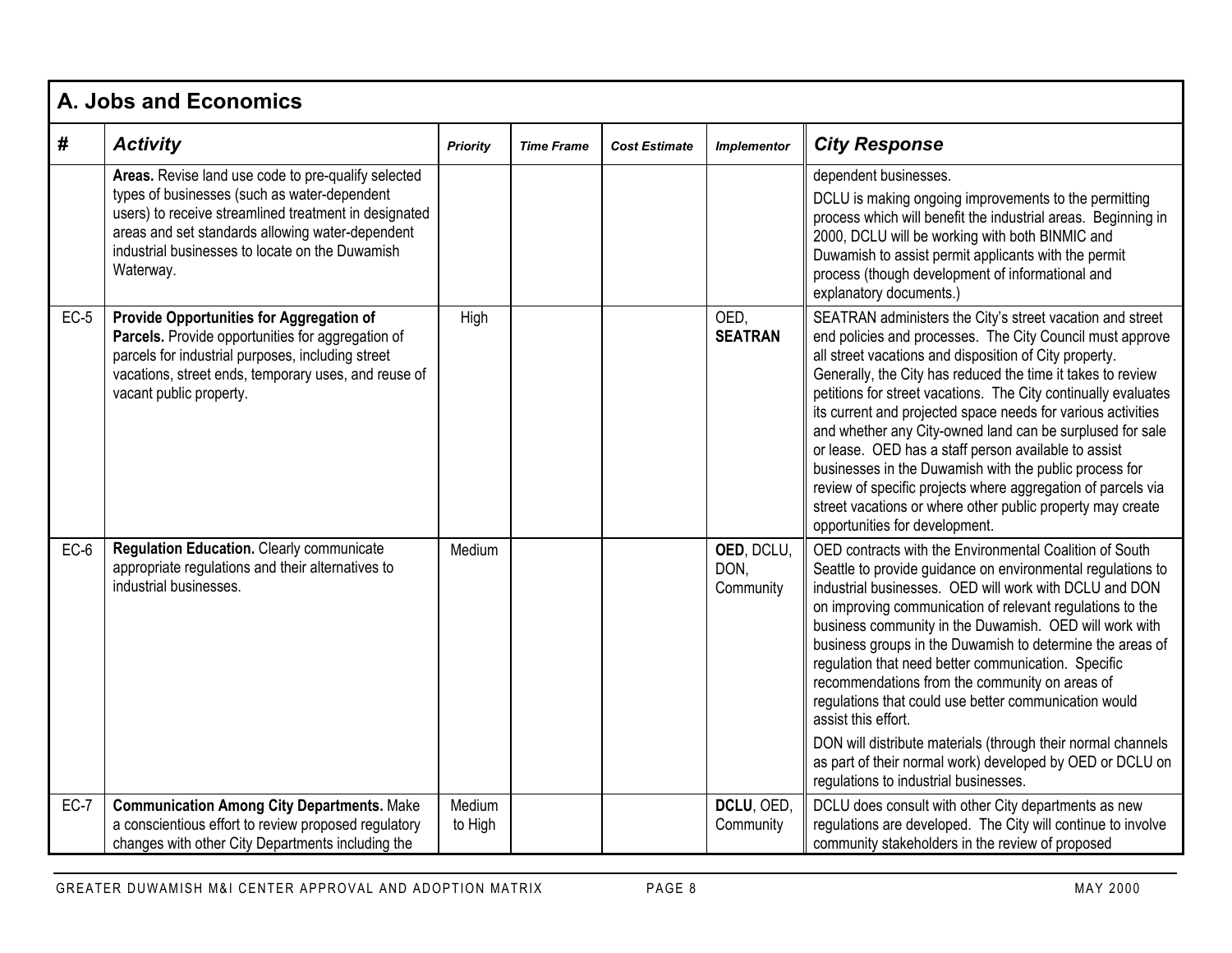## A. Jobs and Economics

| # | *Activity* | *Priority* | *Time Frame* | *Cost Estimate* | *Implementor* | *City Response* |
|---|---|---|---|---|---|---|
| | **Areas.** Revise land use code to pre-qualify selected types of businesses (such as water-dependent users) to receive streamlined treatment in designated areas and set standards allowing water-dependent industrial businesses to locate on the Duwamish Waterway. | | | | | dependent businesses.<br>DCLU is making ongoing improvements to the permitting process which will benefit the industrial areas. Beginning in 2000, DCLU will be working with both BINMIC and Duwamish to assist permit applicants with the permit process (though development of informational and explanatory documents.) |
| EC-5 | **Provide Opportunities for Aggregation of Parcels.** Provide opportunities for aggregation of parcels for industrial purposes, including street vacations, street ends, temporary uses, and reuse of vacant public property. | High | | | OED, **SEATRAN** | SEATRAN administers the City's street vacation and street end policies and processes. The City Council must approve all street vacations and disposition of City property. Generally, the City has reduced the time it takes to review petitions for street vacations. The City continually evaluates its current and projected space needs for various activities and whether any City-owned land can be surplused for sale or lease. OED has a staff person available to assist businesses in the Duwamish with the public process for review of specific projects where aggregation of parcels via street vacations or where other public property may create opportunities for development. |
| EC-6 | **Regulation Education.** Clearly communicate appropriate regulations and their alternatives to industrial businesses. | Medium | | | **OED**, DCLU, DON, Community | OED contracts with the Environmental Coalition of South Seattle to provide guidance on environmental regulations to industrial businesses. OED will work with DCLU and DON on improving communication of relevant regulations to the business community in the Duwamish. OED will work with business groups in the Duwamish to determine the areas of regulation that need better communication. Specific recommendations from the community on areas of regulations that could use better communication would assist this effort.<br>DON will distribute materials (through their normal channels as part of their normal work) developed by OED or DCLU on regulations to industrial businesses. |
| EC-7 | **Communication Among City Departments.** Make a conscientious effort to review proposed regulatory changes with other City Departments including the | Medium to High | | | **DCLU**, OED, Community | DCLU does consult with other City departments as new regulations are developed. The City will continue to involve community stakeholders in the review of proposed |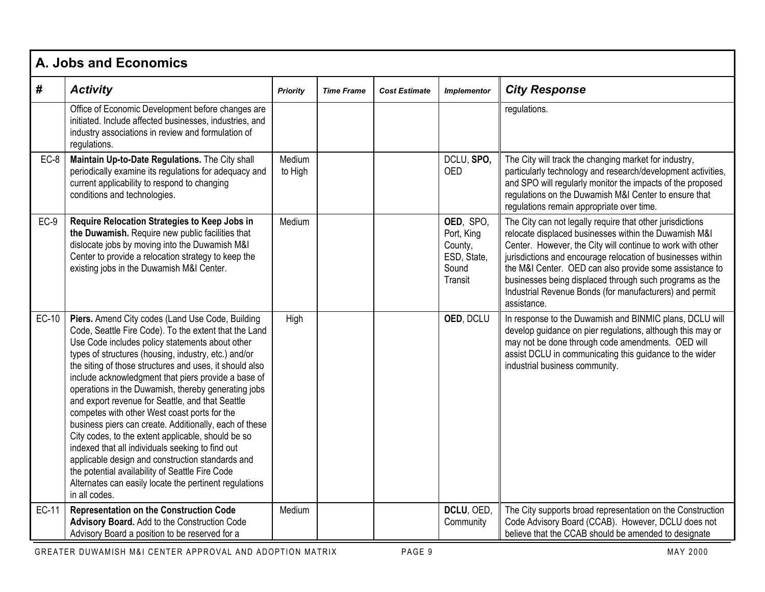## A. Jobs and Economics

| # | Activity | Priority | Time Frame | Cost Estimate | Implementor | City Response |
|---|---|---|---|---|---|---|
| | Office of Economic Development before changes are initiated. Include affected businesses, industries, and industry associations in review and formulation of regulations. | | | | | regulations. |
| EC-8 | **Maintain Up-to-Date Regulations.** The City shall periodically examine its regulations for adequacy and current applicability to respond to changing conditions and technologies. | Medium to High | | | DCLU, **SPO,** OED | The City will track the changing market for industry, particularly technology and research/development activities, and SPO will regularly monitor the impacts of the proposed regulations on the Duwamish M&I Center to ensure that regulations remain appropriate over time. |
| EC-9 | **Require Relocation Strategies to Keep Jobs in the Duwamish.** Require new public facilities that dislocate jobs by moving into the Duwamish M&I Center to provide a relocation strategy to keep the existing jobs in the Duwamish M&I Center. | Medium | | | **OED**, SPO, Port, King County, ESD, State, Sound Transit | The City can not legally require that other jurisdictions relocate displaced businesses within the Duwamish M&I Center. However, the City will continue to work with other jurisdictions and encourage relocation of businesses within the M&I Center. OED can also provide some assistance to businesses being displaced through such programs as the Industrial Revenue Bonds (for manufacturers) and permit assistance. |
| EC-10 | **Piers.** Amend City codes (Land Use Code, Building Code, Seattle Fire Code). To the extent that the Land Use Code includes policy statements about other types of structures (housing, industry, etc.) and/or the siting of those structures and uses, it should also include acknowledgment that piers provide a base of operations in the Duwamish, thereby generating jobs and export revenue for Seattle, and that Seattle competes with other West coast ports for the business piers can create. Additionally, each of these City codes, to the extent applicable, should be so indexed that all individuals seeking to find out applicable design and construction standards and the potential availability of Seattle Fire Code Alternates can easily locate the pertinent regulations in all codes. | High | | | **OED**, DCLU | In response to the Duwamish and BINMIC plans, DCLU will develop guidance on pier regulations, although this may or may not be done through code amendments. OED will assist DCLU in communicating this guidance to the wider industrial business community. |
| EC-11 | **Representation on the Construction Code Advisory Board.** Add to the Construction Code Advisory Board a position to be reserved for a | Medium | | | **DCLU**, OED, Community | The City supports broad representation on the Construction Code Advisory Board (CCAB). However, DCLU does not believe that the CCAB should be amended to designate |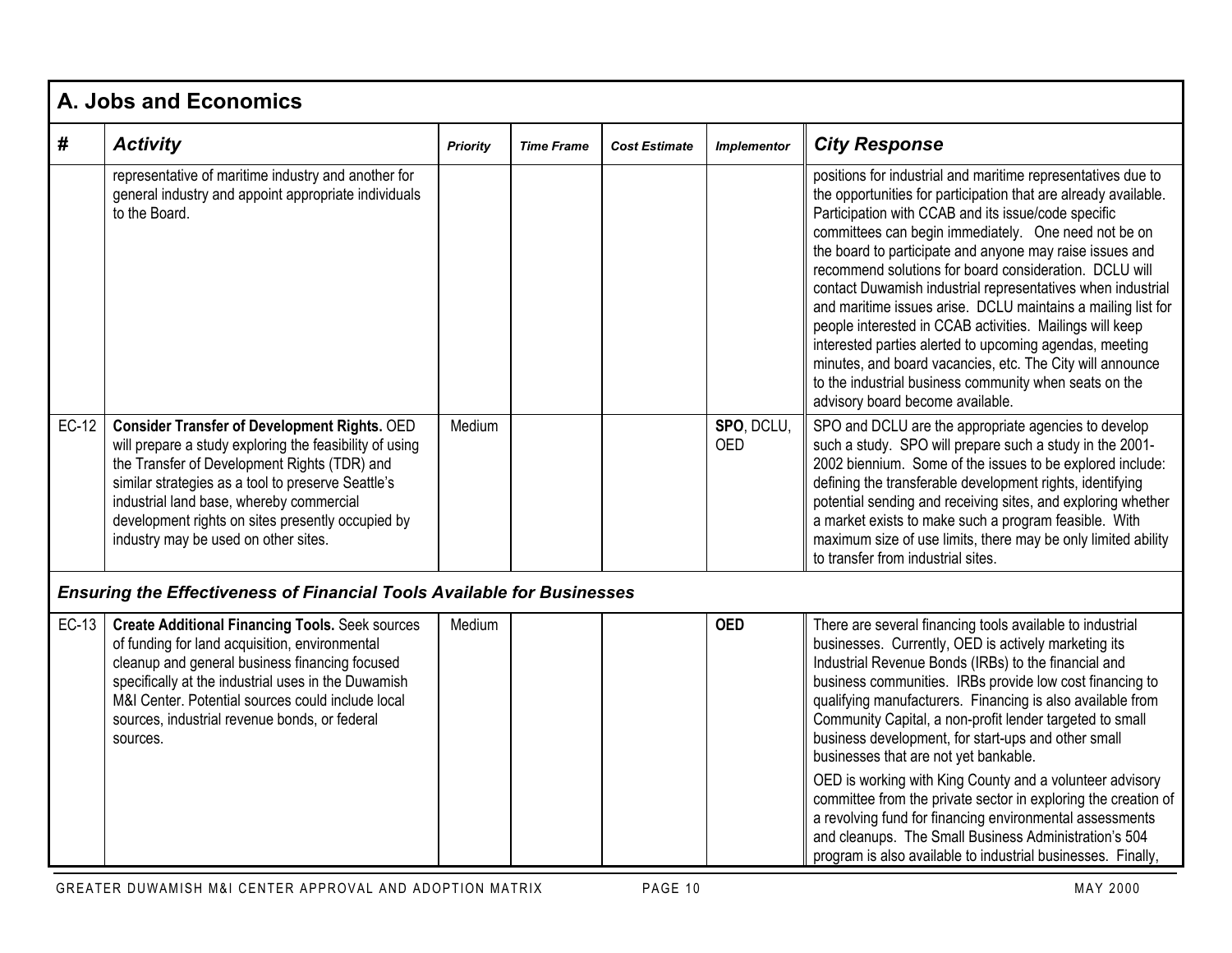## A. Jobs and Economics

| # | *Activity* | *Priority* | *Time Frame* | *Cost Estimate* | *Implementor* | *City Response* |
|---|---|---|---|---|---|---|
| | representative of maritime industry and another for general industry and appoint appropriate individuals to the Board. | | | | | positions for industrial and maritime representatives due to the opportunities for participation that are already available. Participation with CCAB and its issue/code specific committees can begin immediately. One need not be on the board to participate and anyone may raise issues and recommend solutions for board consideration. DCLU will contact Duwamish industrial representatives when industrial and maritime issues arise. DCLU maintains a mailing list for people interested in CCAB activities. Mailings will keep interested parties alerted to upcoming agendas, meeting minutes, and board vacancies, etc. The City will announce to the industrial business community when seats on the advisory board become available. |
| EC-12 | **Consider Transfer of Development Rights.** OED will prepare a study exploring the feasibility of using the Transfer of Development Rights (TDR) and similar strategies as a tool to preserve Seattle's industrial land base, whereby commercial development rights on sites presently occupied by industry may be used on other sites. | Medium | | | **SPO**, DCLU, OED | SPO and DCLU are the appropriate agencies to develop such a study. SPO will prepare such a study in the 2001-2002 biennium. Some of the issues to be explored include: defining the transferable development rights, identifying potential sending and receiving sites, and exploring whether a market exists to make such a program feasible. With maximum size of use limits, there may be only limited ability to transfer from industrial sites. |
| ***Ensuring the Effectiveness of Financial Tools Available for Businesses*** | | | | | | |
| EC-13 | **Create Additional Financing Tools.** Seek sources of funding for land acquisition, environmental cleanup and general business financing focused specifically at the industrial uses in the Duwamish M&I Center. Potential sources could include local sources, industrial revenue bonds, or federal sources. | Medium | | | **OED** | There are several financing tools available to industrial businesses. Currently, OED is actively marketing its Industrial Revenue Bonds (IRBs) to the financial and business communities. IRBs provide low cost financing to qualifying manufacturers. Financing is also available from Community Capital, a non-profit lender targeted to small business development, for start-ups and other small businesses that are not yet bankable.<br><br>OED is working with King County and a volunteer advisory committee from the private sector in exploring the creation of a revolving fund for financing environmental assessments and cleanups. The Small Business Administration's 504 program is also available to industrial businesses. Finally, |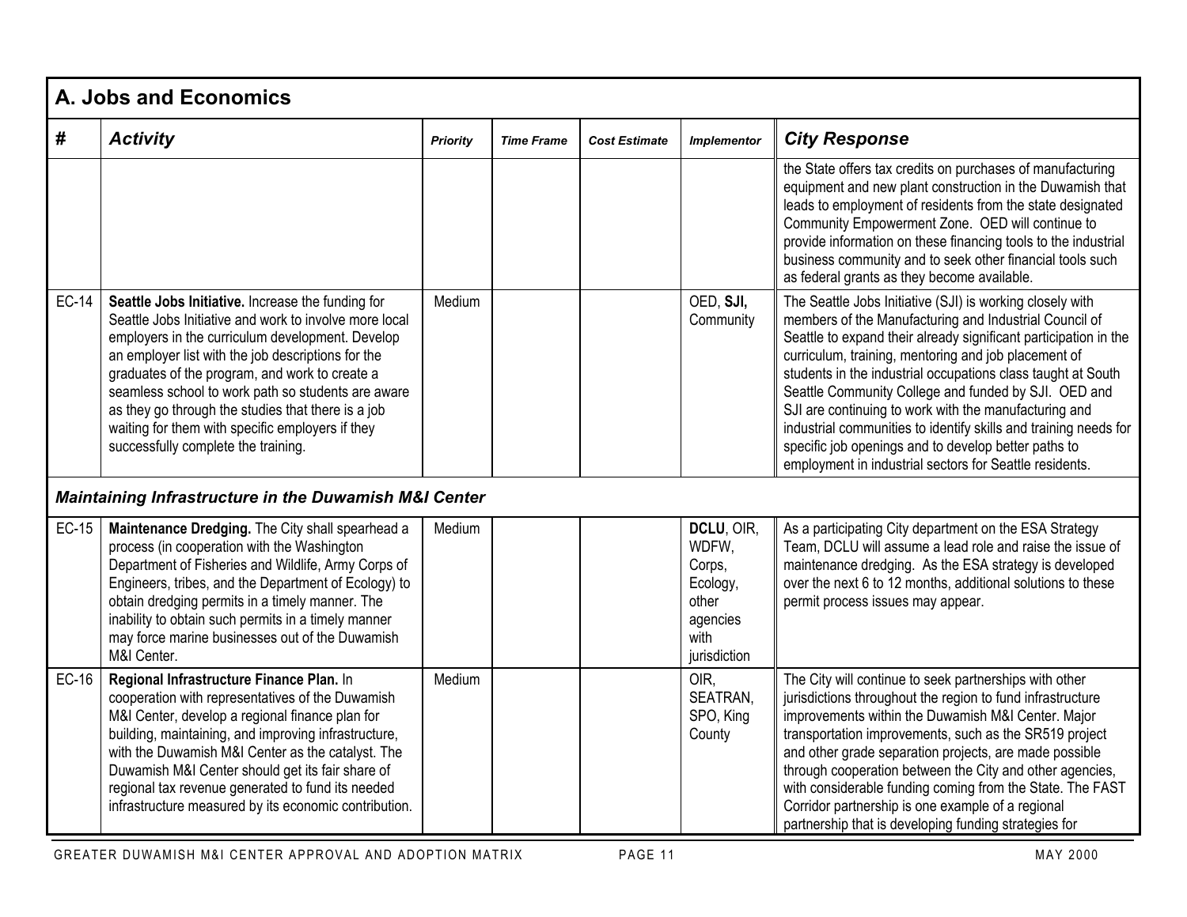## A. Jobs and Economics

| # | *Activity* | *Priority* | *Time Frame* | *Cost Estimate* | *Implementor* | *City Response* |
|---|---|---|---|---|---|---|
| | | | | | | the State offers tax credits on purchases of manufacturing equipment and new plant construction in the Duwamish that leads to employment of residents from the state designated Community Empowerment Zone. OED will continue to provide information on these financing tools to the industrial business community and to seek other financial tools such as federal grants as they become available. |
| EC-14 | **Seattle Jobs Initiative.** Increase the funding for Seattle Jobs Initiative and work to involve more local employers in the curriculum development. Develop an employer list with the job descriptions for the graduates of the program, and work to create a seamless school to work path so students are aware as they go through the studies that there is a job waiting for them with specific employers if they successfully complete the training. | Medium | | | OED, **SJI**, Community | The Seattle Jobs Initiative (SJI) is working closely with members of the Manufacturing and Industrial Council of Seattle to expand their already significant participation in the curriculum, training, mentoring and job placement of students in the industrial occupations class taught at South Seattle Community College and funded by SJI. OED and SJI are continuing to work with the manufacturing and industrial communities to identify skills and training needs for specific job openings and to develop better paths to employment in industrial sectors for Seattle residents. |
| ***Maintaining Infrastructure in the Duwamish M&I Center*** | | | | | | |
| EC-15 | **Maintenance Dredging.** The City shall spearhead a process (in cooperation with the Washington Department of Fisheries and Wildlife, Army Corps of Engineers, tribes, and the Department of Ecology) to obtain dredging permits in a timely manner. The inability to obtain such permits in a timely manner may force marine businesses out of the Duwamish M&I Center. | Medium | | | **DCLU**, OIR, WDFW, Corps, Ecology, other agencies with jurisdiction | As a participating City department on the ESA Strategy Team, DCLU will assume a lead role and raise the issue of maintenance dredging. As the ESA strategy is developed over the next 6 to 12 months, additional solutions to these permit process issues may appear. |
| EC-16 | **Regional Infrastructure Finance Plan.** In cooperation with representatives of the Duwamish M&I Center, develop a regional finance plan for building, maintaining, and improving infrastructure, with the Duwamish M&I Center as the catalyst. The Duwamish M&I Center should get its fair share of regional tax revenue generated to fund its needed infrastructure measured by its economic contribution. | Medium | | | OIR, SEATRAN, SPO, King County | The City will continue to seek partnerships with other jurisdictions throughout the region to fund infrastructure improvements within the Duwamish M&I Center. Major transportation improvements, such as the SR519 project and other grade separation projects, are made possible through cooperation between the City and other agencies, with considerable funding coming from the State. The FAST Corridor partnership is one example of a regional partnership that is developing funding strategies for |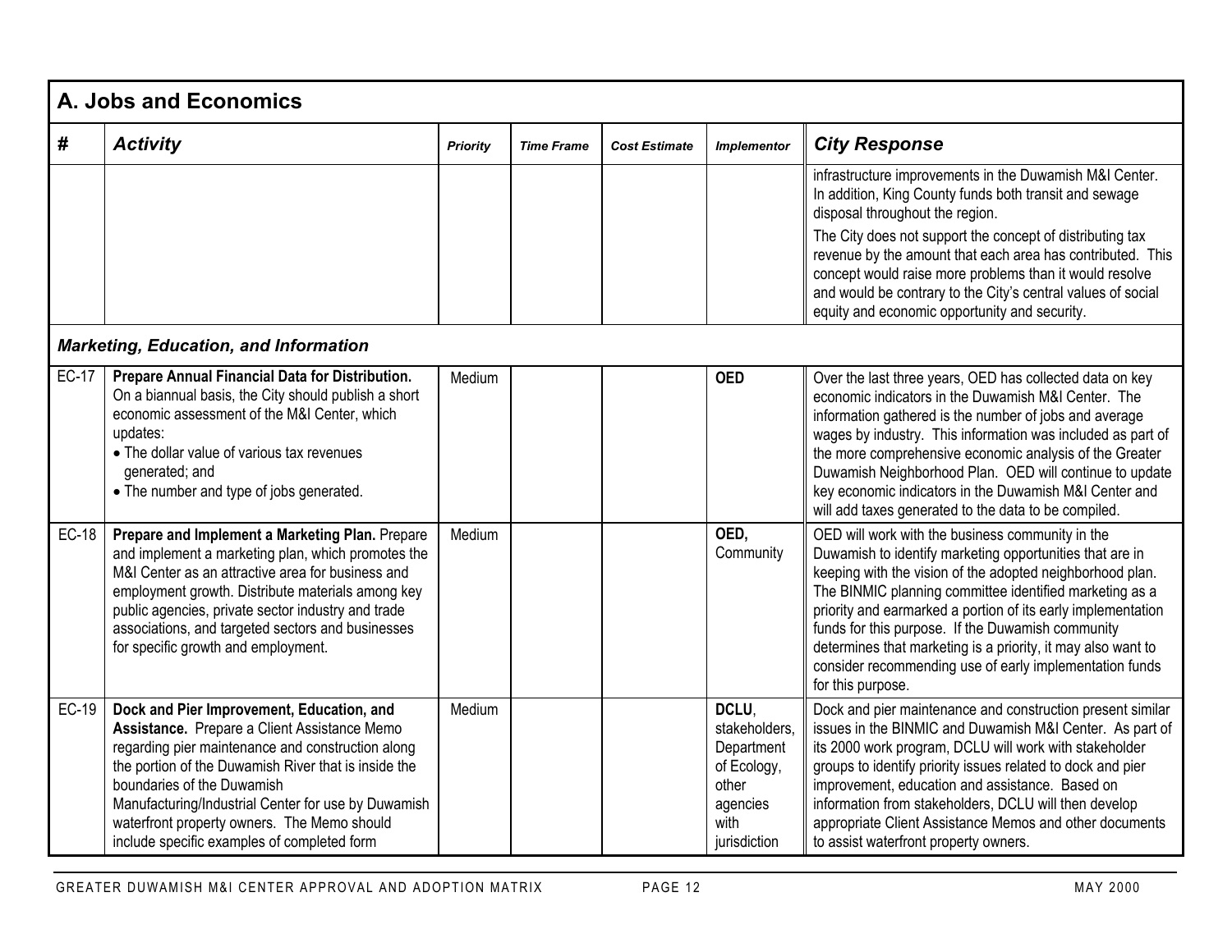## A. Jobs and Economics

| # | Activity | Priority | Time Frame | Cost Estimate | Implementor | City Response |
|---|---|---|---|---|---|---|
| | | | | | | infrastructure improvements in the Duwamish M&I Center. In addition, King County funds both transit and sewage disposal throughout the region. The City does not support the concept of distributing tax revenue by the amount that each area has contributed. This concept would raise more problems than it would resolve and would be contrary to the City's central values of social equity and economic opportunity and security. |
| ***Marketing, Education, and Information*** | | | | | | |
| EC-17 | **Prepare Annual Financial Data for Distribution.** On a biannual basis, the City should publish a short economic assessment of the M&I Center, which updates: • The dollar value of various tax revenues generated; and • The number and type of jobs generated. | Medium | | | **OED** | Over the last three years, OED has collected data on key economic indicators in the Duwamish M&I Center. The information gathered is the number of jobs and average wages by industry. This information was included as part of the more comprehensive economic analysis of the Greater Duwamish Neighborhood Plan. OED will continue to update key economic indicators in the Duwamish M&I Center and will add taxes generated to the data to be compiled. |
| EC-18 | **Prepare and Implement a Marketing Plan.** Prepare and implement a marketing plan, which promotes the M&I Center as an attractive area for business and employment growth. Distribute materials among key public agencies, private sector industry and trade associations, and targeted sectors and businesses for specific growth and employment. | Medium | | | **OED**, Community | OED will work with the business community in the Duwamish to identify marketing opportunities that are in keeping with the vision of the adopted neighborhood plan. The BINMIC planning committee identified marketing as a priority and earmarked a portion of its early implementation funds for this purpose. If the Duwamish community determines that marketing is a priority, it may also want to consider recommending use of early implementation funds for this purpose. |
| EC-19 | **Dock and Pier Improvement, Education, and Assistance.** Prepare a Client Assistance Memo regarding pier maintenance and construction along the portion of the Duwamish River that is inside the boundaries of the Duwamish Manufacturing/Industrial Center for use by Duwamish waterfront property owners. The Memo should include specific examples of completed form | Medium | | | **DCLU**, stakeholders, Department of Ecology, other agencies with jurisdiction | Dock and pier maintenance and construction present similar issues in the BINMIC and Duwamish M&I Center. As part of its 2000 work program, DCLU will work with stakeholder groups to identify priority issues related to dock and pier improvement, education and assistance. Based on information from stakeholders, DCLU will then develop appropriate Client Assistance Memos and other documents to assist waterfront property owners. |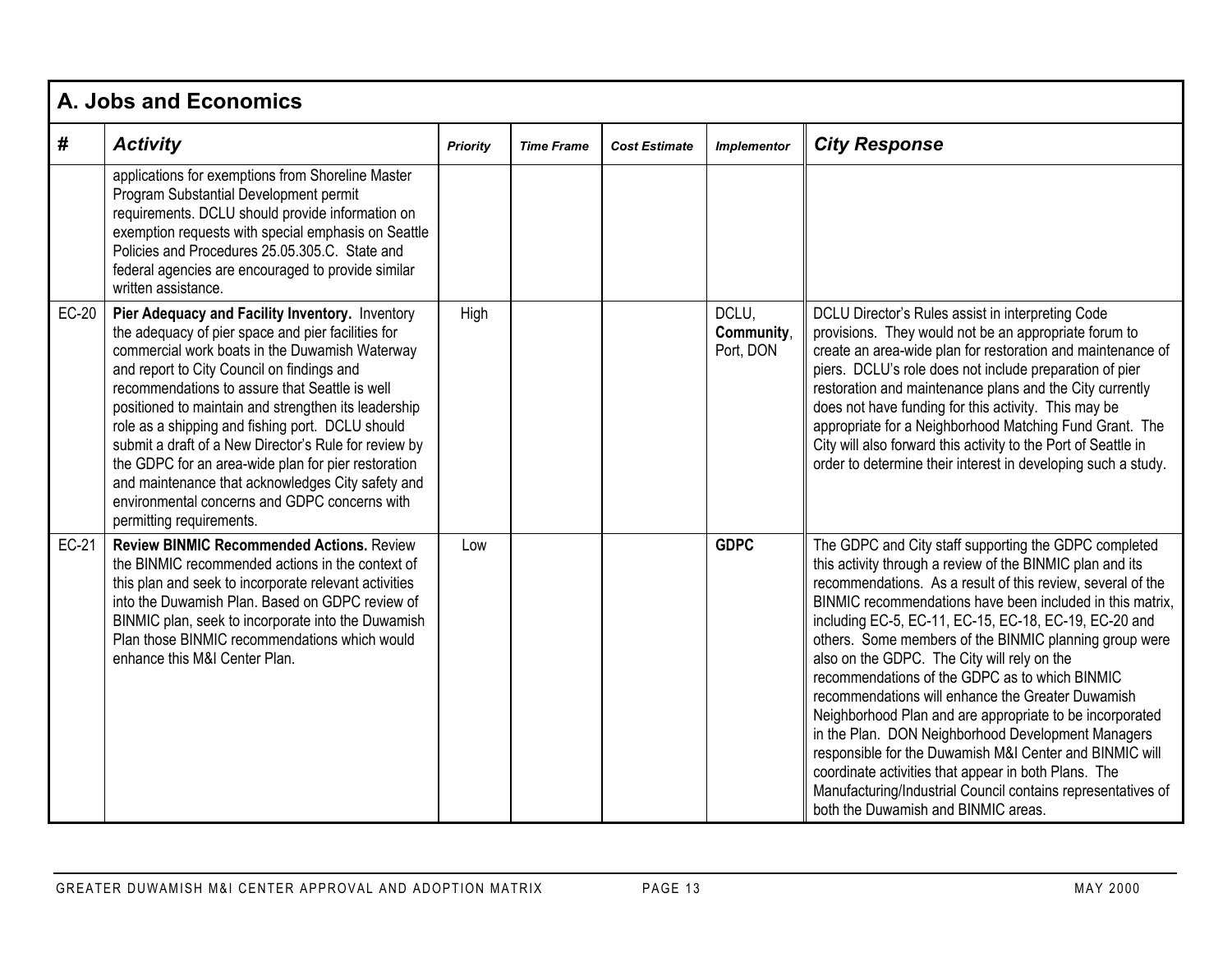## A. Jobs and Economics

| # | *Activity* | *Priority* | *Time Frame* | *Cost Estimate* | *Implementor* | *City Response* |
|---|---|---|---|---|---|---|
| | applications for exemptions from Shoreline Master Program Substantial Development permit requirements. DCLU should provide information on exemption requests with special emphasis on Seattle Policies and Procedures 25.05.305.C. State and federal agencies are encouraged to provide similar written assistance. | | | | | |
| EC-20 | **Pier Adequacy and Facility Inventory.** Inventory the adequacy of pier space and pier facilities for commercial work boats in the Duwamish Waterway and report to City Council on findings and recommendations to assure that Seattle is well positioned to maintain and strengthen its leadership role as a shipping and fishing port. DCLU should submit a draft of a New Director's Rule for review by the GDPC for an area-wide plan for pier restoration and maintenance that acknowledges City safety and environmental concerns and GDPC concerns with permitting requirements. | High | | | DCLU, **Community**, Port, DON | DCLU Director's Rules assist in interpreting Code provisions. They would not be an appropriate forum to create an area-wide plan for restoration and maintenance of piers. DCLU's role does not include preparation of pier restoration and maintenance plans and the City currently does not have funding for this activity. This may be appropriate for a Neighborhood Matching Fund Grant. The City will also forward this activity to the Port of Seattle in order to determine their interest in developing such a study. |
| EC-21 | **Review BINMIC Recommended Actions.** Review the BINMIC recommended actions in the context of this plan and seek to incorporate relevant activities into the Duwamish Plan. Based on GDPC review of BINMIC plan, seek to incorporate into the Duwamish Plan those BINMIC recommendations which would enhance this M&I Center Plan. | Low | | | **GDPC** | The GDPC and City staff supporting the GDPC completed this activity through a review of the BINMIC plan and its recommendations. As a result of this review, several of the BINMIC recommendations have been included in this matrix, including EC-5, EC-11, EC-15, EC-18, EC-19, EC-20 and others. Some members of the BINMIC planning group were also on the GDPC. The City will rely on the recommendations of the GDPC as to which BINMIC recommendations will enhance the Greater Duwamish Neighborhood Plan and are appropriate to be incorporated in the Plan. DON Neighborhood Development Managers responsible for the Duwamish M&I Center and BINMIC will coordinate activities that appear in both Plans. The Manufacturing/Industrial Council contains representatives of both the Duwamish and BINMIC areas. |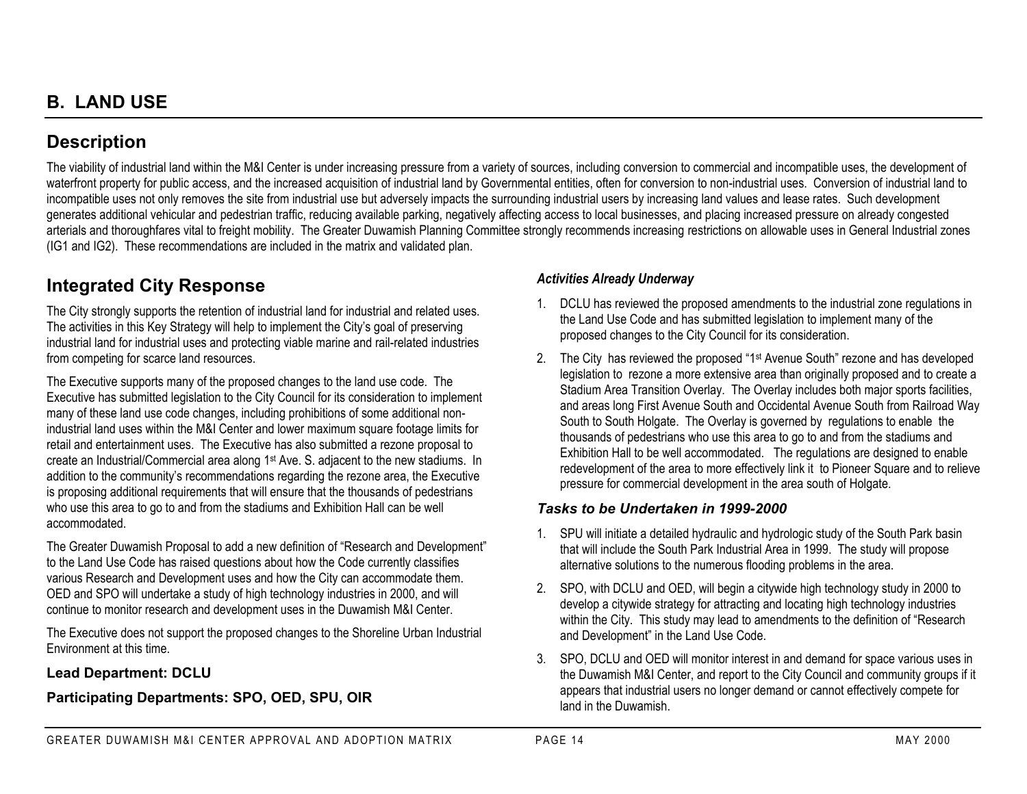# B. LAND USE

## Description

The viability of industrial land within the M&I Center is under increasing pressure from a variety of sources, including conversion to commercial and incompatible uses, the development of waterfront property for public access, and the increased acquisition of industrial land by Governmental entities, often for conversion to non-industrial uses. Conversion of industrial land to incompatible uses not only removes the site from industrial use but adversely impacts the surrounding industrial users by increasing land values and lease rates. Such development generates additional vehicular and pedestrian traffic, reducing available parking, negatively affecting access to local businesses, and placing increased pressure on already congested arterials and thoroughfares vital to freight mobility. The Greater Duwamish Planning Committee strongly recommends increasing restrictions on allowable uses in General Industrial zones (IG1 and IG2). These recommendations are included in the matrix and validated plan.

## Integrated City Response

The City strongly supports the retention of industrial land for industrial and related uses. The activities in this Key Strategy will help to implement the City's goal of preserving industrial land for industrial uses and protecting viable marine and rail-related industries from competing for scarce land resources.

The Executive supports many of the proposed changes to the land use code. The Executive has submitted legislation to the City Council for its consideration to implement many of these land use code changes, including prohibitions of some additional non-industrial land uses within the M&I Center and lower maximum square footage limits for retail and entertainment uses. The Executive has also submitted a rezone proposal to create an Industrial/Commercial area along 1st Ave. S. adjacent to the new stadiums. In addition to the community's recommendations regarding the rezone area, the Executive is proposing additional requirements that will ensure that the thousands of pedestrians who use this area to go to and from the stadiums and Exhibition Hall can be well accommodated.

The Greater Duwamish Proposal to add a new definition of "Research and Development" to the Land Use Code has raised questions about how the Code currently classifies various Research and Development uses and how the City can accommodate them. OED and SPO will undertake a study of high technology industries in 2000, and will continue to monitor research and development uses in the Duwamish M&I Center.

The Executive does not support the proposed changes to the Shoreline Urban Industrial Environment at this time.

**Lead Department: DCLU**

**Participating Departments: SPO, OED, SPU, OIR**

***Activities Already Underway***

1. DCLU has reviewed the proposed amendments to the industrial zone regulations in the Land Use Code and has submitted legislation to implement many of the proposed changes to the City Council for its consideration.
2. The City has reviewed the proposed "1st Avenue South" rezone and has developed legislation to rezone a more extensive area than originally proposed and to create a Stadium Area Transition Overlay. The Overlay includes both major sports facilities, and areas long First Avenue South and Occidental Avenue South from Railroad Way South to South Holgate. The Overlay is governed by regulations to enable the thousands of pedestrians who use this area to go to and from the stadiums and Exhibition Hall to be well accommodated. The regulations are designed to enable redevelopment of the area to more effectively link it to Pioneer Square and to relieve pressure for commercial development in the area south of Holgate.

### *Tasks to be Undertaken in 1999-2000*

1. SPU will initiate a detailed hydraulic and hydrologic study of the South Park basin that will include the South Park Industrial Area in 1999. The study will propose alternative solutions to the numerous flooding problems in the area.
2. SPO, with DCLU and OED, will begin a citywide high technology study in 2000 to develop a citywide strategy for attracting and locating high technology industries within the City. This study may lead to amendments to the definition of "Research and Development" in the Land Use Code.
3. SPO, DCLU and OED will monitor interest in and demand for space various uses in the Duwamish M&I Center, and report to the City Council and community groups if it appears that industrial users no longer demand or cannot effectively compete for land in the Duwamish.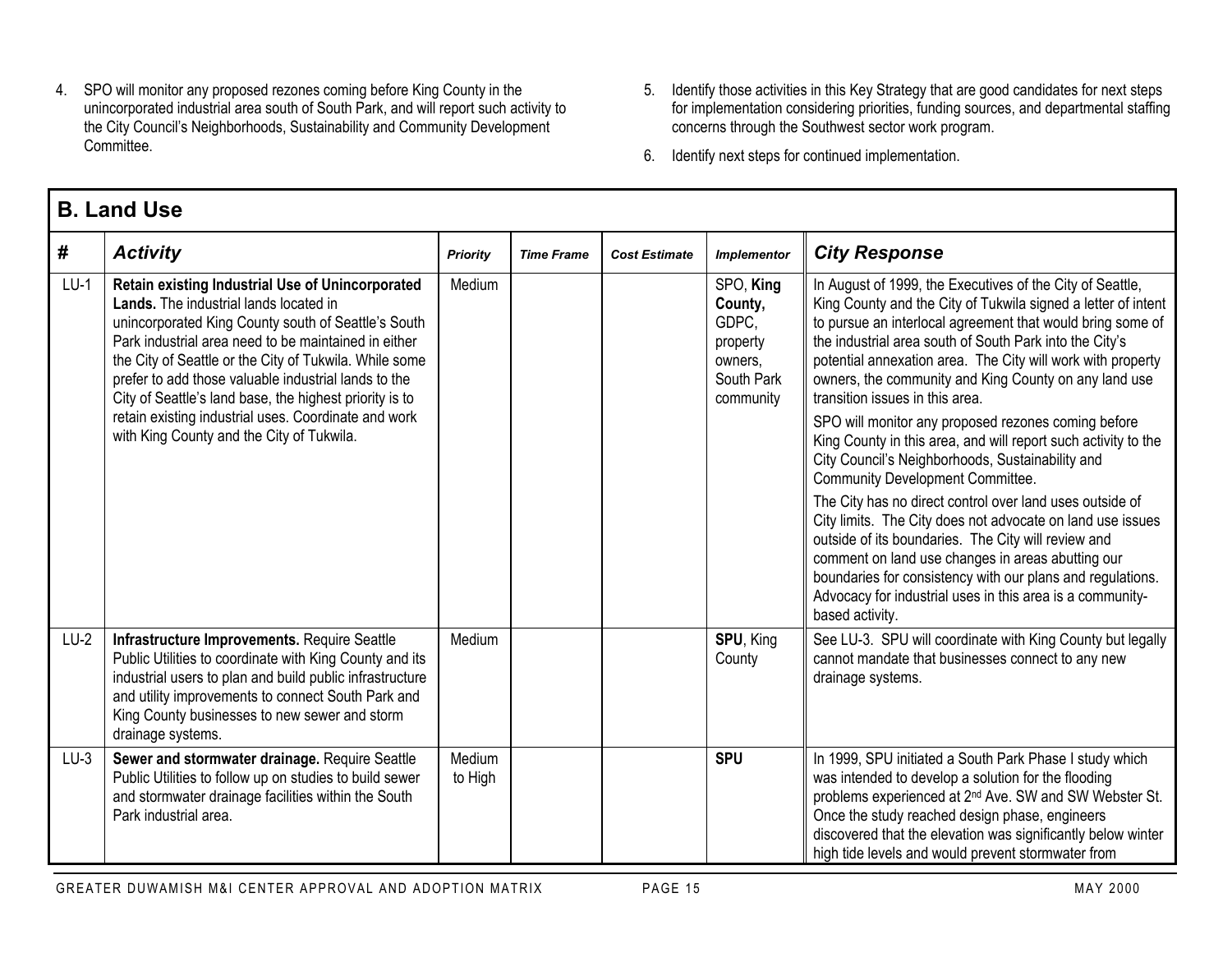4. SPO will monitor any proposed rezones coming before King County in the unincorporated industrial area south of South Park, and will report such activity to the City Council's Neighborhoods, Sustainability and Community Development Committee.
5. Identify those activities in this Key Strategy that are good candidates for next steps for implementation considering priorities, funding sources, and departmental staffing concerns through the Southwest sector work program.
6. Identify next steps for continued implementation.

## B. Land Use

| # | *Activity* | *Priority* | *Time Frame* | *Cost Estimate* | *Implementor* | *City Response* |
|---|---|---|---|---|---|---|
| LU-1 | **Retain existing Industrial Use of Unincorporated Lands.** The industrial lands located in unincorporated King County south of Seattle's South Park industrial area need to be maintained in either the City of Seattle or the City of Tukwila. While some prefer to add those valuable industrial lands to the City of Seattle's land base, the highest priority is to retain existing industrial uses. Coordinate and work with King County and the City of Tukwila. | Medium | | | SPO, **King County,** GDPC, property owners, South Park community | In August of 1999, the Executives of the City of Seattle, King County and the City of Tukwila signed a letter of intent to pursue an interlocal agreement that would bring some of the industrial area south of South Park into the City's potential annexation area. The City will work with property owners, the community and King County on any land use transition issues in this area.<br><br>SPO will monitor any proposed rezones coming before King County in this area, and will report such activity to the City Council's Neighborhoods, Sustainability and Community Development Committee.<br><br>The City has no direct control over land uses outside of City limits. The City does not advocate on land use issues outside of its boundaries. The City will review and comment on land use changes in areas abutting our boundaries for consistency with our plans and regulations. Advocacy for industrial uses in this area is a community-based activity. |
| LU-2 | **Infrastructure Improvements.** Require Seattle Public Utilities to coordinate with King County and its industrial users to plan and build public infrastructure and utility improvements to connect South Park and King County businesses to new sewer and storm drainage systems. | Medium | | | **SPU**, King County | See LU-3. SPU will coordinate with King County but legally cannot mandate that businesses connect to any new drainage systems. |
| LU-3 | **Sewer and stormwater drainage.** Require Seattle Public Utilities to follow up on studies to build sewer and stormwater drainage facilities within the South Park industrial area. | Medium to High | | | **SPU** | In 1999, SPU initiated a South Park Phase I study which was intended to develop a solution for the flooding problems experienced at 2nd Ave. SW and SW Webster St. Once the study reached design phase, engineers discovered that the elevation was significantly below winter high tide levels and would prevent stormwater from |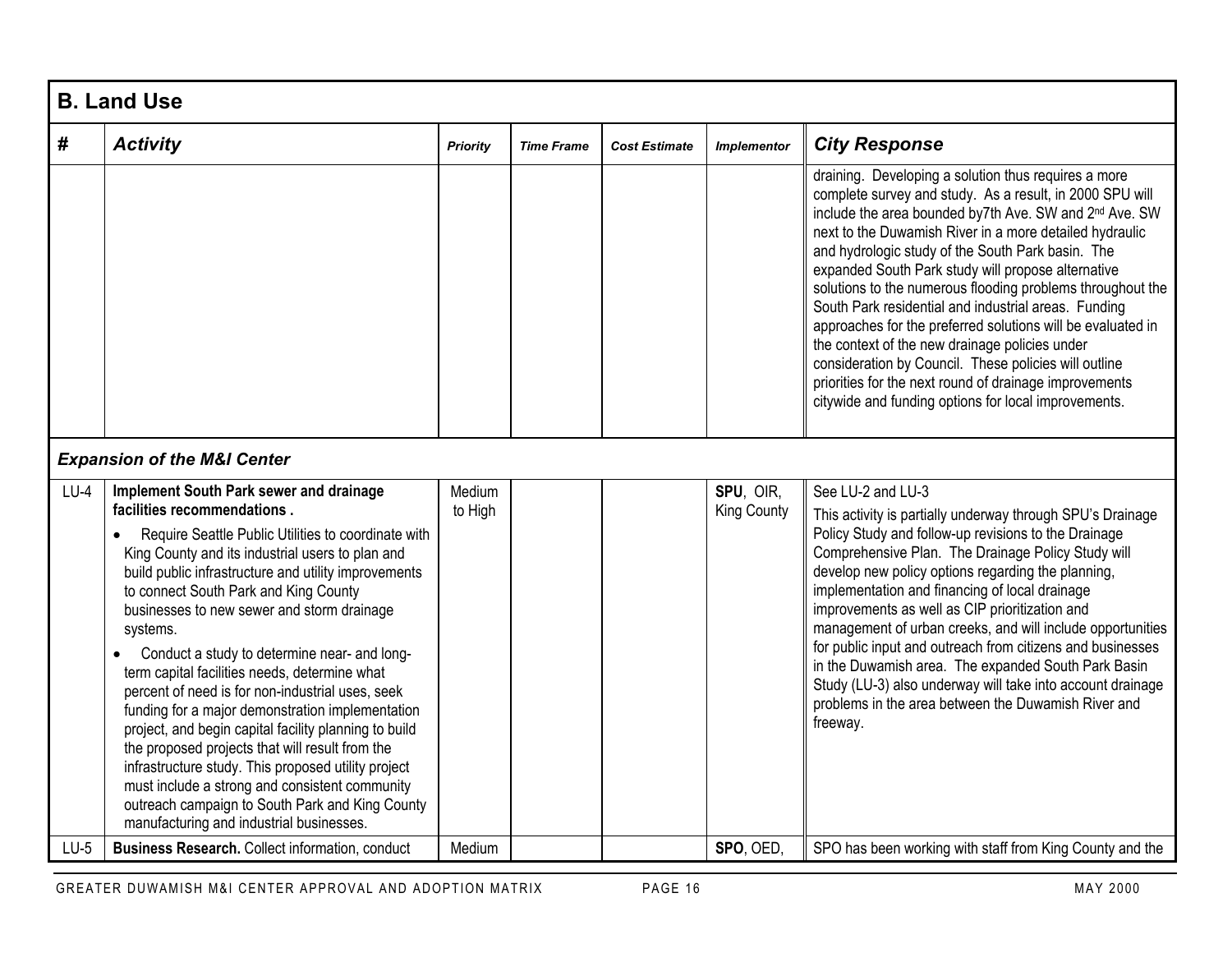## B. Land Use

| # | Activity | Priority | Time Frame | Cost Estimate | Implementor | City Response |
|---|---|---|---|---|---|---|
| | | | | | | draining. Developing a solution thus requires a more complete survey and study. As a result, in 2000 SPU will include the area bounded by7th Ave. SW and 2nd Ave. SW next to the Duwamish River in a more detailed hydraulic and hydrologic study of the South Park basin. The expanded South Park study will propose alternative solutions to the numerous flooding problems throughout the South Park residential and industrial areas. Funding approaches for the preferred solutions will be evaluated in the context of the new drainage policies under consideration by Council. These policies will outline priorities for the next round of drainage improvements citywide and funding options for local improvements. |
| ***Expansion of the M&I Center*** | | | | | | |
| LU-4 | **Implement South Park sewer and drainage facilities recommendations .** <br>• Require Seattle Public Utilities to coordinate with King County and its industrial users to plan and build public infrastructure and utility improvements to connect South Park and King County businesses to new sewer and storm drainage systems. <br>• Conduct a study to determine near- and long-term capital facilities needs, determine what percent of need is for non-industrial uses, seek funding for a major demonstration implementation project, and begin capital facility planning to build the proposed projects that will result from the infrastructure study. This proposed utility project must include a strong and consistent community outreach campaign to South Park and King County manufacturing and industrial businesses. | Medium to High | | | **SPU**, OIR, King County | See LU-2 and LU-3 <br>This activity is partially underway through SPU's Drainage Policy Study and follow-up revisions to the Drainage Comprehensive Plan. The Drainage Policy Study will develop new policy options regarding the planning, implementation and financing of local drainage improvements as well as CIP prioritization and management of urban creeks, and will include opportunities for public input and outreach from citizens and businesses in the Duwamish area. The expanded South Park Basin Study (LU-3) also underway will take into account drainage problems in the area between the Duwamish River and freeway. |
| LU-5 | **Business Research.** Collect information, conduct | Medium | | | **SPO**, OED, | SPO has been working with staff from King County and the |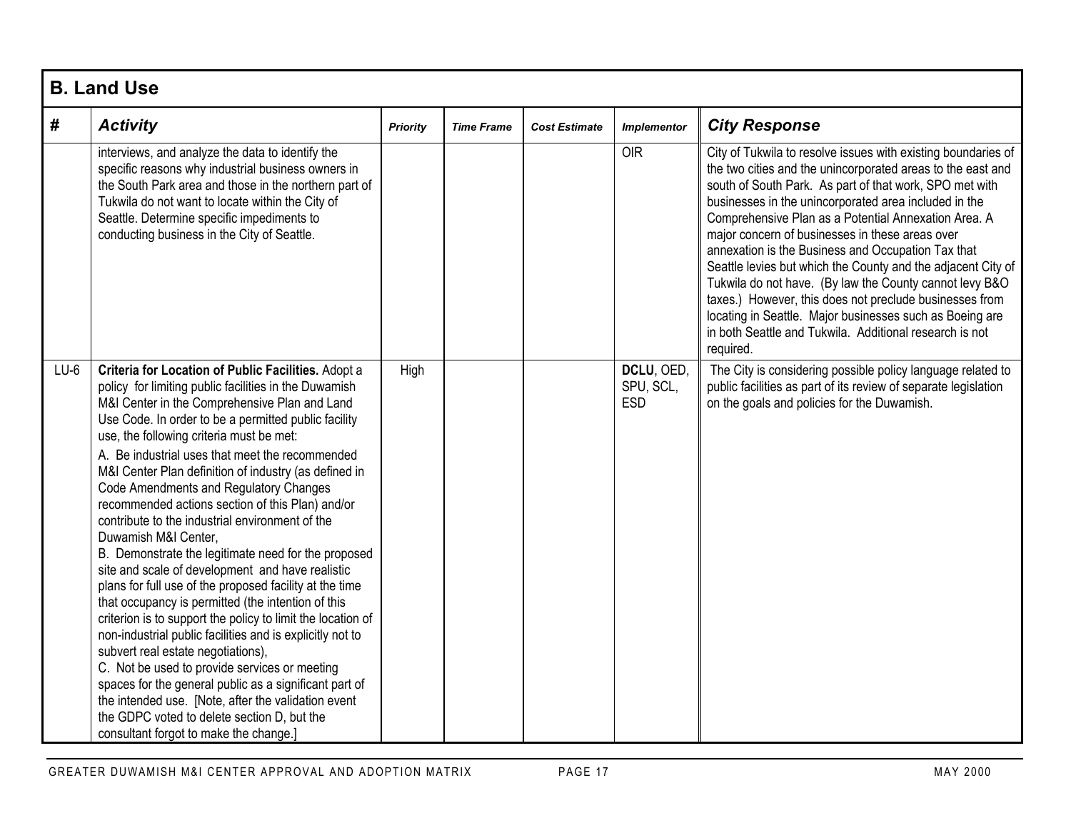## B. Land Use

| # | Activity | Priority | Time Frame | Cost Estimate | Implementor | City Response |
|---|---|---|---|---|---|---|
| | interviews, and analyze the data to identify the specific reasons why industrial business owners in the South Park area and those in the northern part of Tukwila do not want to locate within the City of Seattle. Determine specific impediments to conducting business in the City of Seattle. | | | | OIR | City of Tukwila to resolve issues with existing boundaries of the two cities and the unincorporated areas to the east and south of South Park. As part of that work, SPO met with businesses in the unincorporated area included in the Comprehensive Plan as a Potential Annexation Area. A major concern of businesses in these areas over annexation is the Business and Occupation Tax that Seattle levies but which the County and the adjacent City of Tukwila do not have. (By law the County cannot levy B&O taxes.) However, this does not preclude businesses from locating in Seattle. Major businesses such as Boeing are in both Seattle and Tukwila. Additional research is not required. |
| LU-6 | **Criteria for Location of Public Facilities.** Adopt a policy for limiting public facilities in the Duwamish M&I Center in the Comprehensive Plan and Land Use Code. In order to be a permitted public facility use, the following criteria must be met:<br>A. Be industrial uses that meet the recommended M&I Center Plan definition of industry (as defined in Code Amendments and Regulatory Changes recommended actions section of this Plan) and/or contribute to the industrial environment of the Duwamish M&I Center,<br>B. Demonstrate the legitimate need for the proposed site and scale of development and have realistic plans for full use of the proposed facility at the time that occupancy is permitted (the intention of this criterion is to support the policy to limit the location of non-industrial public facilities and is explicitly not to subvert real estate negotiations),<br>C. Not be used to provide services or meeting spaces for the general public as a significant part of the intended use. [Note, after the validation event the GDPC voted to delete section D, but the consultant forgot to make the change.] | High | | | **DCLU**, OED, SPU, SCL, ESD | The City is considering possible policy language related to public facilities as part of its review of separate legislation on the goals and policies for the Duwamish. |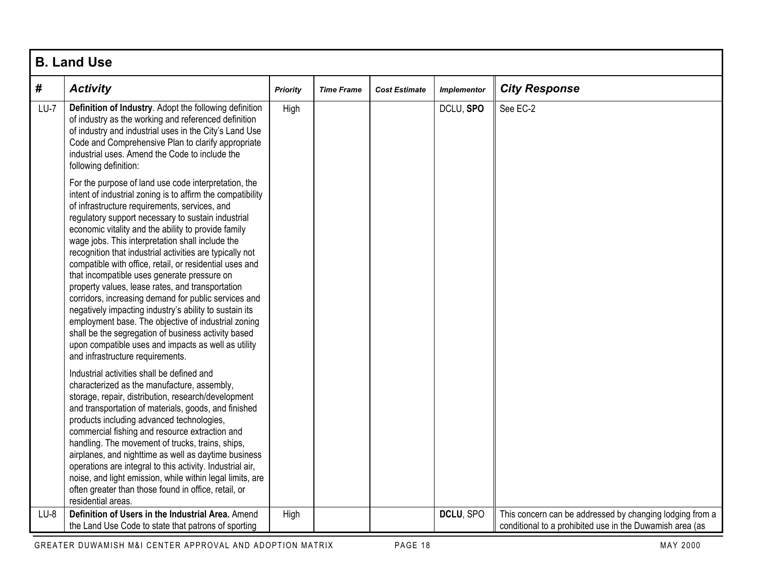## B. Land Use

| # | *Activity* | *Priority* | *Time Frame* | *Cost Estimate* | *Implementor* | *City Response* |
|---|---|---|---|---|---|---|
| LU-7 | **Definition of Industry**. Adopt the following definition of industry as the working and referenced definition of industry and industrial uses in the City's Land Use Code and Comprehensive Plan to clarify appropriate industrial uses. Amend the Code to include the following definition:<br><br>For the purpose of land use code interpretation, the intent of industrial zoning is to affirm the compatibility of infrastructure requirements, services, and regulatory support necessary to sustain industrial economic vitality and the ability to provide family wage jobs. This interpretation shall include the recognition that industrial activities are typically not compatible with office, retail, or residential uses and that incompatible uses generate pressure on property values, lease rates, and transportation corridors, increasing demand for public services and negatively impacting industry's ability to sustain its employment base. The objective of industrial zoning shall be the segregation of business activity based upon compatible uses and impacts as well as utility and infrastructure requirements.<br><br>Industrial activities shall be defined and characterized as the manufacture, assembly, storage, repair, distribution, research/development and transportation of materials, goods, and finished products including advanced technologies, commercial fishing and resource extraction and handling. The movement of trucks, trains, ships, airplanes, and nighttime as well as daytime business operations are integral to this activity. Industrial air, noise, and light emission, while within legal limits, are often greater than those found in office, retail, or residential areas. | High | | | DCLU, **SPO** | See EC-2 |
| LU-8 | **Definition of Users in the Industrial Area.** Amend the Land Use Code to state that patrons of sporting | High | | | **DCLU**, SPO | This concern can be addressed by changing lodging from a conditional to a prohibited use in the Duwamish area (as |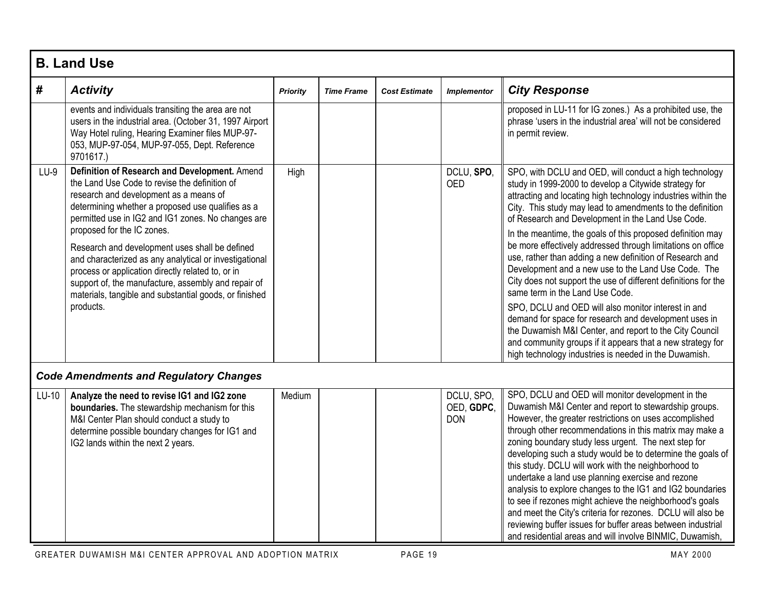## B. Land Use

| # | Activity | Priority | Time Frame | Cost Estimate | Implementor | City Response |
|---|---|---|---|---|---|---|
| | events and individuals transiting the area are not users in the industrial area. (October 31, 1997 Airport Way Hotel ruling, Hearing Examiner files MUP-97-053, MUP-97-054, MUP-97-055, Dept. Reference 9701617.) | | | | | proposed in LU-11 for IG zones.) As a prohibited use, the phrase 'users in the industrial area' will not be considered in permit review. |
| LU-9 | **Definition of Research and Development.** Amend the Land Use Code to revise the definition of research and development as a means of determining whether a proposed use qualifies as a permitted use in IG2 and IG1 zones. No changes are proposed for the IC zones.<br><br>Research and development uses shall be defined and characterized as any analytical or investigational process or application directly related to, or in support of, the manufacture, assembly and repair of materials, tangible and substantial goods, or finished products. | High | | | DCLU, **SPO**, OED | SPO, with DCLU and OED, will conduct a high technology study in 1999-2000 to develop a Citywide strategy for attracting and locating high technology industries within the City. This study may lead to amendments to the definition of Research and Development in the Land Use Code.<br><br>In the meantime, the goals of this proposed definition may be more effectively addressed through limitations on office use, rather than adding a new definition of Research and Development and a new use to the Land Use Code. The City does not support the use of different definitions for the same term in the Land Use Code.<br><br>SPO, DCLU and OED will also monitor interest in and demand for space for research and development uses in the Duwamish M&I Center, and report to the City Council and community groups if it appears that a new strategy for high technology industries is needed in the Duwamish. |
| | ***Code Amendments and Regulatory Changes*** | | | | | |
| LU-10 | **Analyze the need to revise IG1 and IG2 zone boundaries.** The stewardship mechanism for this M&I Center Plan should conduct a study to determine possible boundary changes for IG1 and IG2 lands within the next 2 years. | Medium | | | DCLU, SPO, OED, **GDPC**, DON | SPO, DCLU and OED will monitor development in the Duwamish M&I Center and report to stewardship groups. However, the greater restrictions on uses accomplished through other recommendations in this matrix may make a zoning boundary study less urgent. The next step for developing such a study would be to determine the goals of this study. DCLU will work with the neighborhood to undertake a land use planning exercise and rezone analysis to explore changes to the IG1 and IG2 boundaries to see if rezones might achieve the neighborhood's goals and meet the City's criteria for rezones. DCLU will also be reviewing buffer issues for buffer areas between industrial and residential areas and will involve BINMIC, Duwamish, |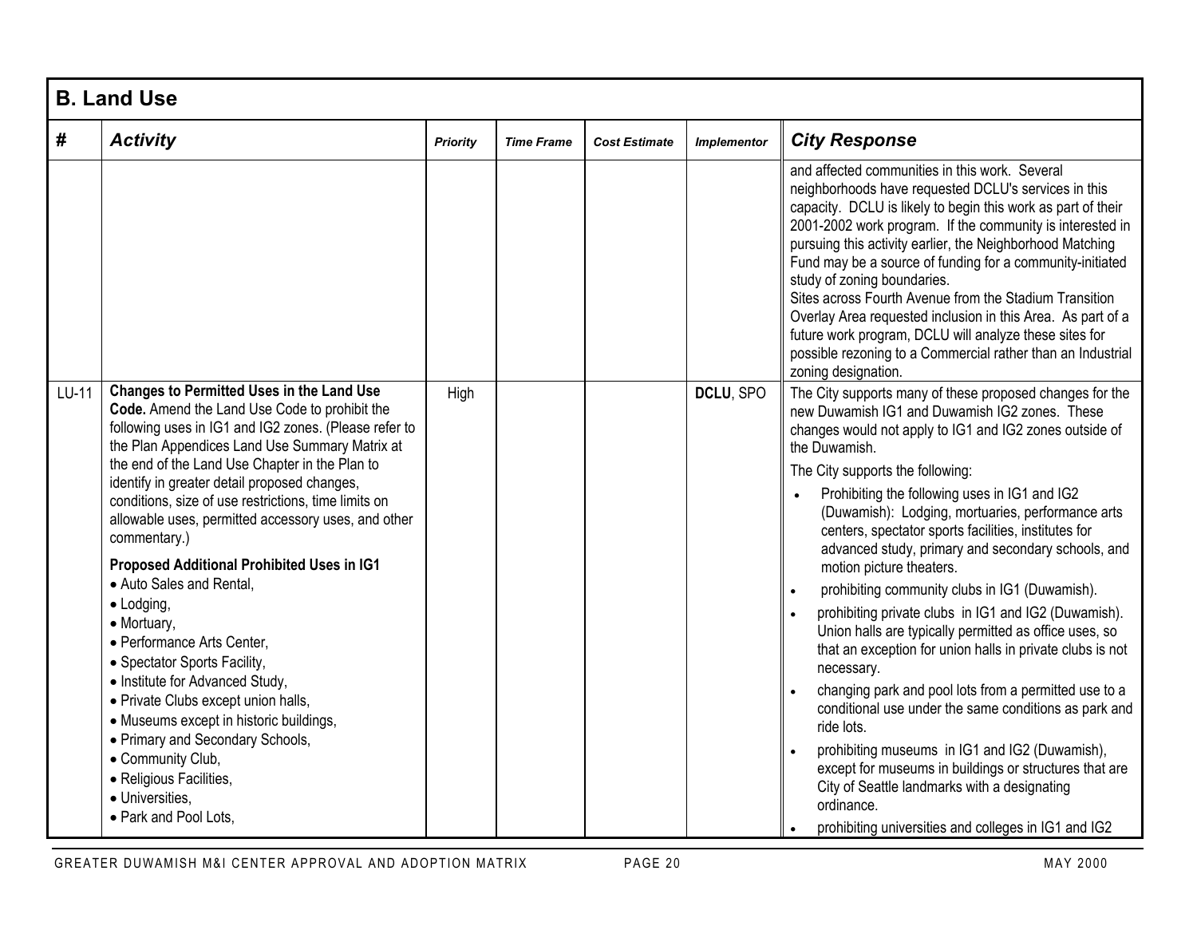## B. Land Use

| # | Activity | Priority | Time Frame | Cost Estimate | Implementor | City Response |
|---|---|---|---|---|---|---|
| | | | | | | and affected communities in this work. Several neighborhoods have requested DCLU's services in this capacity. DCLU is likely to begin this work as part of their 2001-2002 work program. If the community is interested in pursuing this activity earlier, the Neighborhood Matching Fund may be a source of funding for a community-initiated study of zoning boundaries.<br>Sites across Fourth Avenue from the Stadium Transition Overlay Area requested inclusion in this Area. As part of a future work program, DCLU will analyze these sites for possible rezoning to a Commercial rather than an Industrial zoning designation. |
| LU-11 | **Changes to Permitted Uses in the Land Use Code.** Amend the Land Use Code to prohibit the following uses in IG1 and IG2 zones. (Please refer to the Plan Appendices Land Use Summary Matrix at the end of the Land Use Chapter in the Plan to identify in greater detail proposed changes, conditions, size of use restrictions, time limits on allowable uses, permitted accessory uses, and other commentary.)<br><br>**Proposed Additional Prohibited Uses in IG1**<br>• Auto Sales and Rental,<br>• Lodging,<br>• Mortuary,<br>• Performance Arts Center,<br>• Spectator Sports Facility,<br>• Institute for Advanced Study,<br>• Private Clubs except union halls,<br>• Museums except in historic buildings,<br>• Primary and Secondary Schools,<br>• Community Club,<br>• Religious Facilities,<br>• Universities,<br>• Park and Pool Lots, | High | | | **DCLU**, SPO | The City supports many of these proposed changes for the new Duwamish IG1 and Duwamish IG2 zones. These changes would not apply to IG1 and IG2 zones outside of the Duwamish.<br>The City supports the following:<br>• Prohibiting the following uses in IG1 and IG2 (Duwamish): Lodging, mortuaries, performance arts centers, spectator sports facilities, institutes for advanced study, primary and secondary schools, and motion picture theaters.<br>• prohibiting community clubs in IG1 (Duwamish).<br>• prohibiting private clubs in IG1 and IG2 (Duwamish). Union halls are typically permitted as office uses, so that an exception for union halls in private clubs is not necessary.<br>• changing park and pool lots from a permitted use to a conditional use under the same conditions as park and ride lots.<br>• prohibiting museums in IG1 and IG2 (Duwamish), except for museums in buildings or structures that are City of Seattle landmarks with a designating ordinance.<br>• prohibiting universities and colleges in IG1 and IG2 |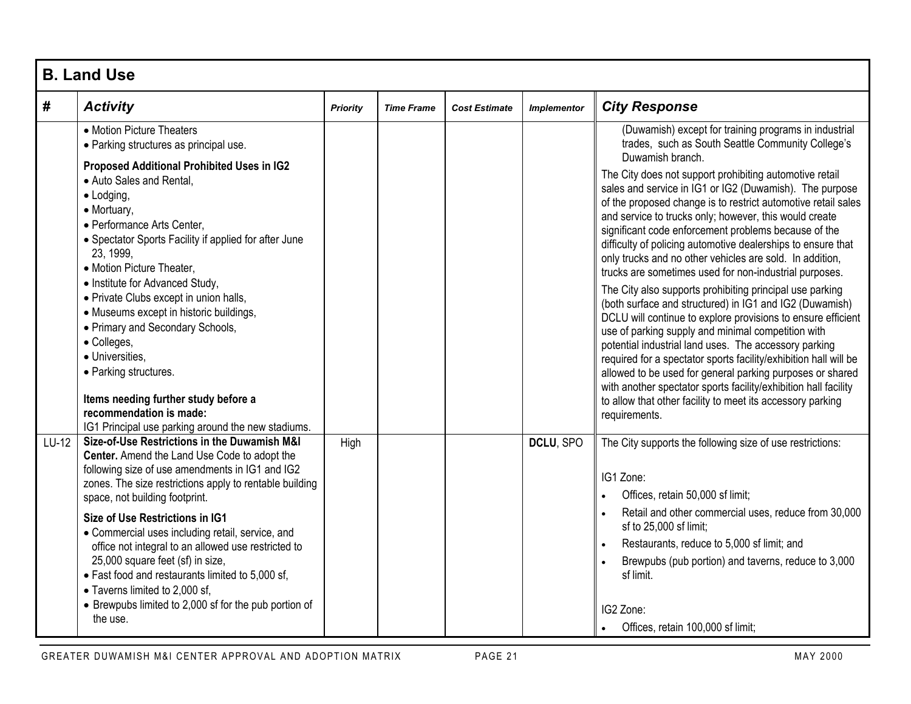## B. Land Use

| # | Activity | Priority | Time Frame | Cost Estimate | Implementor | City Response |
|---|---|---|---|---|---|---|
| | • Motion Picture Theaters<br>• Parking structures as principal use.<br><br>**Proposed Additional Prohibited Uses in IG2**<br>• Auto Sales and Rental,<br>• Lodging,<br>• Mortuary,<br>• Performance Arts Center,<br>• Spectator Sports Facility if applied for after June 23, 1999,<br>• Motion Picture Theater,<br>• Institute for Advanced Study,<br>• Private Clubs except in union halls,<br>• Museums except in historic buildings,<br>• Primary and Secondary Schools,<br>• Colleges,<br>• Universities,<br>• Parking structures.<br><br>**Items needing further study before a recommendation is made:**<br>IG1 Principal use parking around the new stadiums. | | | | | (Duwamish) except for training programs in industrial trades, such as South Seattle Community College's Duwamish branch.<br><br>The City does not support prohibiting automotive retail sales and service in IG1 or IG2 (Duwamish). The purpose of the proposed change is to restrict automotive retail sales and service to trucks only; however, this would create significant code enforcement problems because of the difficulty of policing automotive dealerships to ensure that only trucks and no other vehicles are sold. In addition, trucks are sometimes used for non-industrial purposes.<br><br>The City also supports prohibiting principal use parking (both surface and structured) in IG1 and IG2 (Duwamish) DCLU will continue to explore provisions to ensure efficient use of parking supply and minimal competition with potential industrial land uses. The accessory parking required for a spectator sports facility/exhibition hall will be allowed to be used for general parking purposes or shared with another spectator sports facility/exhibition hall facility to allow that other facility to meet its accessory parking requirements. |
| LU-12 | **Size-of-Use Restrictions in the Duwamish M&I Center.** Amend the Land Use Code to adopt the following size of use amendments in IG1 and IG2 zones. The size restrictions apply to rentable building space, not building footprint.<br><br>**Size of Use Restrictions in IG1**<br>• Commercial uses including retail, service, and office not integral to an allowed use restricted to 25,000 square feet (sf) in size,<br>• Fast food and restaurants limited to 5,000 sf,<br>• Taverns limited to 2,000 sf,<br>• Brewpubs limited to 2,000 sf for the pub portion of the use. | High | | | **DCLU**, SPO | The City supports the following size of use restrictions:<br><br>IG1 Zone:<br>• Offices, retain 50,000 sf limit;<br>• Retail and other commercial uses, reduce from 30,000 sf to 25,000 sf limit;<br>• Restaurants, reduce to 5,000 sf limit; and<br>• Brewpubs (pub portion) and taverns, reduce to 3,000 sf limit.<br><br>IG2 Zone:<br>• Offices, retain 100,000 sf limit; |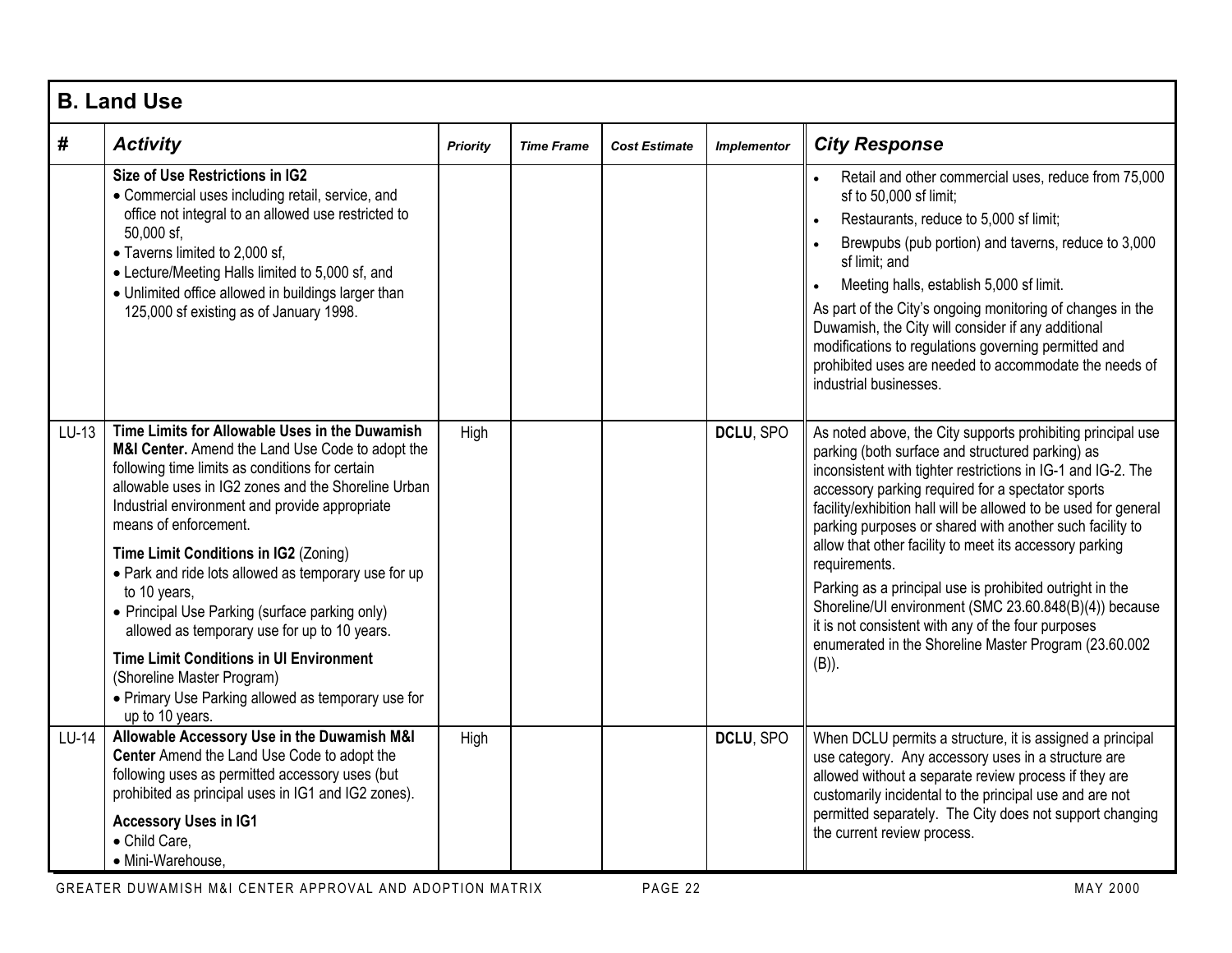## B. Land Use

| # | Activity | Priority | Time Frame | Cost Estimate | Implementor | City Response |
|---|---|---|---|---|---|---|
| | **Size of Use Restrictions in IG2**<br>• Commercial uses including retail, service, and office not integral to an allowed use restricted to 50,000 sf,<br>• Taverns limited to 2,000 sf,<br>• Lecture/Meeting Halls limited to 5,000 sf, and<br>• Unlimited office allowed in buildings larger than 125,000 sf existing as of January 1998. | | | | | • Retail and other commercial uses, reduce from 75,000 sf to 50,000 sf limit;<br>• Restaurants, reduce to 5,000 sf limit;<br>• Brewpubs (pub portion) and taverns, reduce to 3,000 sf limit; and<br>• Meeting halls, establish 5,000 sf limit.<br>As part of the City's ongoing monitoring of changes in the Duwamish, the City will consider if any additional modifications to regulations governing permitted and prohibited uses are needed to accommodate the needs of industrial businesses. |
| LU-13 | **Time Limits for Allowable Uses in the Duwamish M&I Center.** Amend the Land Use Code to adopt the following time limits as conditions for certain allowable uses in IG2 zones and the Shoreline Urban Industrial environment and provide appropriate means of enforcement.<br>**Time Limit Conditions in IG2** (Zoning)<br>• Park and ride lots allowed as temporary use for up to 10 years,<br>• Principal Use Parking (surface parking only) allowed as temporary use for up to 10 years.<br>**Time Limit Conditions in UI Environment** (Shoreline Master Program)<br>• Primary Use Parking allowed as temporary use for up to 10 years. | High | | | **DCLU**, SPO | As noted above, the City supports prohibiting principal use parking (both surface and structured parking) as inconsistent with tighter restrictions in IG-1 and IG-2. The accessory parking required for a spectator sports facility/exhibition hall will be allowed to be used for general parking purposes or shared with another such facility to allow that other facility to meet its accessory parking requirements.<br>Parking as a principal use is prohibited outright in the Shoreline/UI environment (SMC 23.60.848(B)(4)) because it is not consistent with any of the four purposes enumerated in the Shoreline Master Program (23.60.002 (B)). |
| LU-14 | **Allowable Accessory Use in the Duwamish M&I Center** Amend the Land Use Code to adopt the following uses as permitted accessory uses (but prohibited as principal uses in IG1 and IG2 zones).<br>**Accessory Uses in IG1**<br>• Child Care,<br>• Mini-Warehouse, | High | | | **DCLU**, SPO | When DCLU permits a structure, it is assigned a principal use category. Any accessory uses in a structure are allowed without a separate review process if they are customarily incidental to the principal use and are not permitted separately. The City does not support changing the current review process. |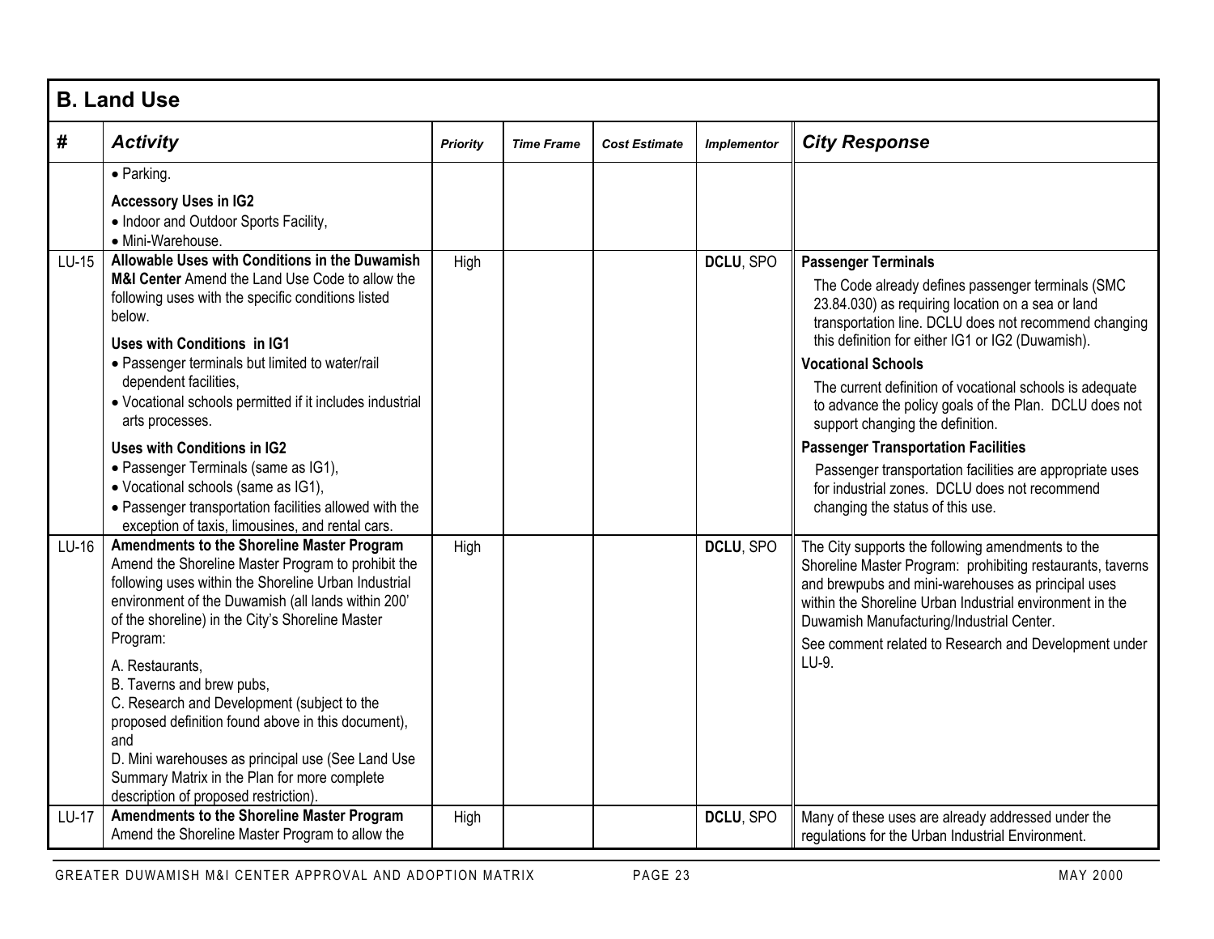## B. Land Use

| # | Activity | Priority | Time Frame | Cost Estimate | Implementor | City Response |
|---|---|---|---|---|---|---|
| | • Parking.<br><br>**Accessory Uses in IG2**<br>• Indoor and Outdoor Sports Facility,<br>• Mini-Warehouse. | | | | | |
| LU-15 | **Allowable Uses with Conditions in the Duwamish M&I Center** Amend the Land Use Code to allow the following uses with the specific conditions listed below.<br><br>**Uses with Conditions in IG1**<br>• Passenger terminals but limited to water/rail dependent facilities,<br>• Vocational schools permitted if it includes industrial arts processes.<br><br>**Uses with Conditions in IG2**<br>• Passenger Terminals (same as IG1),<br>• Vocational schools (same as IG1),<br>• Passenger transportation facilities allowed with the exception of taxis, limousines, and rental cars. | High | | | **DCLU**, SPO | **Passenger Terminals**<br>The Code already defines passenger terminals (SMC 23.84.030) as requiring location on a sea or land transportation line. DCLU does not recommend changing this definition for either IG1 or IG2 (Duwamish).<br>**Vocational Schools**<br>The current definition of vocational schools is adequate to advance the policy goals of the Plan. DCLU does not support changing the definition.<br>**Passenger Transportation Facilities**<br>Passenger transportation facilities are appropriate uses for industrial zones. DCLU does not recommend changing the status of this use. |
| LU-16 | **Amendments to the Shoreline Master Program** Amend the Shoreline Master Program to prohibit the following uses within the Shoreline Urban Industrial environment of the Duwamish (all lands within 200' of the shoreline) in the City's Shoreline Master Program:<br><br>A. Restaurants,<br>B. Taverns and brew pubs,<br>C. Research and Development (subject to the proposed definition found above in this document), and<br>D. Mini warehouses as principal use (See Land Use Summary Matrix in the Plan for more complete description of proposed restriction). | High | | | **DCLU**, SPO | The City supports the following amendments to the Shoreline Master Program: prohibiting restaurants, taverns and brewpubs and mini-warehouses as principal uses within the Shoreline Urban Industrial environment in the Duwamish Manufacturing/Industrial Center.<br>See comment related to Research and Development under LU-9. |
| LU-17 | **Amendments to the Shoreline Master Program** Amend the Shoreline Master Program to allow the | High | | | **DCLU**, SPO | Many of these uses are already addressed under the regulations for the Urban Industrial Environment. |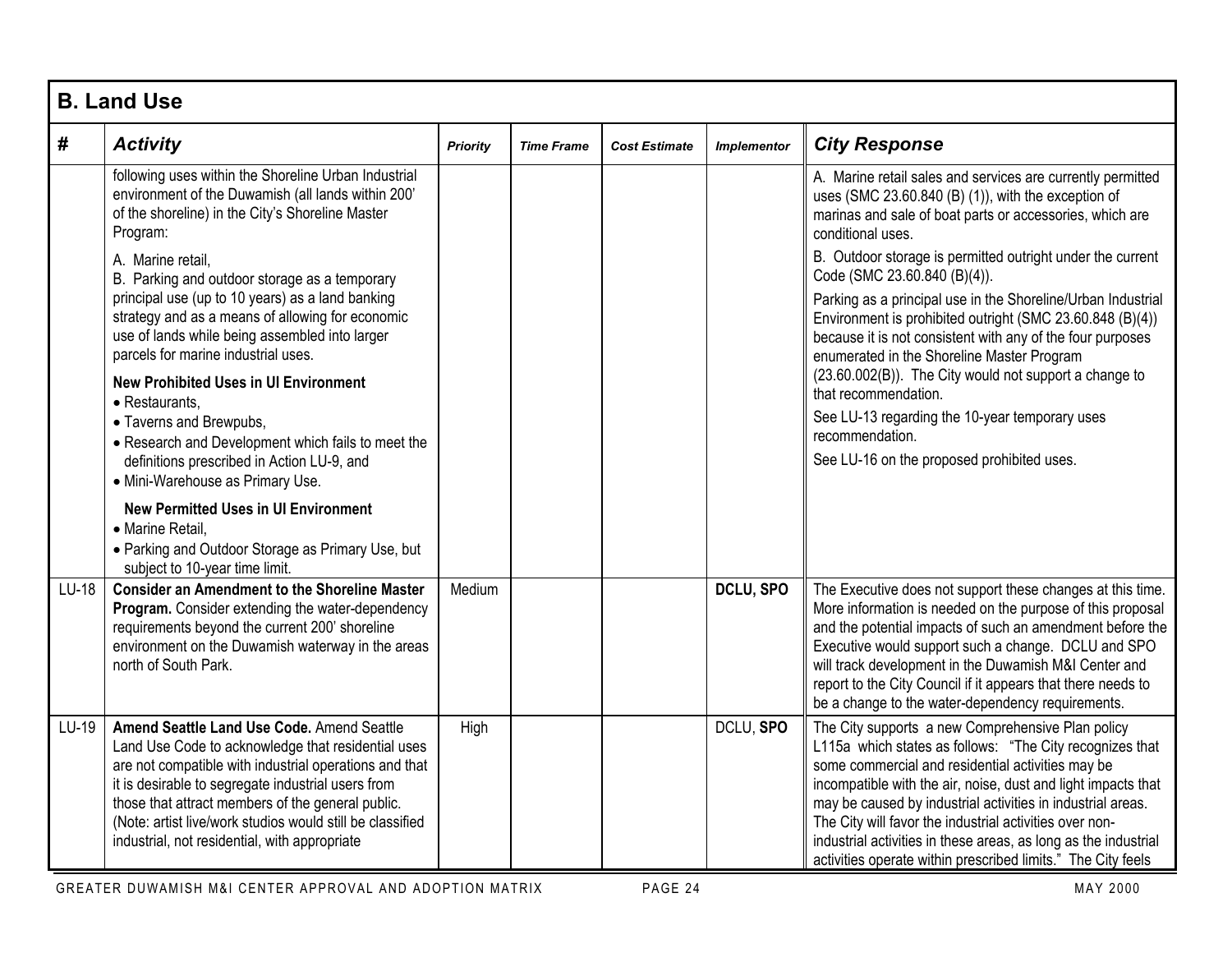## B. Land Use

| # | *Activity* | *Priority* | *Time Frame* | *Cost Estimate* | *Implementor* | *City Response* |
|---|---|---|---|---|---|---|
| | following uses within the Shoreline Urban Industrial environment of the Duwamish (all lands within 200' of the shoreline) in the City's Shoreline Master Program:<br><br>A. Marine retail,<br>B. Parking and outdoor storage as a temporary principal use (up to 10 years) as a land banking strategy and as a means of allowing for economic use of lands while being assembled into larger parcels for marine industrial uses.<br><br>**New Prohibited Uses in UI Environment**<br>• Restaurants,<br>• Taverns and Brewpubs,<br>• Research and Development which fails to meet the definitions prescribed in Action LU-9, and<br>• Mini-Warehouse as Primary Use.<br><br>**New Permitted Uses in UI Environment**<br>• Marine Retail,<br>• Parking and Outdoor Storage as Primary Use, but subject to 10-year time limit. | | | | | A. Marine retail sales and services are currently permitted uses (SMC 23.60.840 (B) (1)), with the exception of marinas and sale of boat parts or accessories, which are conditional uses.<br><br>B. Outdoor storage is permitted outright under the current Code (SMC 23.60.840 (B)(4)).<br><br>Parking as a principal use in the Shoreline/Urban Industrial Environment is prohibited outright (SMC 23.60.848 (B)(4)) because it is not consistent with any of the four purposes enumerated in the Shoreline Master Program (23.60.002(B)). The City would not support a change to that recommendation.<br><br>See LU-13 regarding the 10-year temporary uses recommendation.<br><br>See LU-16 on the proposed prohibited uses. |
| LU-18 | **Consider an Amendment to the Shoreline Master Program.** Consider extending the water-dependency requirements beyond the current 200' shoreline environment on the Duwamish waterway in the areas north of South Park. | Medium | | | **DCLU, SPO** | The Executive does not support these changes at this time. More information is needed on the purpose of this proposal and the potential impacts of such an amendment before the Executive would support such a change. DCLU and SPO will track development in the Duwamish M&I Center and report to the City Council if it appears that there needs to be a change to the water-dependency requirements. |
| LU-19 | **Amend Seattle Land Use Code.** Amend Seattle Land Use Code to acknowledge that residential uses are not compatible with industrial operations and that it is desirable to segregate industrial users from those that attract members of the general public. (Note: artist live/work studios would still be classified industrial, not residential, with appropriate | High | | | DCLU, **SPO** | The City supports a new Comprehensive Plan policy L115a which states as follows: "The City recognizes that some commercial and residential activities may be incompatible with the air, noise, dust and light impacts that may be caused by industrial activities in industrial areas. The City will favor the industrial activities over non-industrial activities in these areas, as long as the industrial activities operate within prescribed limits." The City feels |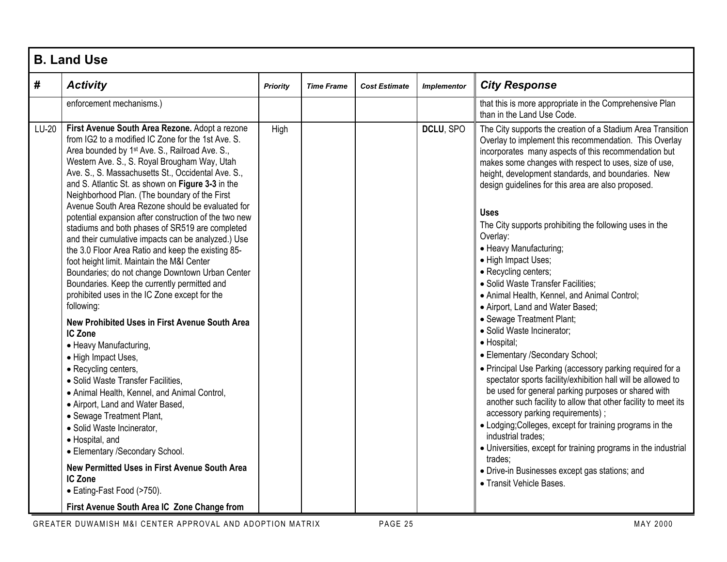## B. Land Use

| # | Activity | Priority | Time Frame | Cost Estimate | Implementor | City Response |
|---|---|---|---|---|---|---|
| | enforcement mechanisms.) | | | | | that this is more appropriate in the Comprehensive Plan than in the Land Use Code. |
| LU-20 | **First Avenue South Area Rezone.** Adopt a rezone from IG2 to a modified IC Zone for the 1st Ave. S. Area bounded by 1st Ave. S., Railroad Ave. S., Western Ave. S., S. Royal Brougham Way, Utah Ave. S., S. Massachusetts St., Occidental Ave. S., and S. Atlantic St. as shown on **Figure 3-3** in the Neighborhood Plan. (The boundary of the First Avenue South Area Rezone should be evaluated for potential expansion after construction of the two new stadiums and both phases of SR519 are completed and their cumulative impacts can be analyzed.) Use the 3.0 Floor Area Ratio and keep the existing 85-foot height limit. Maintain the M&I Center Boundaries; do not change Downtown Urban Center Boundaries. Keep the currently permitted and prohibited uses in the IC Zone except for the following:<br><br>**New Prohibited Uses in First Avenue South Area IC Zone**<br>• Heavy Manufacturing,<br>• High Impact Uses,<br>• Recycling centers,<br>• Solid Waste Transfer Facilities,<br>• Animal Health, Kennel, and Animal Control,<br>• Airport, Land and Water Based,<br>• Sewage Treatment Plant,<br>• Solid Waste Incinerator,<br>• Hospital, and<br>• Elementary /Secondary School.<br><br>**New Permitted Uses in First Avenue South Area IC Zone**<br>• Eating-Fast Food (>750).<br><br>**First Avenue South Area IC Zone Change from** | High | | | **DCLU**, SPO | The City supports the creation of a Stadium Area Transition Overlay to implement this recommendation. This Overlay incorporates many aspects of this recommendation but makes some changes with respect to uses, size of use, height, development standards, and boundaries. New design guidelines for this area are also proposed.<br><br>**Uses**<br>The City supports prohibiting the following uses in the Overlay:<br>• Heavy Manufacturing;<br>• High Impact Uses;<br>• Recycling centers;<br>• Solid Waste Transfer Facilities;<br>• Animal Health, Kennel, and Animal Control;<br>• Airport, Land and Water Based;<br>• Sewage Treatment Plant;<br>• Solid Waste Incinerator;<br>• Hospital;<br>• Elementary /Secondary School;<br>• Principal Use Parking (accessory parking required for a spectator sports facility/exhibition hall will be allowed to be used for general parking purposes or shared with another such facility to allow that other facility to meet its accessory parking requirements) ;<br>• Lodging;Colleges, except for training programs in the industrial trades;<br>• Universities, except for training programs in the industrial trades;<br>• Drive-in Businesses except gas stations; and<br>• Transit Vehicle Bases. |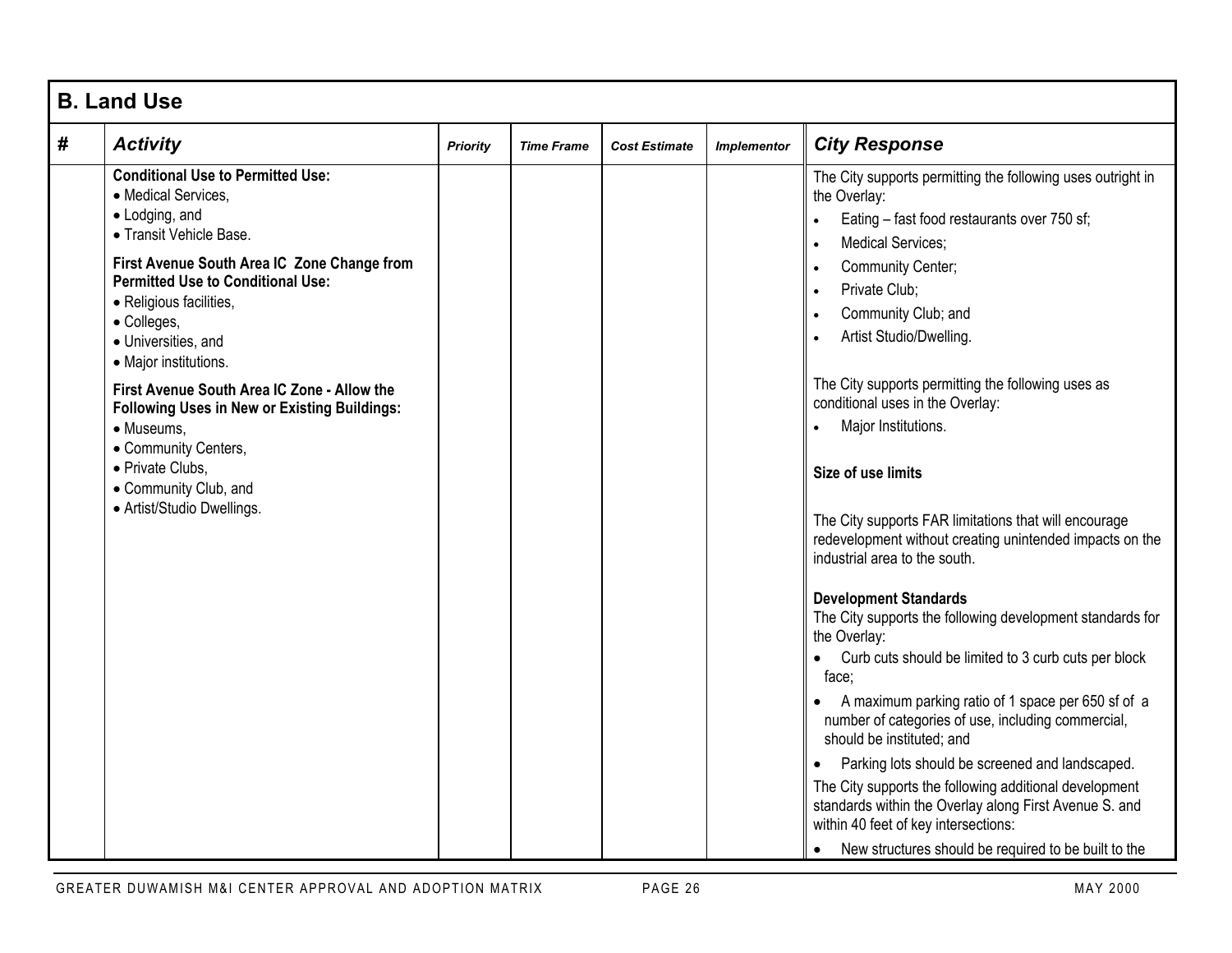## B. Land Use

| # | Activity | Priority | Time Frame | Cost Estimate | Implementor | City Response |
|---|---|---|---|---|---|---|
| | **Conditional Use to Permitted Use:**<br>• Medical Services,<br>• Lodging, and<br>• Transit Vehicle Base.<br><br>**First Avenue South Area IC Zone Change from Permitted Use to Conditional Use:**<br>• Religious facilities,<br>• Colleges,<br>• Universities, and<br>• Major institutions.<br><br>**First Avenue South Area IC Zone - Allow the Following Uses in New or Existing Buildings:**<br>• Museums,<br>• Community Centers,<br>• Private Clubs,<br>• Community Club, and<br>• Artist/Studio Dwellings. | | | | | The City supports permitting the following uses outright in the Overlay:<br>• Eating – fast food restaurants over 750 sf;<br>• Medical Services;<br>• Community Center;<br>• Private Club;<br>• Community Club; and<br>• Artist Studio/Dwelling.<br><br>The City supports permitting the following uses as conditional uses in the Overlay:<br>• Major Institutions.<br><br>**Size of use limits**<br><br>The City supports FAR limitations that will encourage redevelopment without creating unintended impacts on the industrial area to the south.<br><br>**Development Standards**<br>The City supports the following development standards for the Overlay:<br>• Curb cuts should be limited to 3 curb cuts per block face;<br>• A maximum parking ratio of 1 space per 650 sf of a number of categories of use, including commercial, should be instituted; and<br>• Parking lots should be screened and landscaped.<br>The City supports the following additional development standards within the Overlay along First Avenue S. and within 40 feet of key intersections:<br>• New structures should be required to be built to the |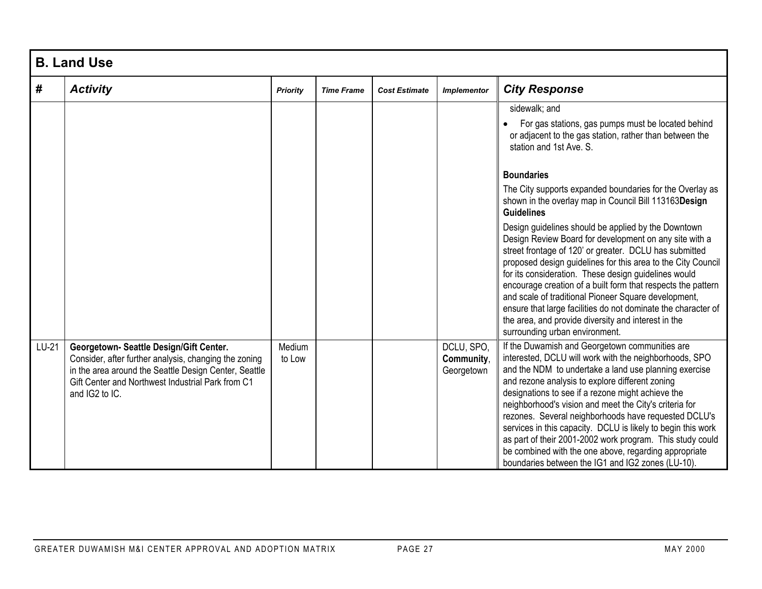## B. Land Use

| # | Activity | Priority | Time Frame | Cost Estimate | Implementor | City Response |
|---|---|---|---|---|---|---|
| | | | | | | sidewalk; and<br>• For gas stations, gas pumps must be located behind or adjacent to the gas station, rather than between the station and 1st Ave. S.<br><br>**Boundaries**<br>The City supports expanded boundaries for the Overlay as shown in the overlay map in Council Bill 113163**Design Guidelines**<br>Design guidelines should be applied by the Downtown Design Review Board for development on any site with a street frontage of 120' or greater. DCLU has submitted proposed design guidelines for this area to the City Council for its consideration. These design guidelines would encourage creation of a built form that respects the pattern and scale of traditional Pioneer Square development, ensure that large facilities do not dominate the character of the area, and provide diversity and interest in the surrounding urban environment. |
| LU-21 | **Georgetown- Seattle Design/Gift Center.** Consider, after further analysis, changing the zoning in the area around the Seattle Design Center, Seattle Gift Center and Northwest Industrial Park from C1 and IG2 to IC. | Medium to Low | | | DCLU, SPO, **Community**, Georgetown | If the Duwamish and Georgetown communities are interested, DCLU will work with the neighborhoods, SPO and the NDM to undertake a land use planning exercise and rezone analysis to explore different zoning designations to see if a rezone might achieve the neighborhood's vision and meet the City's criteria for rezones. Several neighborhoods have requested DCLU's services in this capacity. DCLU is likely to begin this work as part of their 2001-2002 work program. This study could be combined with the one above, regarding appropriate boundaries between the IG1 and IG2 zones (LU-10). |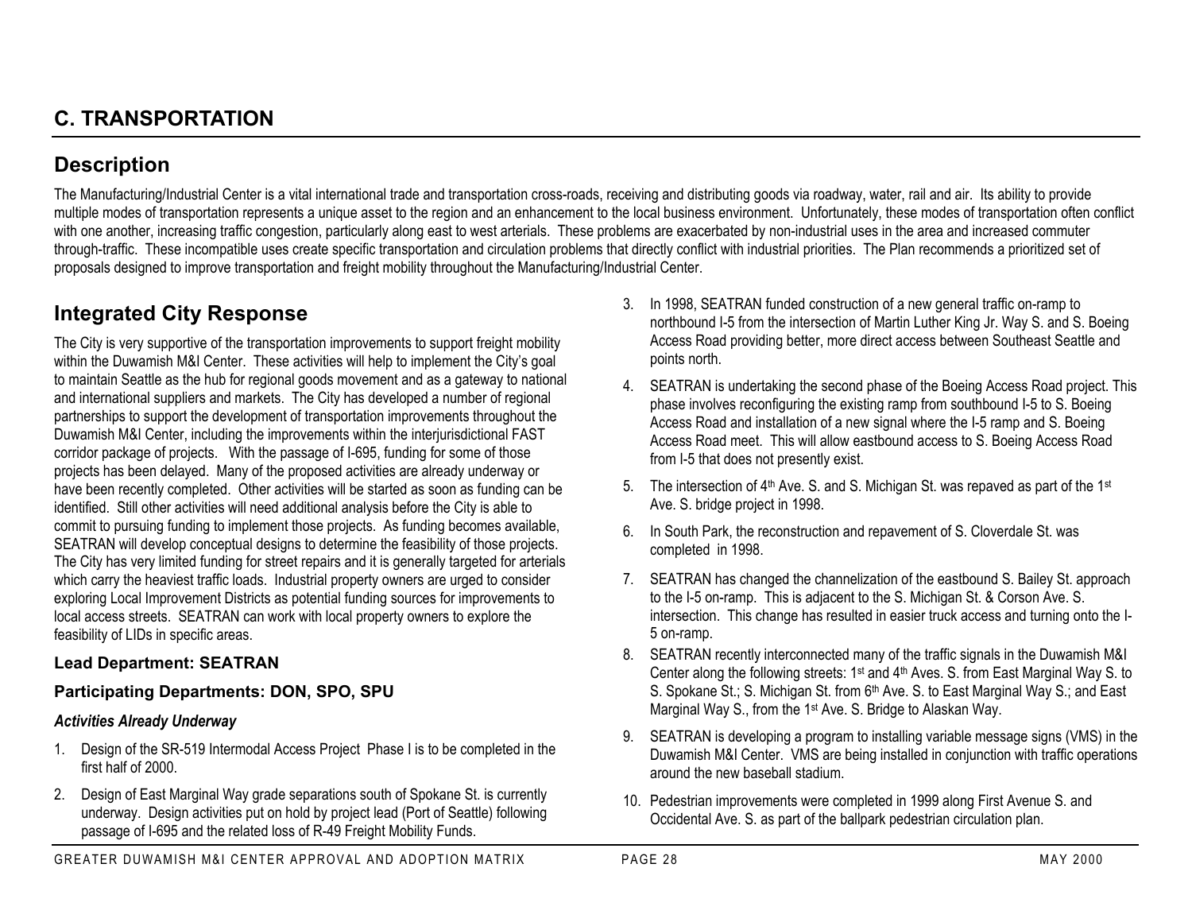# C. TRANSPORTATION

## Description

The Manufacturing/Industrial Center is a vital international trade and transportation cross-roads, receiving and distributing goods via roadway, water, rail and air. Its ability to provide multiple modes of transportation represents a unique asset to the region and an enhancement to the local business environment. Unfortunately, these modes of transportation often conflict with one another, increasing traffic congestion, particularly along east to west arterials. These problems are exacerbated by non-industrial uses in the area and increased commuter through-traffic. These incompatible uses create specific transportation and circulation problems that directly conflict with industrial priorities. The Plan recommends a prioritized set of proposals designed to improve transportation and freight mobility throughout the Manufacturing/Industrial Center.

## Integrated City Response

The City is very supportive of the transportation improvements to support freight mobility within the Duwamish M&I Center. These activities will help to implement the City's goal to maintain Seattle as the hub for regional goods movement and as a gateway to national and international suppliers and markets. The City has developed a number of regional partnerships to support the development of transportation improvements throughout the Duwamish M&I Center, including the improvements within the interjurisdictional FAST corridor package of projects. With the passage of I-695, funding for some of those projects has been delayed. Many of the proposed activities are already underway or have been recently completed. Other activities will be started as soon as funding can be identified. Still other activities will need additional analysis before the City is able to commit to pursuing funding to implement those projects. As funding becomes available, SEATRAN will develop conceptual designs to determine the feasibility of those projects. The City has very limited funding for street repairs and it is generally targeted for arterials which carry the heaviest traffic loads. Industrial property owners are urged to consider exploring Local Improvement Districts as potential funding sources for improvements to local access streets. SEATRAN can work with local property owners to explore the feasibility of LIDs in specific areas.

### Lead Department: SEATRAN

### Participating Departments: DON, SPO, SPU

#### *Activities Already Underway*

1. Design of the SR-519 Intermodal Access Project Phase I is to be completed in the first half of 2000.
2. Design of East Marginal Way grade separations south of Spokane St. is currently underway. Design activities put on hold by project lead (Port of Seattle) following passage of I-695 and the related loss of R-49 Freight Mobility Funds.
3. In 1998, SEATRAN funded construction of a new general traffic on-ramp to northbound I-5 from the intersection of Martin Luther King Jr. Way S. and S. Boeing Access Road providing better, more direct access between Southeast Seattle and points north.
4. SEATRAN is undertaking the second phase of the Boeing Access Road project. This phase involves reconfiguring the existing ramp from southbound I-5 to S. Boeing Access Road and installation of a new signal where the I-5 ramp and S. Boeing Access Road meet. This will allow eastbound access to S. Boeing Access Road from I-5 that does not presently exist.
5. The intersection of 4th Ave. S. and S. Michigan St. was repaved as part of the 1st Ave. S. bridge project in 1998.
6. In South Park, the reconstruction and repavement of S. Cloverdale St. was completed in 1998.
7. SEATRAN has changed the channelization of the eastbound S. Bailey St. approach to the I-5 on-ramp. This is adjacent to the S. Michigan St. & Corson Ave. S. intersection. This change has resulted in easier truck access and turning onto the I-5 on-ramp.
8. SEATRAN recently interconnected many of the traffic signals in the Duwamish M&I Center along the following streets: 1st and 4th Aves. S. from East Marginal Way S. to S. Spokane St.; S. Michigan St. from 6th Ave. S. to East Marginal Way S.; and East Marginal Way S., from the 1st Ave. S. Bridge to Alaskan Way.
9. SEATRAN is developing a program to installing variable message signs (VMS) in the Duwamish M&I Center. VMS are being installed in conjunction with traffic operations around the new baseball stadium.
10. Pedestrian improvements were completed in 1999 along First Avenue S. and Occidental Ave. S. as part of the ballpark pedestrian circulation plan.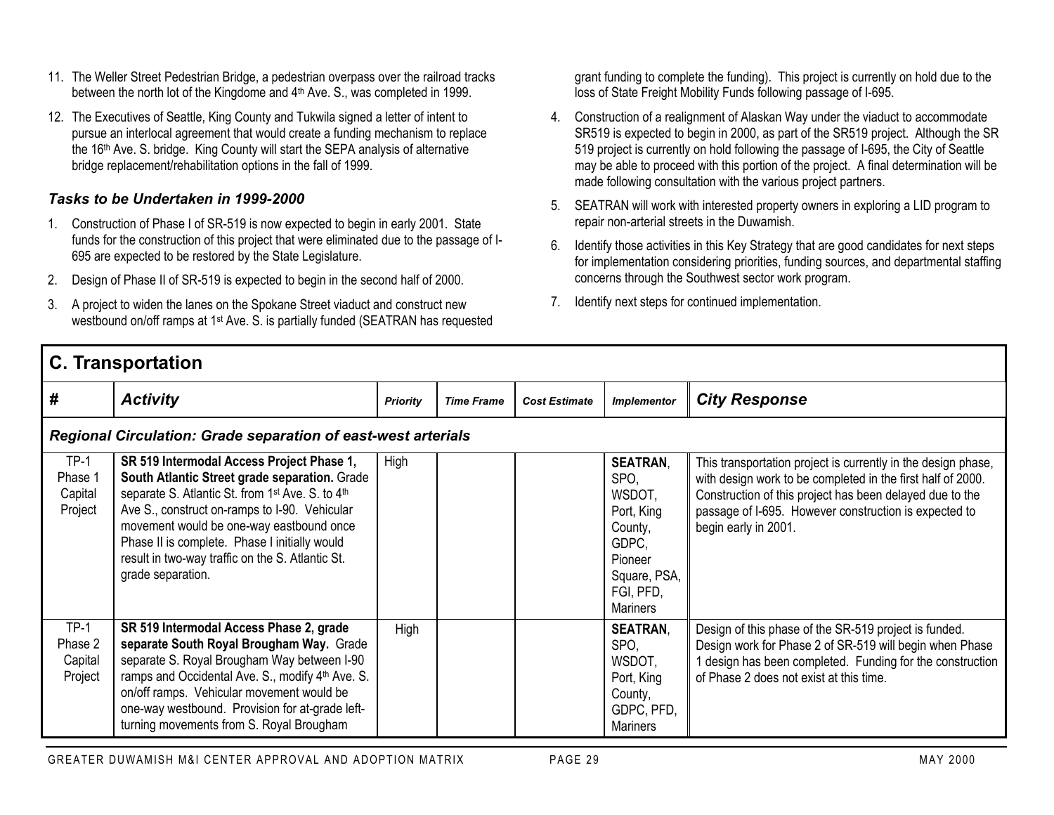11. The Weller Street Pedestrian Bridge, a pedestrian overpass over the railroad tracks between the north lot of the Kingdome and 4th Ave. S., was completed in 1999.
12. The Executives of Seattle, King County and Tukwila signed a letter of intent to pursue an interlocal agreement that would create a funding mechanism to replace the 16th Ave. S. bridge. King County will start the SEPA analysis of alternative bridge replacement/rehabilitation options in the fall of 1999.

### *Tasks to be Undertaken in 1999-2000*

1. Construction of Phase I of SR-519 is now expected to begin in early 2001. State funds for the construction of this project that were eliminated due to the passage of I-695 are expected to be restored by the State Legislature.
2. Design of Phase II of SR-519 is expected to begin in the second half of 2000.
3. A project to widen the lanes on the Spokane Street viaduct and construct new westbound on/off ramps at 1st Ave. S. is partially funded (SEATRAN has requested grant funding to complete the funding). This project is currently on hold due to the loss of State Freight Mobility Funds following passage of I-695.
4. Construction of a realignment of Alaskan Way under the viaduct to accommodate SR519 is expected to begin in 2000, as part of the SR519 project. Although the SR 519 project is currently on hold following the passage of I-695, the City of Seattle may be able to proceed with this portion of the project. A final determination will be made following consultation with the various project partners.
5. SEATRAN will work with interested property owners in exploring a LID program to repair non-arterial streets in the Duwamish.
6. Identify those activities in this Key Strategy that are good candidates for next steps for implementation considering priorities, funding sources, and departmental staffing concerns through the Southwest sector work program.
7. Identify next steps for continued implementation.

## C. Transportation

| # | *Activity* | *Priority* | *Time Frame* | *Cost Estimate* | *Implementor* | *City Response* |
|---|---|---|---|---|---|---|
| ***Regional Circulation: Grade separation of east-west arterials*** | | | | | | |
| TP-1 Phase 1 Capital Project | **SR 519 Intermodal Access Project Phase 1, South Atlantic Street grade separation.** Grade separate S. Atlantic St. from 1st Ave. S. to 4th Ave S., construct on-ramps to I-90. Vehicular movement would be one-way eastbound once Phase II is complete. Phase I initially would result in two-way traffic on the S. Atlantic St. grade separation. | High | | | **SEATRAN**, SPO, WSDOT, Port, King County, GDPC, Pioneer Square, PSA, FGI, PFD, Mariners | This transportation project is currently in the design phase, with design work to be completed in the first half of 2000. Construction of this project has been delayed due to the passage of I-695. However construction is expected to begin early in 2001. |
| TP-1 Phase 2 Capital Project | **SR 519 Intermodal Access Phase 2, grade separate South Royal Brougham Way.** Grade separate S. Royal Brougham Way between I-90 ramps and Occidental Ave. S., modify 4th Ave. S. on/off ramps. Vehicular movement would be one-way westbound. Provision for at-grade left-turning movements from S. Royal Brougham | High | | | **SEATRAN**, SPO, WSDOT, Port, King County, GDPC, PFD, Mariners | Design of this phase of the SR-519 project is funded. Design work for Phase 2 of SR-519 will begin when Phase 1 design has been completed. Funding for the construction of Phase 2 does not exist at this time. |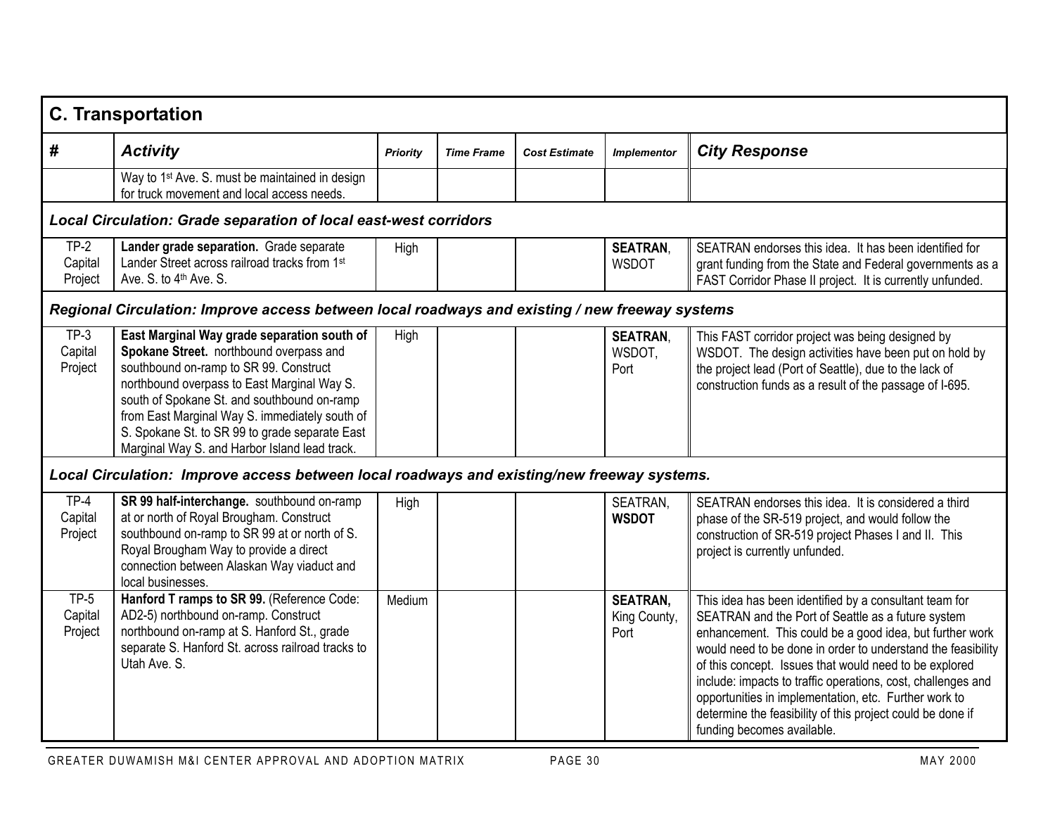## C. Transportation

| # | Activity | Priority | Time Frame | Cost Estimate | Implementor | City Response |
|---|---|---|---|---|---|---|
| | Way to 1st Ave. S. must be maintained in design for truck movement and local access needs. | | | | | |
| ***Local Circulation: Grade separation of local east-west corridors*** | | | | | | |
| TP-2 Capital Project | **Lander grade separation.** Grade separate Lander Street across railroad tracks from 1st Ave. S. to 4th Ave. S. | High | | | **SEATRAN**, WSDOT | SEATRAN endorses this idea. It has been identified for grant funding from the State and Federal governments as a FAST Corridor Phase II project. It is currently unfunded. |
| ***Regional Circulation: Improve access between local roadways and existing / new freeway systems*** | | | | | | |
| TP-3 Capital Project | **East Marginal Way grade separation south of Spokane Street.** northbound overpass and southbound on-ramp to SR 99. Construct northbound overpass to East Marginal Way S. south of Spokane St. and southbound on-ramp from East Marginal Way S. immediately south of S. Spokane St. to SR 99 to grade separate East Marginal Way S. and Harbor Island lead track. | High | | | **SEATRAN**, WSDOT, Port | This FAST corridor project was being designed by WSDOT. The design activities have been put on hold by the project lead (Port of Seattle), due to the lack of construction funds as a result of the passage of I-695. |
| ***Local Circulation: Improve access between local roadways and existing/new freeway systems.*** | | | | | | |
| TP-4 Capital Project | **SR 99 half-interchange.** southbound on-ramp at or north of Royal Brougham. Construct southbound on-ramp to SR 99 at or north of S. Royal Brougham Way to provide a direct connection between Alaskan Way viaduct and local businesses. | High | | | SEATRAN, **WSDOT** | SEATRAN endorses this idea. It is considered a third phase of the SR-519 project, and would follow the construction of SR-519 project Phases I and II. This project is currently unfunded. |
| TP-5 Capital Project | **Hanford T ramps to SR 99.** (Reference Code: AD2-5) northbound on-ramp. Construct northbound on-ramp at S. Hanford St., grade separate S. Hanford St. across railroad tracks to Utah Ave. S. | Medium | | | **SEATRAN,** King County, Port | This idea has been identified by a consultant team for SEATRAN and the Port of Seattle as a future system enhancement. This could be a good idea, but further work would need to be done in order to understand the feasibility of this concept. Issues that would need to be explored include: impacts to traffic operations, cost, challenges and opportunities in implementation, etc. Further work to determine the feasibility of this project could be done if funding becomes available. |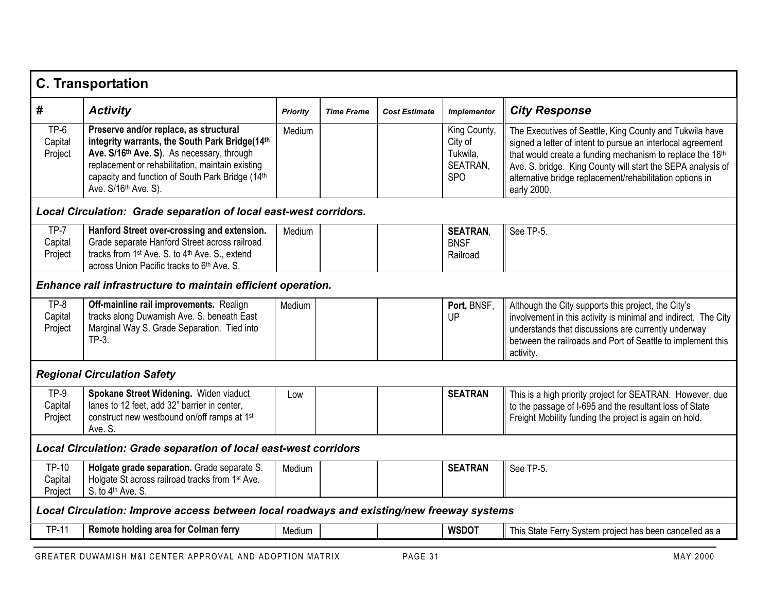## C. Transportation

| # | Activity | Priority | Time Frame | Cost Estimate | Implementor | City Response |
|---|---|---|---|---|---|---|
| TP-6 Capital Project | **Preserve and/or replace, as structural integrity warrants, the South Park Bridge(14th Ave. S/16th Ave. S)**. As necessary, through replacement or rehabilitation, maintain existing capacity and function of South Park Bridge (14th Ave. S/16th Ave. S). | Medium | | | King County, City of Tukwila, SEATRAN, SPO | The Executives of Seattle, King County and Tukwila have signed a letter of intent to pursue an interlocal agreement that would create a funding mechanism to replace the 16th Ave. S. bridge. King County will start the SEPA analysis of alternative bridge replacement/rehabilitation options in early 2000. |
| ***Local Circulation: Grade separation of local east-west corridors.*** | | | | | | |
| TP-7 Capital Project | **Hanford Street over-crossing and extension.** Grade separate Hanford Street across railroad tracks from 1st Ave. S. to 4th Ave. S., extend across Union Pacific tracks to 6th Ave. S. | Medium | | | **SEATRAN**, BNSF Railroad | See TP-5. |
| ***Enhance rail infrastructure to maintain efficient operation.*** | | | | | | |
| TP-8 Capital Project | **Off-mainline rail improvements.** Realign tracks along Duwamish Ave. S. beneath East Marginal Way S. Grade Separation. Tied into TP-3. | Medium | | | **Port,** BNSF, UP | Although the City supports this project, the City's involvement in this activity is minimal and indirect. The City understands that discussions are currently underway between the railroads and Port of Seattle to implement this activity. |
| ***Regional Circulation Safety*** | | | | | | |
| TP-9 Capital Project | **Spokane Street Widening.** Widen viaduct lanes to 12 feet, add 32" barrier in center, construct new westbound on/off ramps at 1st Ave. S. | Low | | | **SEATRAN** | This is a high priority project for SEATRAN. However, due to the passage of I-695 and the resultant loss of State Freight Mobility funding the project is again on hold. |
| ***Local Circulation: Grade separation of local east-west corridors*** | | | | | | |
| TP-10 Capital Project | **Holgate grade separation.** Grade separate S. Holgate St across railroad tracks from 1st Ave. S. to 4th Ave. S. | Medium | | | **SEATRAN** | See TP-5. |
| ***Local Circulation: Improve access between local roadways and existing/new freeway systems*** | | | | | | |
| TP-11 | **Remote holding area for Colman ferry** | Medium | | | **WSDOT** | This State Ferry System project has been cancelled as a |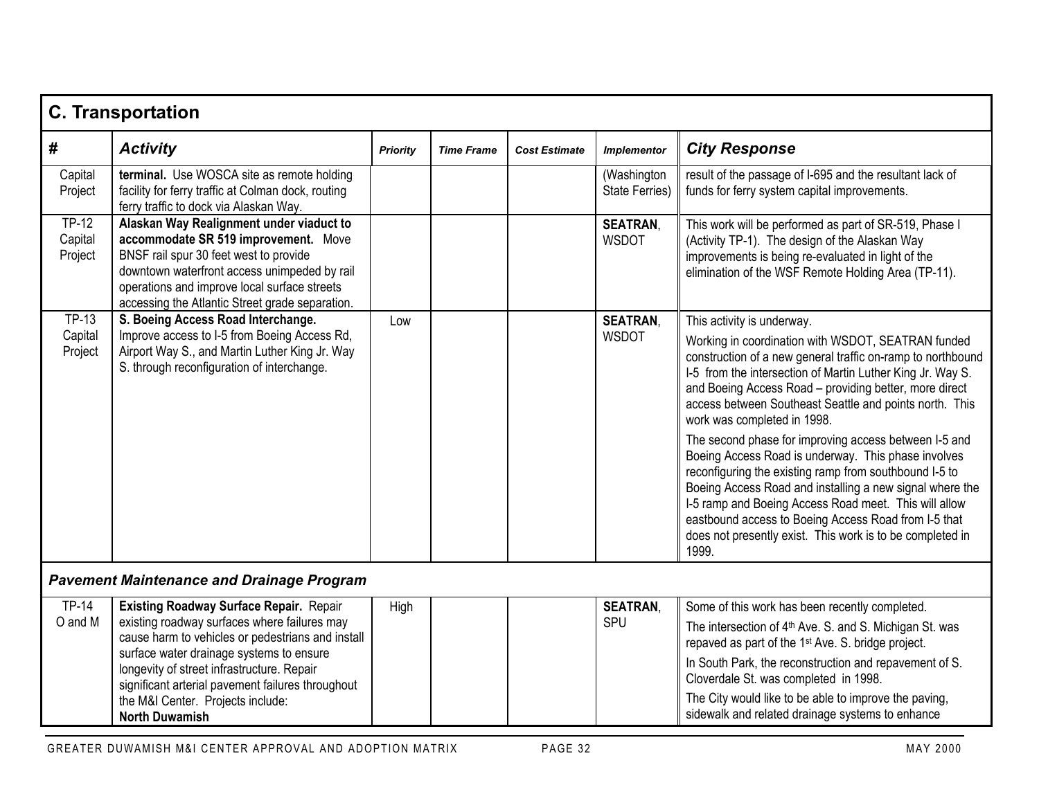## C. Transportation

| # | *Activity* | *Priority* | *Time Frame* | *Cost Estimate* | *Implementor* | *City Response* |
|---|---|---|---|---|---|---|
| Capital Project | **terminal.** Use WOSCA site as remote holding facility for ferry traffic at Colman dock, routing ferry traffic to dock via Alaskan Way. | | | | (Washington State Ferries) | result of the passage of I-695 and the resultant lack of funds for ferry system capital improvements. |
| TP-12 Capital Project | **Alaskan Way Realignment under viaduct to accommodate SR 519 improvement.** Move BNSF rail spur 30 feet west to provide downtown waterfront access unimpeded by rail operations and improve local surface streets accessing the Atlantic Street grade separation. | | | | **SEATRAN**, WSDOT | This work will be performed as part of SR-519, Phase I (Activity TP-1). The design of the Alaskan Way improvements is being re-evaluated in light of the elimination of the WSF Remote Holding Area (TP-11). |
| TP-13 Capital Project | **S. Boeing Access Road Interchange.** Improve access to I-5 from Boeing Access Rd, Airport Way S., and Martin Luther King Jr. Way S. through reconfiguration of interchange. | Low | | | **SEATRAN**, WSDOT | This activity is underway.<br>Working in coordination with WSDOT, SEATRAN funded construction of a new general traffic on-ramp to northbound I-5 from the intersection of Martin Luther King Jr. Way S. and Boeing Access Road – providing better, more direct access between Southeast Seattle and points north. This work was completed in 1998.<br>The second phase for improving access between I-5 and Boeing Access Road is underway. This phase involves reconfiguring the existing ramp from southbound I-5 to Boeing Access Road and installing a new signal where the I-5 ramp and Boeing Access Road meet. This will allow eastbound access to Boeing Access Road from I-5 that does not presently exist. This work is to be completed in 1999. |
| ***Pavement Maintenance and Drainage Program*** | | | | | | |
| TP-14 O and M | **Existing Roadway Surface Repair.** Repair existing roadway surfaces where failures may cause harm to vehicles or pedestrians and install surface water drainage systems to ensure longevity of street infrastructure. Repair significant arterial pavement failures throughout the M&I Center. Projects include:<br>**North Duwamish** | High | | | **SEATRAN**, SPU | Some of this work has been recently completed.<br>The intersection of 4th Ave. S. and S. Michigan St. was repaved as part of the 1st Ave. S. bridge project.<br>In South Park, the reconstruction and repavement of S. Cloverdale St. was completed in 1998.<br>The City would like to be able to improve the paving, sidewalk and related drainage systems to enhance |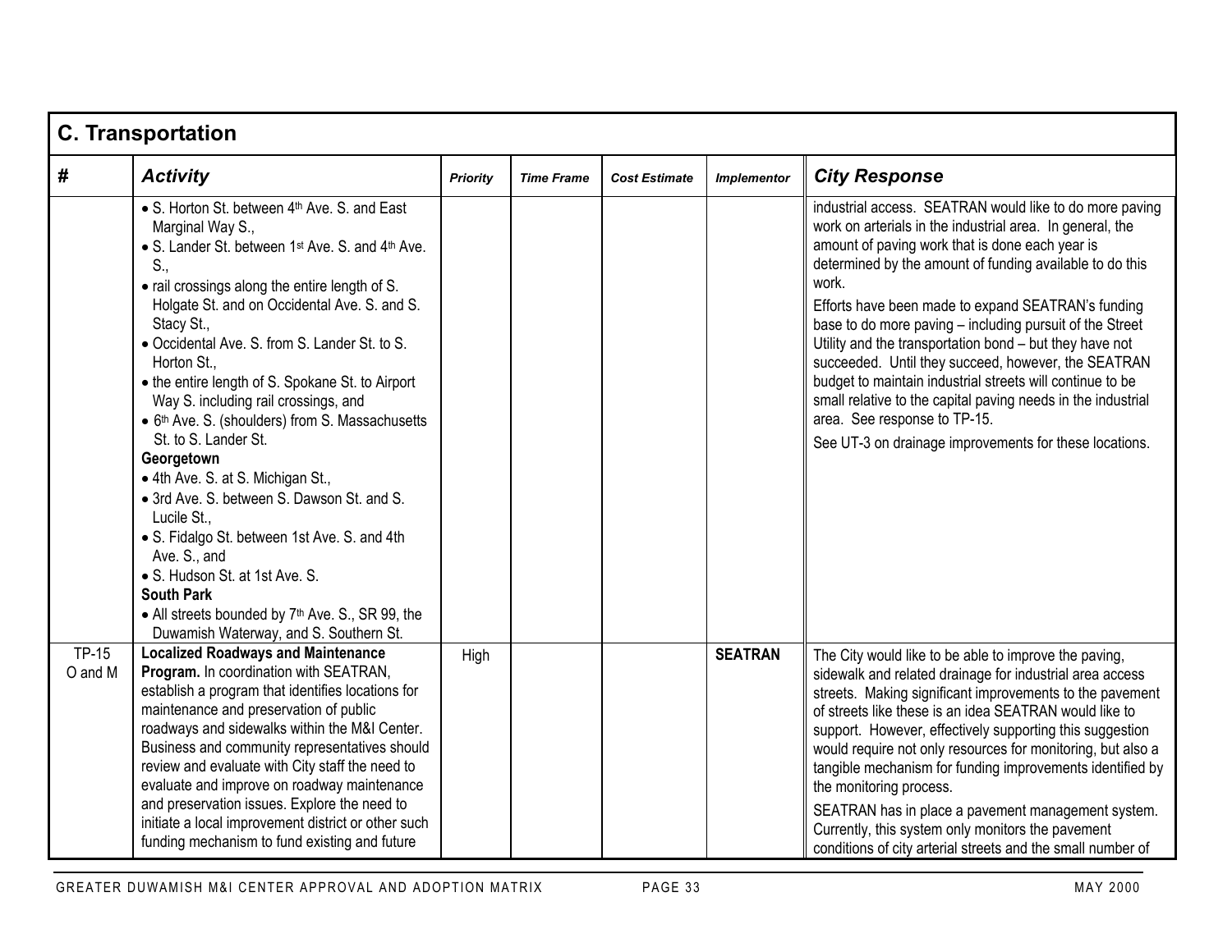## C. Transportation

| # | *Activity* | *Priority* | *Time Frame* | *Cost Estimate* | *Implementor* | *City Response* |
|---|---|---|---|---|---|---|
| | • S. Horton St. between 4th Ave. S. and East Marginal Way S.,<br>• S. Lander St. between 1st Ave. S. and 4th Ave. S.,<br>• rail crossings along the entire length of S. Holgate St. and on Occidental Ave. S. and S. Stacy St.,<br>• Occidental Ave. S. from S. Lander St. to S. Horton St.,<br>• the entire length of S. Spokane St. to Airport Way S. including rail crossings, and<br>• 6th Ave. S. (shoulders) from S. Massachusetts St. to S. Lander St.<br>**Georgetown**<br>• 4th Ave. S. at S. Michigan St.,<br>• 3rd Ave. S. between S. Dawson St. and S. Lucile St.,<br>• S. Fidalgo St. between 1st Ave. S. and 4th Ave. S., and<br>• S. Hudson St. at 1st Ave. S.<br>**South Park**<br>• All streets bounded by 7th Ave. S., SR 99, the Duwamish Waterway, and S. Southern St. | | | | | industrial access. SEATRAN would like to do more paving work on arterials in the industrial area. In general, the amount of paving work that is done each year is determined by the amount of funding available to do this work.<br>Efforts have been made to expand SEATRAN's funding base to do more paving – including pursuit of the Street Utility and the transportation bond – but they have not succeeded. Until they succeed, however, the SEATRAN budget to maintain industrial streets will continue to be small relative to the capital paving needs in the industrial area. See response to TP-15.<br>See UT-3 on drainage improvements for these locations. |
| TP-15 O and M | **Localized Roadways and Maintenance Program.** In coordination with SEATRAN, establish a program that identifies locations for maintenance and preservation of public roadways and sidewalks within the M&I Center. Business and community representatives should review and evaluate with City staff the need to evaluate and improve on roadway maintenance and preservation issues. Explore the need to initiate a local improvement district or other such funding mechanism to fund existing and future | High | | | **SEATRAN** | The City would like to be able to improve the paving, sidewalk and related drainage for industrial area access streets. Making significant improvements to the pavement of streets like these is an idea SEATRAN would like to support. However, effectively supporting this suggestion would require not only resources for monitoring, but also a tangible mechanism for funding improvements identified by the monitoring process.<br>SEATRAN has in place a pavement management system. Currently, this system only monitors the pavement conditions of city arterial streets and the small number of |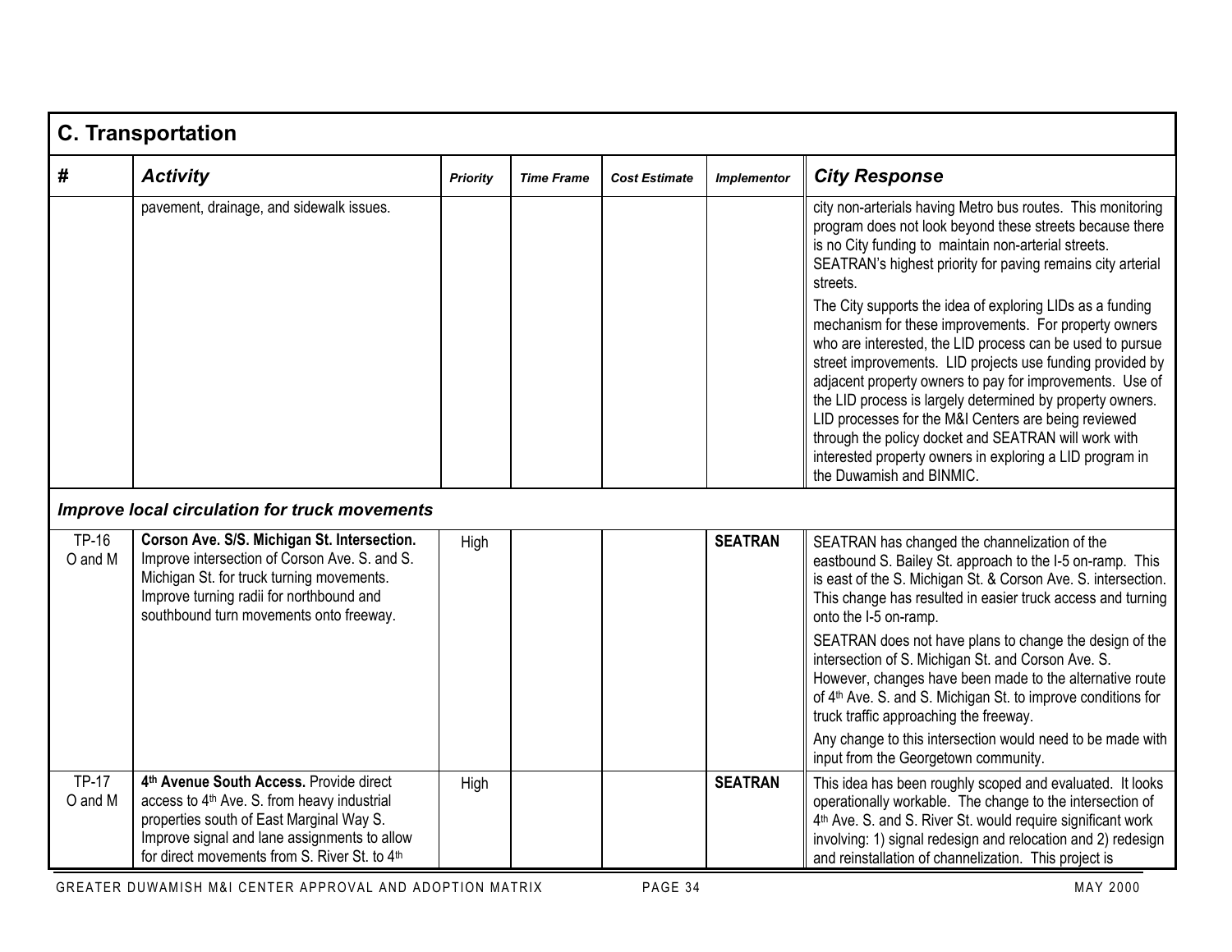## C. Transportation

| # | Activity | Priority | Time Frame | Cost Estimate | Implementor | City Response |
|---|---|---|---|---|---|---|
| | pavement, drainage, and sidewalk issues. | | | | | city non-arterials having Metro bus routes. This monitoring program does not look beyond these streets because there is no City funding to maintain non-arterial streets. SEATRAN's highest priority for paving remains city arterial streets.<br><br>The City supports the idea of exploring LIDs as a funding mechanism for these improvements. For property owners who are interested, the LID process can be used to pursue street improvements. LID projects use funding provided by adjacent property owners to pay for improvements. Use of the LID process is largely determined by property owners. LID processes for the M&I Centers are being reviewed through the policy docket and SEATRAN will work with interested property owners in exploring a LID program in the Duwamish and BINMIC. |
| ***Improve local circulation for truck movements*** | | | | | | |
| TP-16<br>O and M | **Corson Ave. S/S. Michigan St. Intersection.** Improve intersection of Corson Ave. S. and S. Michigan St. for truck turning movements. Improve turning radii for northbound and southbound turn movements onto freeway. | High | | | **SEATRAN** | SEATRAN has changed the channelization of the eastbound S. Bailey St. approach to the I-5 on-ramp. This is east of the S. Michigan St. & Corson Ave. S. intersection. This change has resulted in easier truck access and turning onto the I-5 on-ramp.<br><br>SEATRAN does not have plans to change the design of the intersection of S. Michigan St. and Corson Ave. S. However, changes have been made to the alternative route of 4th Ave. S. and S. Michigan St. to improve conditions for truck traffic approaching the freeway.<br><br>Any change to this intersection would need to be made with input from the Georgetown community. |
| TP-17<br>O and M | **4th Avenue South Access.** Provide direct access to 4th Ave. S. from heavy industrial properties south of East Marginal Way S. Improve signal and lane assignments to allow for direct movements from S. River St. to 4th | High | | | **SEATRAN** | This idea has been roughly scoped and evaluated. It looks operationally workable. The change to the intersection of 4th Ave. S. and S. River St. would require significant work involving: 1) signal redesign and relocation and 2) redesign and reinstallation of channelization. This project is |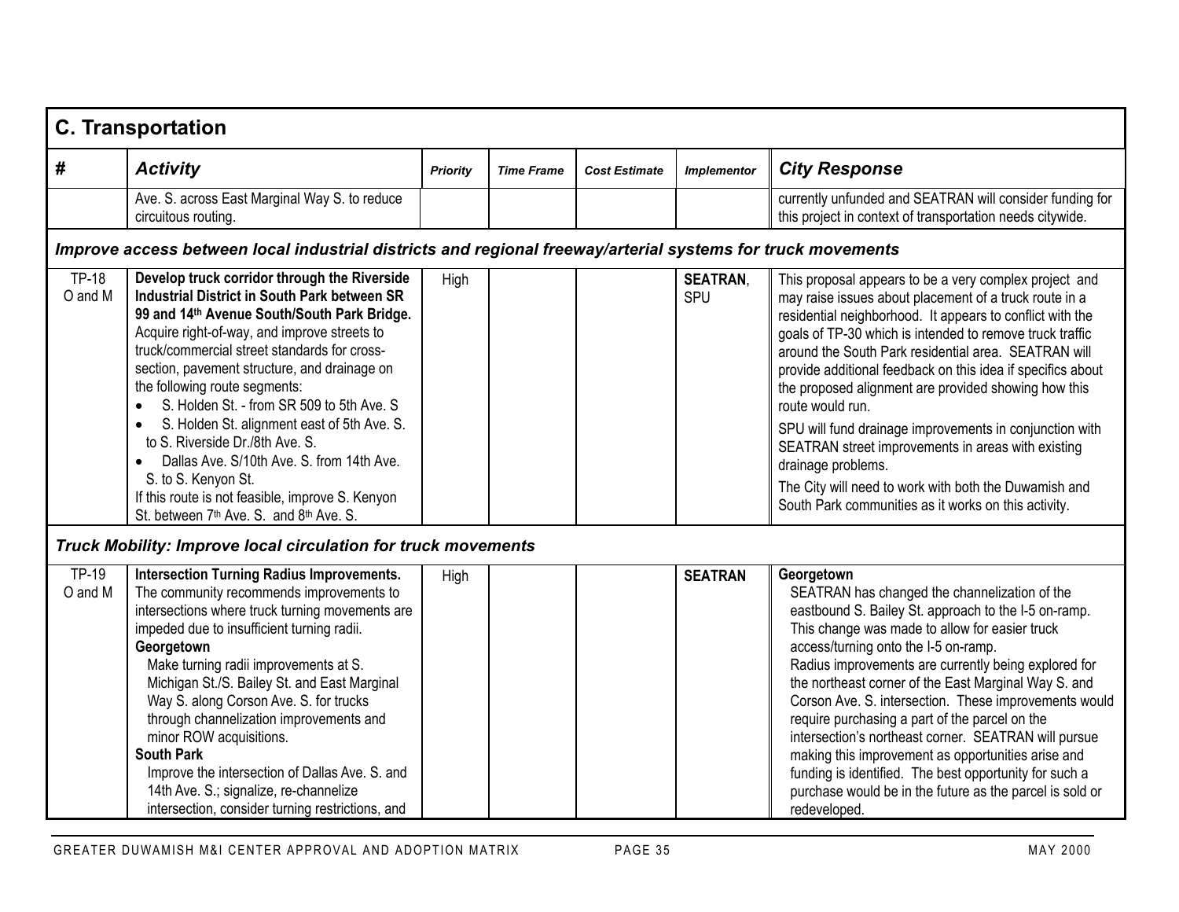## C. Transportation

| # | Activity | Priority | Time Frame | Cost Estimate | Implementor | City Response |
|---|---|---|---|---|---|---|
| | Ave. S. across East Marginal Way S. to reduce circuitous routing. | | | | | currently unfunded and SEATRAN will consider funding for this project in context of transportation needs citywide. |
| ***Improve access between local industrial districts and regional freeway/arterial systems for truck movements*** | | | | | | |
| TP-18 O and M | **Develop truck corridor through the Riverside Industrial District in South Park between SR 99 and 14th Avenue South/South Park Bridge.** Acquire right-of-way, and improve streets to truck/commercial street standards for cross-section, pavement structure, and drainage on the following route segments: • S. Holden St. - from SR 509 to 5th Ave. S • S. Holden St. alignment east of 5th Ave. S. to S. Riverside Dr./8th Ave. S. • Dallas Ave. S/10th Ave. S. from 14th Ave. S. to S. Kenyon St. If this route is not feasible, improve S. Kenyon St. between 7th Ave. S. and 8th Ave. S. | High | | | **SEATRAN**, SPU | This proposal appears to be a very complex project and may raise issues about placement of a truck route in a residential neighborhood. It appears to conflict with the goals of TP-30 which is intended to remove truck traffic around the South Park residential area. SEATRAN will provide additional feedback on this idea if specifics about the proposed alignment are provided showing how this route would run. SPU will fund drainage improvements in conjunction with SEATRAN street improvements in areas with existing drainage problems. The City will need to work with both the Duwamish and South Park communities as it works on this activity. |
| ***Truck Mobility: Improve local circulation for truck movements*** | | | | | | |
| TP-19 O and M | **Intersection Turning Radius Improvements.** The community recommends improvements to intersections where truck turning movements are impeded due to insufficient turning radii. **Georgetown** Make turning radii improvements at S. Michigan St./S. Bailey St. and East Marginal Way S. along Corson Ave. S. for trucks through channelization improvements and minor ROW acquisitions. **South Park** Improve the intersection of Dallas Ave. S. and 14th Ave. S.; signalize, re-channelize intersection, consider turning restrictions, and | High | | | **SEATRAN** | **Georgetown** SEATRAN has changed the channelization of the eastbound S. Bailey St. approach to the I-5 on-ramp. This change was made to allow for easier truck access/turning onto the I-5 on-ramp. Radius improvements are currently being explored for the northeast corner of the East Marginal Way S. and Corson Ave. S. intersection. These improvements would require purchasing a part of the parcel on the intersection's northeast corner. SEATRAN will pursue making this improvement as opportunities arise and funding is identified. The best opportunity for such a purchase would be in the future as the parcel is sold or redeveloped. |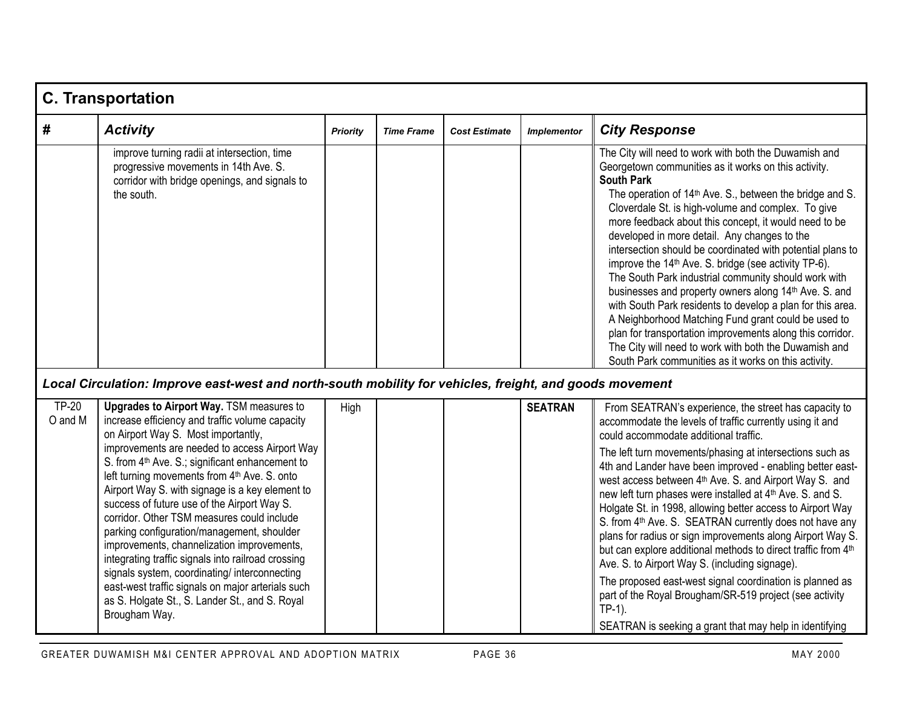## C. Transportation

| # | Activity | Priority | Time Frame | Cost Estimate | Implementor | City Response |
|---|---|---|---|---|---|---|
| | improve turning radii at intersection, time progressive movements in 14th Ave. S. corridor with bridge openings, and signals to the south. | | | | | The City will need to work with both the Duwamish and Georgetown communities as it works on this activity.<br>**South Park**<br>The operation of 14th Ave. S., between the bridge and S. Cloverdale St. is high-volume and complex. To give more feedback about this concept, it would need to be developed in more detail. Any changes to the intersection should be coordinated with potential plans to improve the 14th Ave. S. bridge (see activity TP-6). The South Park industrial community should work with businesses and property owners along 14th Ave. S. and with South Park residents to develop a plan for this area. A Neighborhood Matching Fund grant could be used to plan for transportation improvements along this corridor. The City will need to work with both the Duwamish and South Park communities as it works on this activity. |
| ***Local Circulation: Improve east-west and north-south mobility for vehicles, freight, and goods movement*** | | | | | | |
| TP-20 O and M | **Upgrades to Airport Way.** TSM measures to increase efficiency and traffic volume capacity on Airport Way S. Most importantly, improvements are needed to access Airport Way S. from 4th Ave. S.; significant enhancement to left turning movements from 4th Ave. S. onto Airport Way S. with signage is a key element to success of future use of the Airport Way S. corridor. Other TSM measures could include parking configuration/management, shoulder improvements, channelization improvements, integrating traffic signals into railroad crossing signals system, coordinating/ interconnecting east-west traffic signals on major arterials such as S. Holgate St., S. Lander St., and S. Royal Brougham Way. | High | | | **SEATRAN** | From SEATRAN's experience, the street has capacity to accommodate the levels of traffic currently using it and could accommodate additional traffic.<br>The left turn movements/phasing at intersections such as 4th and Lander have been improved - enabling better east-west access between 4th Ave. S. and Airport Way S. and new left turn phases were installed at 4th Ave. S. and S. Holgate St. in 1998, allowing better access to Airport Way S. from 4th Ave. S. SEATRAN currently does not have any plans for radius or sign improvements along Airport Way S. but can explore additional methods to direct traffic from 4th Ave. S. to Airport Way S. (including signage).<br>The proposed east-west signal coordination is planned as part of the Royal Brougham/SR-519 project (see activity TP-1).<br>SEATRAN is seeking a grant that may help in identifying |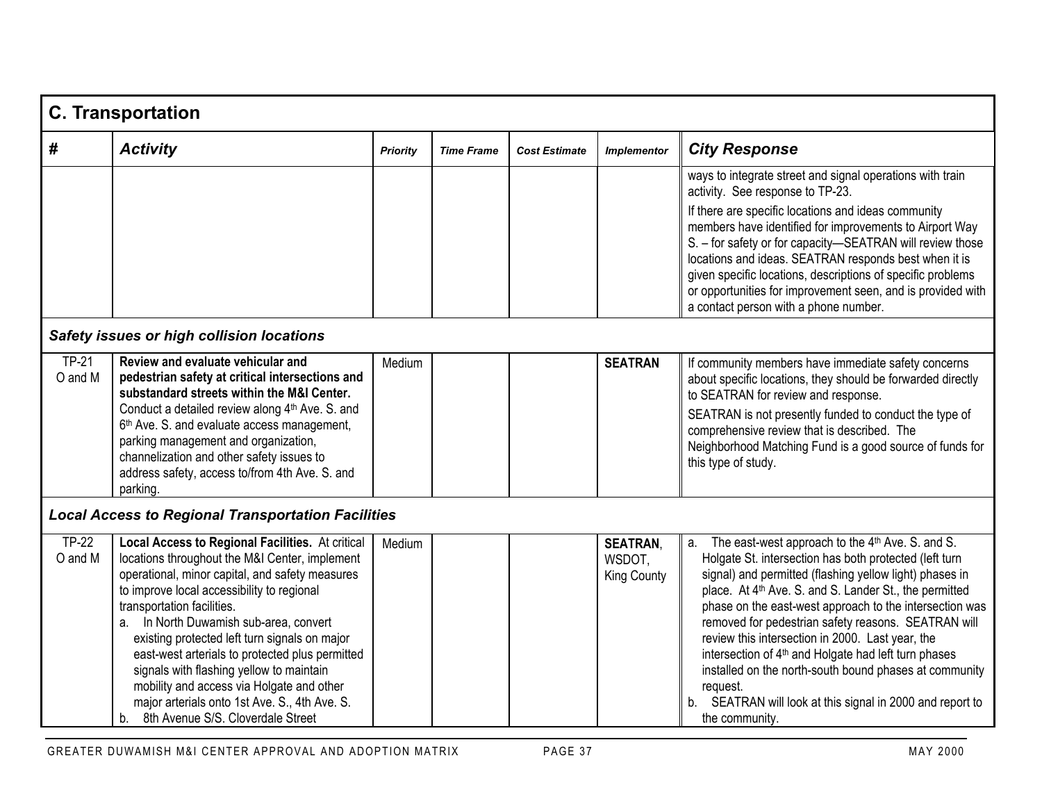## C. Transportation

| # | *Activity* | *Priority* | *Time Frame* | *Cost Estimate* | *Implementor* | *City Response* |
|---|---|---|---|---|---|---|
| | | | | | | ways to integrate street and signal operations with train activity. See response to TP-23.<br><br>If there are specific locations and ideas community members have identified for improvements to Airport Way S. – for safety or for capacity—SEATRAN will review those locations and ideas. SEATRAN responds best when it is given specific locations, descriptions of specific problems or opportunities for improvement seen, and is provided with a contact person with a phone number. |
| ***Safety issues or high collision locations*** | | | | | | |
| TP-21 O and M | **Review and evaluate vehicular and pedestrian safety at critical intersections and substandard streets within the M&I Center.** Conduct a detailed review along 4th Ave. S. and 6th Ave. S. and evaluate access management, parking management and organization, channelization and other safety issues to address safety, access to/from 4th Ave. S. and parking. | Medium | | | **SEATRAN** | If community members have immediate safety concerns about specific locations, they should be forwarded directly to SEATRAN for review and response.<br><br>SEATRAN is not presently funded to conduct the type of comprehensive review that is described. The Neighborhood Matching Fund is a good source of funds for this type of study. |
| ***Local Access to Regional Transportation Facilities*** | | | | | | |
| TP-22 O and M | **Local Access to Regional Facilities.** At critical locations throughout the M&I Center, implement operational, minor capital, and safety measures to improve local accessibility to regional transportation facilities.<br>a. In North Duwamish sub-area, convert existing protected left turn signals on major east-west arterials to protected plus permitted signals with flashing yellow to maintain mobility and access via Holgate and other major arterials onto 1st Ave. S., 4th Ave. S.<br>b. 8th Avenue S/S. Cloverdale Street | Medium | | | **SEATRAN**, WSDOT, King County | a. The east-west approach to the 4th Ave. S. and S. Holgate St. intersection has both protected (left turn signal) and permitted (flashing yellow light) phases in place. At 4th Ave. S. and S. Lander St., the permitted phase on the east-west approach to the intersection was removed for pedestrian safety reasons. SEATRAN will review this intersection in 2000. Last year, the intersection of 4th and Holgate had left turn phases installed on the north-south bound phases at community request.<br>b. SEATRAN will look at this signal in 2000 and report to the community. |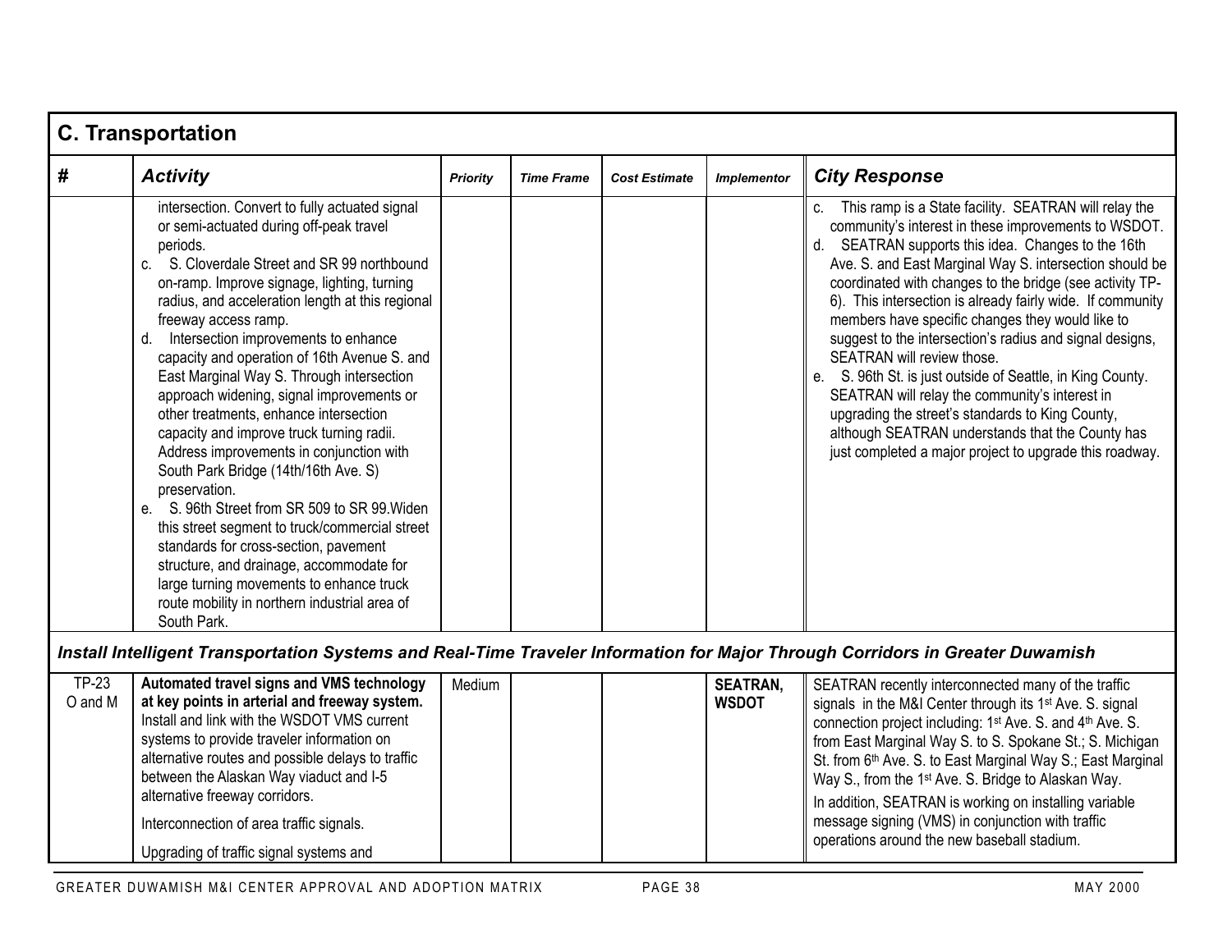## C. Transportation

| # | *Activity* | *Priority* | *Time Frame* | *Cost Estimate* | *Implementor* | *City Response* |
|---|---|---|---|---|---|---|
| | intersection. Convert to fully actuated signal or semi-actuated during off-peak travel periods.<br>c. S. Cloverdale Street and SR 99 northbound on-ramp. Improve signage, lighting, turning radius, and acceleration length at this regional freeway access ramp.<br>d. Intersection improvements to enhance capacity and operation of 16th Avenue S. and East Marginal Way S. Through intersection approach widening, signal improvements or other treatments, enhance intersection capacity and improve truck turning radii. Address improvements in conjunction with South Park Bridge (14th/16th Ave. S) preservation.<br>e. S. 96th Street from SR 509 to SR 99.Widen this street segment to truck/commercial street standards for cross-section, pavement structure, and drainage, accommodate for large turning movements to enhance truck route mobility in northern industrial area of South Park. | | | | | c. This ramp is a State facility. SEATRAN will relay the community's interest in these improvements to WSDOT.<br>d. SEATRAN supports this idea. Changes to the 16th Ave. S. and East Marginal Way S. intersection should be coordinated with changes to the bridge (see activity TP-6). This intersection is already fairly wide. If community members have specific changes they would like to suggest to the intersection's radius and signal designs, SEATRAN will review those.<br>e. S. 96th St. is just outside of Seattle, in King County. SEATRAN will relay the community's interest in upgrading the street's standards to King County, although SEATRAN understands that the County has just completed a major project to upgrade this roadway. |
| ***Install Intelligent Transportation Systems and Real-Time Traveler Information for Major Through Corridors in Greater Duwamish*** | | | | | | |
| TP-23 O and M | **Automated travel signs and VMS technology at key points in arterial and freeway system.** Install and link with the WSDOT VMS current systems to provide traveler information on alternative routes and possible delays to traffic between the Alaskan Way viaduct and I-5 alternative freeway corridors.<br>Interconnection of area traffic signals.<br>Upgrading of traffic signal systems and | Medium | | | **SEATRAN, WSDOT** | SEATRAN recently interconnected many of the traffic signals in the M&I Center through its 1st Ave. S. signal connection project including: 1st Ave. S. and 4th Ave. S. from East Marginal Way S. to S. Spokane St.; S. Michigan St. from 6th Ave. S. to East Marginal Way S.; East Marginal Way S., from the 1st Ave. S. Bridge to Alaskan Way.<br>In addition, SEATRAN is working on installing variable message signing (VMS) in conjunction with traffic operations around the new baseball stadium. |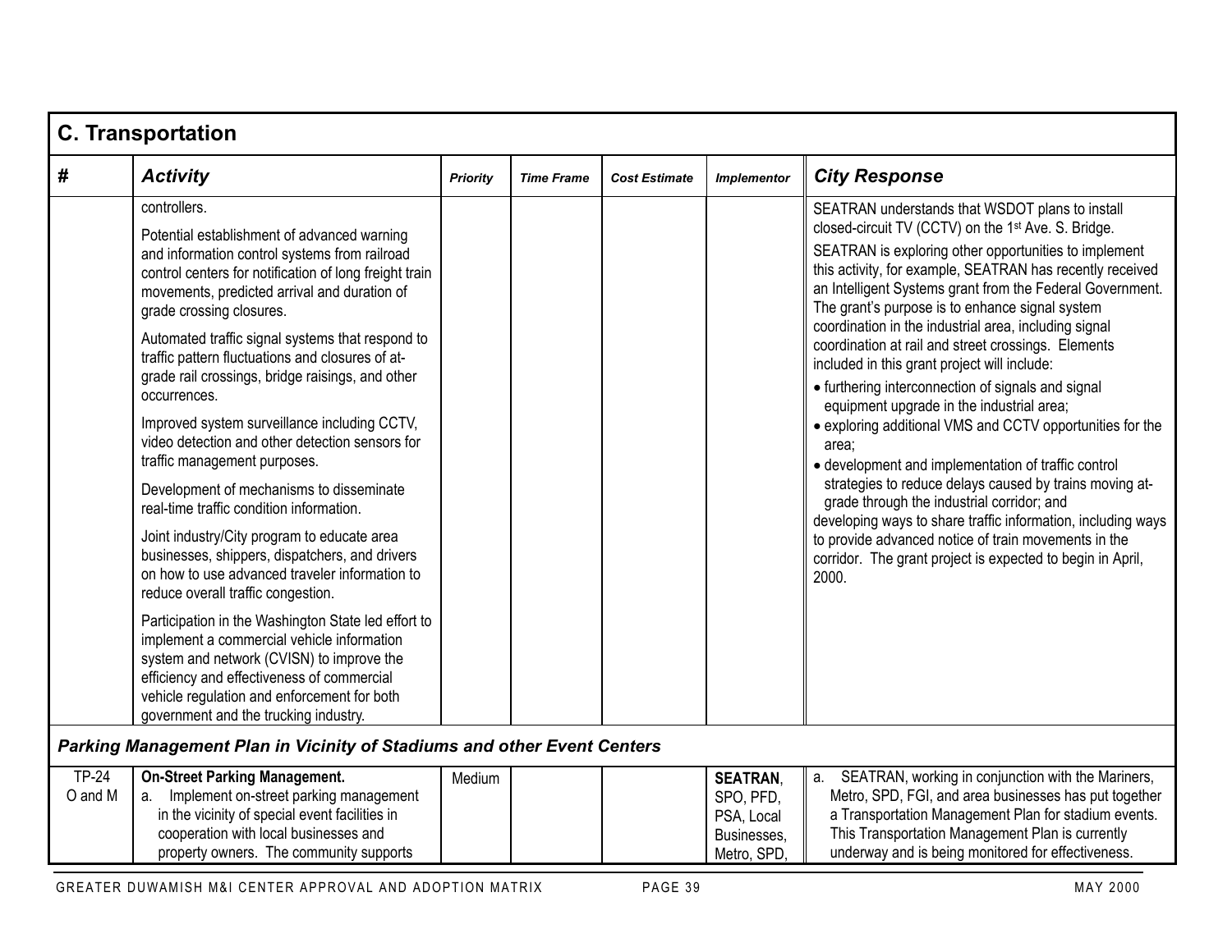## C. Transportation

| # | Activity | Priority | Time Frame | Cost Estimate | Implementor | City Response |
|---|---|---|---|---|---|---|
| | controllers.<br><br>Potential establishment of advanced warning and information control systems from railroad control centers for notification of long freight train movements, predicted arrival and duration of grade crossing closures.<br><br>Automated traffic signal systems that respond to traffic pattern fluctuations and closures of at-grade rail crossings, bridge raisings, and other occurrences.<br><br>Improved system surveillance including CCTV, video detection and other detection sensors for traffic management purposes.<br><br>Development of mechanisms to disseminate real-time traffic condition information.<br><br>Joint industry/City program to educate area businesses, shippers, dispatchers, and drivers on how to use advanced traveler information to reduce overall traffic congestion.<br><br>Participation in the Washington State led effort to implement a commercial vehicle information system and network (CVISN) to improve the efficiency and effectiveness of commercial vehicle regulation and enforcement for both government and the trucking industry. | | | | | SEATRAN understands that WSDOT plans to install closed-circuit TV (CCTV) on the 1st Ave. S. Bridge.<br><br>SEATRAN is exploring other opportunities to implement this activity, for example, SEATRAN has recently received an Intelligent Systems grant from the Federal Government. The grant's purpose is to enhance signal system coordination in the industrial area, including signal coordination at rail and street crossings. Elements included in this grant project will include:<br>• furthering interconnection of signals and signal equipment upgrade in the industrial area;<br>• exploring additional VMS and CCTV opportunities for the area;<br>• development and implementation of traffic control strategies to reduce delays caused by trains moving at-grade through the industrial corridor; and<br>developing ways to share traffic information, including ways to provide advanced notice of train movements in the corridor. The grant project is expected to begin in April, 2000. |
| ***Parking Management Plan in Vicinity of Stadiums and other Event Centers*** | | | | | | |
| TP-24 O and M | **On-Street Parking Management.**<br>a. Implement on-street parking management in the vicinity of special event facilities in cooperation with local businesses and property owners. The community supports | Medium | | | **SEATRAN**, SPO, PFD, PSA, Local Businesses, Metro, SPD, | a. SEATRAN, working in conjunction with the Mariners, Metro, SPD, FGI, and area businesses has put together a Transportation Management Plan for stadium events. This Transportation Management Plan is currently underway and is being monitored for effectiveness. |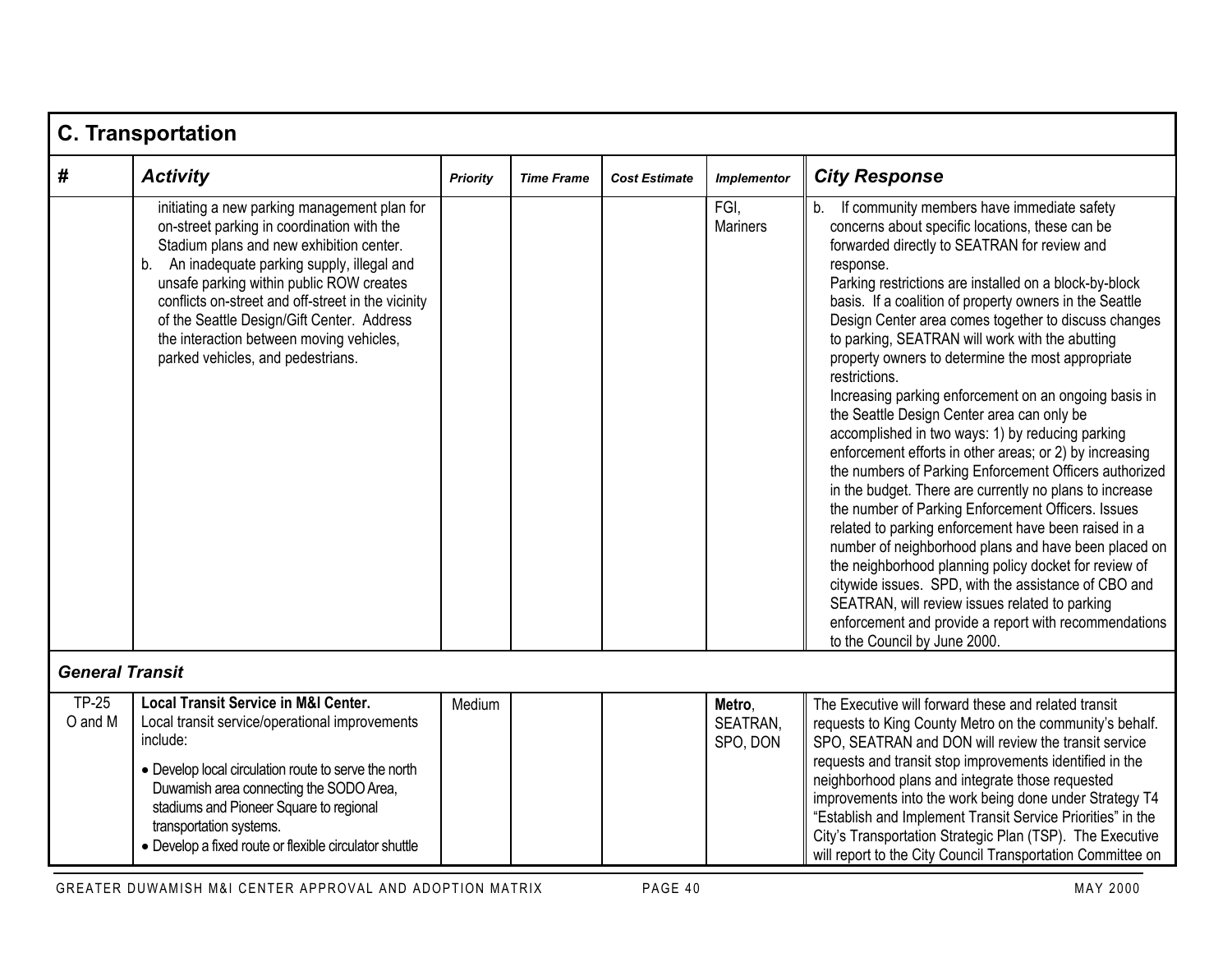## C. Transportation

| # | Activity | Priority | Time Frame | Cost Estimate | Implementor | City Response |
|---|---|---|---|---|---|---|
| | initiating a new parking management plan for on-street parking in coordination with the Stadium plans and new exhibition center.<br>b. An inadequate parking supply, illegal and unsafe parking within public ROW creates conflicts on-street and off-street in the vicinity of the Seattle Design/Gift Center. Address the interaction between moving vehicles, parked vehicles, and pedestrians. | | | | FGI, Mariners | b. If community members have immediate safety concerns about specific locations, these can be forwarded directly to SEATRAN for review and response.<br>Parking restrictions are installed on a block-by-block basis. If a coalition of property owners in the Seattle Design Center area comes together to discuss changes to parking, SEATRAN will work with the abutting property owners to determine the most appropriate restrictions.<br>Increasing parking enforcement on an ongoing basis in the Seattle Design Center area can only be accomplished in two ways: 1) by reducing parking enforcement efforts in other areas; or 2) by increasing the numbers of Parking Enforcement Officers authorized in the budget. There are currently no plans to increase the number of Parking Enforcement Officers. Issues related to parking enforcement have been raised in a number of neighborhood plans and have been placed on the neighborhood planning policy docket for review of citywide issues. SPD, with the assistance of CBO and SEATRAN, will review issues related to parking enforcement and provide a report with recommendations to the Council by June 2000. |
| ***General Transit*** | | | | | | |
| TP-25 O and M | **Local Transit Service in M&I Center.**<br>Local transit service/operational improvements include:<br>• Develop local circulation route to serve the north Duwamish area connecting the SODO Area, stadiums and Pioneer Square to regional transportation systems.<br>• Develop a fixed route or flexible circulator shuttle | Medium | | | **Metro**, SEATRAN, SPO, DON | The Executive will forward these and related transit requests to King County Metro on the community's behalf. SPO, SEATRAN and DON will review the transit service requests and transit stop improvements identified in the neighborhood plans and integrate those requested improvements into the work being done under Strategy T4 "Establish and Implement Transit Service Priorities" in the City's Transportation Strategic Plan (TSP). The Executive will report to the City Council Transportation Committee on |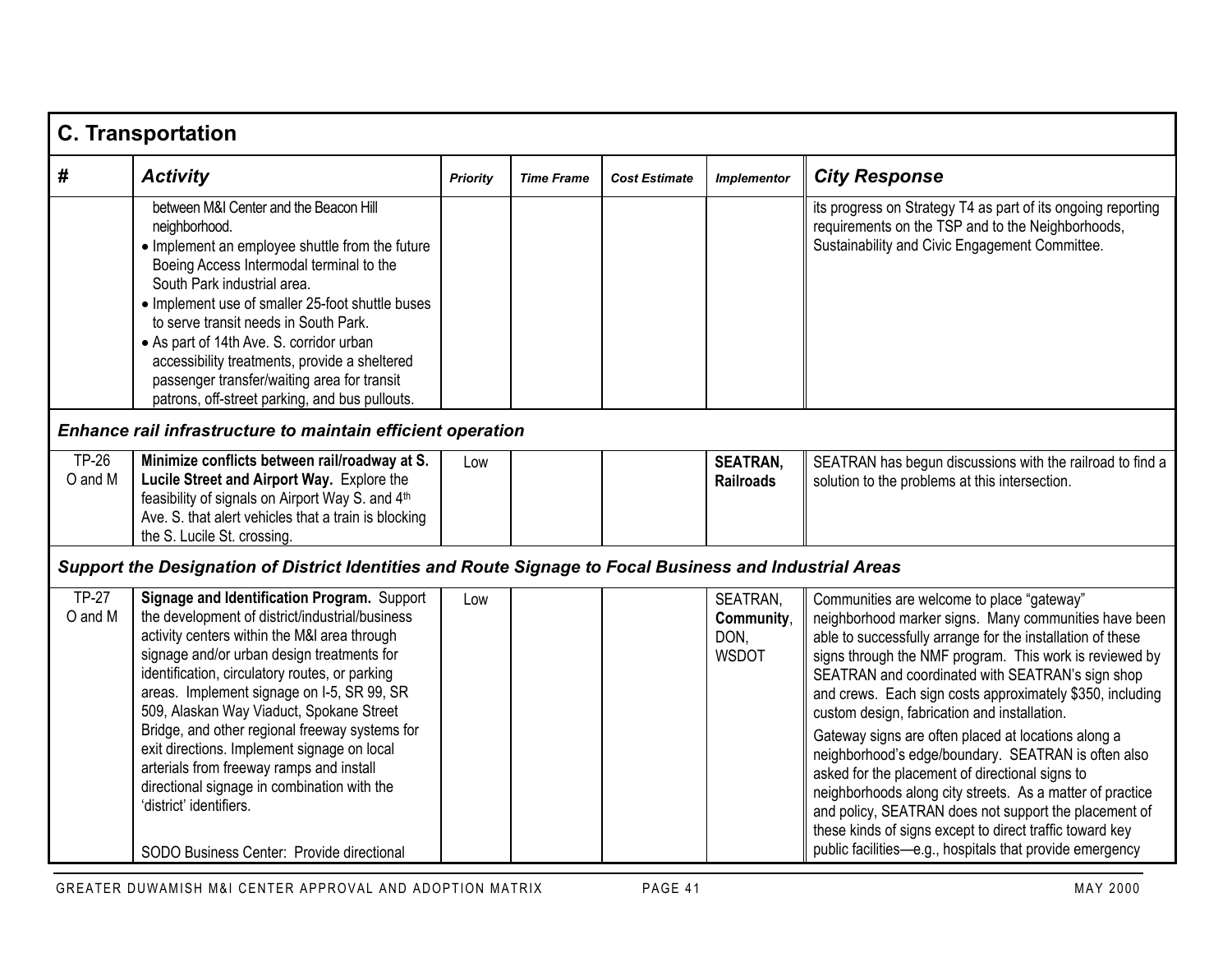## C. Transportation

| # | *Activity* | *Priority* | *Time Frame* | *Cost Estimate* | *Implementor* | *City Response* |
|---|---|---|---|---|---|---|
| | between M&I Center and the Beacon Hill neighborhood.<br>• Implement an employee shuttle from the future Boeing Access Intermodal terminal to the South Park industrial area.<br>• Implement use of smaller 25-foot shuttle buses to serve transit needs in South Park.<br>• As part of 14th Ave. S. corridor urban accessibility treatments, provide a sheltered passenger transfer/waiting area for transit patrons, off-street parking, and bus pullouts. | | | | | its progress on Strategy T4 as part of its ongoing reporting requirements on the TSP and to the Neighborhoods, Sustainability and Civic Engagement Committee. |
| ***Enhance rail infrastructure to maintain efficient operation*** | | | | | | |
| TP-26 O and M | **Minimize conflicts between rail/roadway at S. Lucile Street and Airport Way.** Explore the feasibility of signals on Airport Way S. and 4th Ave. S. that alert vehicles that a train is blocking the S. Lucile St. crossing. | Low | | | **SEATRAN, Railroads** | SEATRAN has begun discussions with the railroad to find a solution to the problems at this intersection. |
| ***Support the Designation of District Identities and Route Signage to Focal Business and Industrial Areas*** | | | | | | |
| TP-27 O and M | **Signage and Identification Program.** Support the development of district/industrial/business activity centers within the M&I area through signage and/or urban design treatments for identification, circulatory routes, or parking areas. Implement signage on I-5, SR 99, SR 509, Alaskan Way Viaduct, Spokane Street Bridge, and other regional freeway systems for exit directions. Implement signage on local arterials from freeway ramps and install directional signage in combination with the 'district' identifiers.<br><br>SODO Business Center: Provide directional | Low | | | SEATRAN, **Community**, DON, WSDOT | Communities are welcome to place "gateway" neighborhood marker signs. Many communities have been able to successfully arrange for the installation of these signs through the NMF program. This work is reviewed by SEATRAN and coordinated with SEATRAN's sign shop and crews. Each sign costs approximately $350, including custom design, fabrication and installation.<br><br>Gateway signs are often placed at locations along a neighborhood's edge/boundary. SEATRAN is often also asked for the placement of directional signs to neighborhoods along city streets. As a matter of practice and policy, SEATRAN does not support the placement of these kinds of signs except to direct traffic toward key public facilities—e.g., hospitals that provide emergency |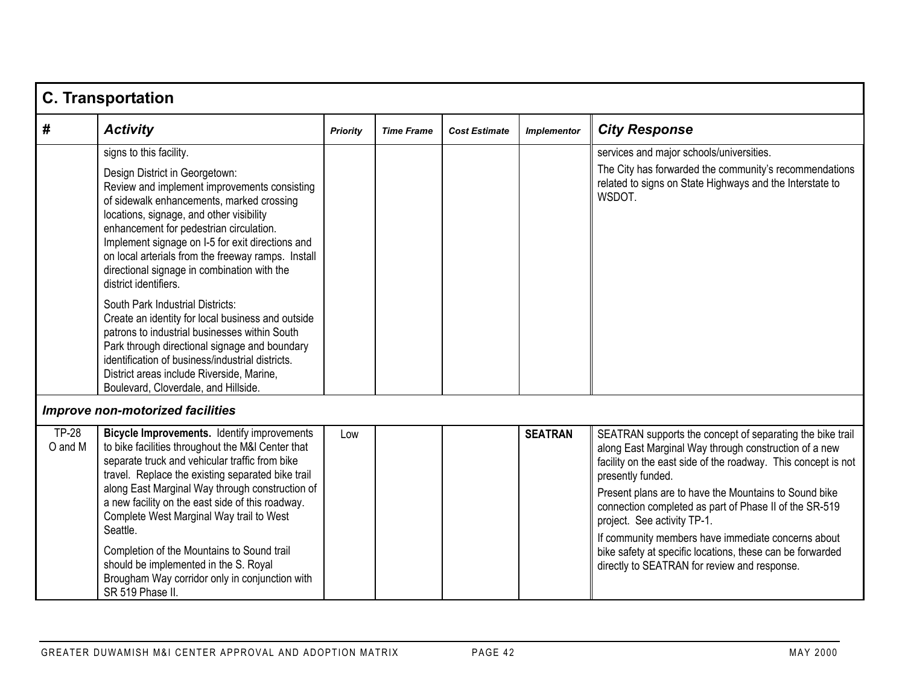## C. Transportation

| # | *Activity* | *Priority* | *Time Frame* | *Cost Estimate* | *Implementor* | *City Response* |
|---|---|---|---|---|---|---|
| | signs to this facility.<br><br>Design District in Georgetown:<br>Review and implement improvements consisting of sidewalk enhancements, marked crossing locations, signage, and other visibility enhancement for pedestrian circulation. Implement signage on I-5 for exit directions and on local arterials from the freeway ramps. Install directional signage in combination with the district identifiers.<br><br>South Park Industrial Districts:<br>Create an identity for local business and outside patrons to industrial businesses within South Park through directional signage and boundary identification of business/industrial districts. District areas include Riverside, Marine, Boulevard, Cloverdale, and Hillside. | | | | | services and major schools/universities.<br><br>The City has forwarded the community's recommendations related to signs on State Highways and the Interstate to WSDOT. |
| ***Improve non-motorized facilities*** | | | | | | |
| TP-28 O and M | **Bicycle Improvements.** Identify improvements to bike facilities throughout the M&I Center that separate truck and vehicular traffic from bike travel. Replace the existing separated bike trail along East Marginal Way through construction of a new facility on the east side of this roadway. Complete West Marginal Way trail to West Seattle.<br><br>Completion of the Mountains to Sound trail should be implemented in the S. Royal Brougham Way corridor only in conjunction with SR 519 Phase II. | Low | | | **SEATRAN** | SEATRAN supports the concept of separating the bike trail along East Marginal Way through construction of a new facility on the east side of the roadway. This concept is not presently funded.<br><br>Present plans are to have the Mountains to Sound bike connection completed as part of Phase II of the SR-519 project. See activity TP-1.<br><br>If community members have immediate concerns about bike safety at specific locations, these can be forwarded directly to SEATRAN for review and response. |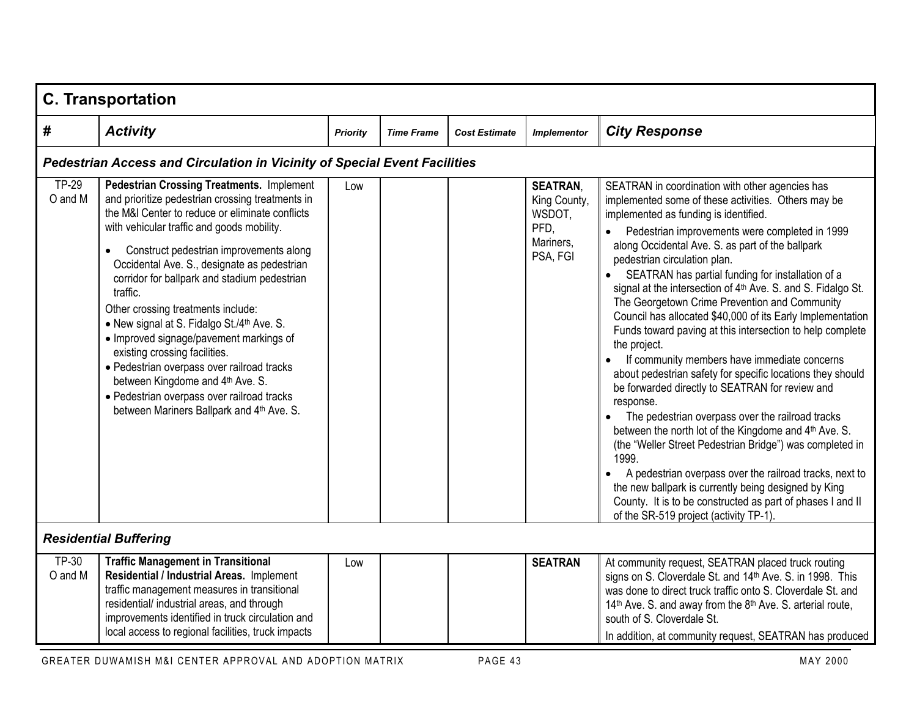## C. Transportation

| # | Activity | Priority | Time Frame | Cost Estimate | Implementor | City Response |
|---|---|---|---|---|---|---|
| ***Pedestrian Access and Circulation in Vicinity of Special Event Facilities*** | | | | | | |
| TP-29 O and M | **Pedestrian Crossing Treatments.** Implement and prioritize pedestrian crossing treatments in the M&I Center to reduce or eliminate conflicts with vehicular traffic and goods mobility. <br>• Construct pedestrian improvements along Occidental Ave. S., designate as pedestrian corridor for ballpark and stadium pedestrian traffic. <br>Other crossing treatments include: <br>• New signal at S. Fidalgo St./4th Ave. S. <br>• Improved signage/pavement markings of existing crossing facilities. <br>• Pedestrian overpass over railroad tracks between Kingdome and 4th Ave. S. <br>• Pedestrian overpass over railroad tracks between Mariners Ballpark and 4th Ave. S. | Low | | | **SEATRAN**, King County, WSDOT, PFD, Mariners, PSA, FGI | SEATRAN in coordination with other agencies has implemented some of these activities. Others may be implemented as funding is identified. <br>• Pedestrian improvements were completed in 1999 along Occidental Ave. S. as part of the ballpark pedestrian circulation plan. <br>• SEATRAN has partial funding for installation of a signal at the intersection of 4th Ave. S. and S. Fidalgo St. The Georgetown Crime Prevention and Community Council has allocated $40,000 of its Early Implementation Funds toward paving at this intersection to help complete the project. <br>• If community members have immediate concerns about pedestrian safety for specific locations they should be forwarded directly to SEATRAN for review and response. <br>• The pedestrian overpass over the railroad tracks between the north lot of the Kingdome and 4th Ave. S. (the "Weller Street Pedestrian Bridge") was completed in 1999. <br>• A pedestrian overpass over the railroad tracks, next to the new ballpark is currently being designed by King County. It is to be constructed as part of phases I and II of the SR-519 project (activity TP-1). |
| ***Residential Buffering*** | | | | | | |
| TP-30 O and M | **Traffic Management in Transitional Residential / Industrial Areas.** Implement traffic management measures in transitional residential/ industrial areas, and through improvements identified in truck circulation and local access to regional facilities, truck impacts | Low | | | **SEATRAN** | At community request, SEATRAN placed truck routing signs on S. Cloverdale St. and 14th Ave. S. in 1998. This was done to direct truck traffic onto S. Cloverdale St. and 14th Ave. S. and away from the 8th Ave. S. arterial route, south of S. Cloverdale St. <br>In addition, at community request, SEATRAN has produced |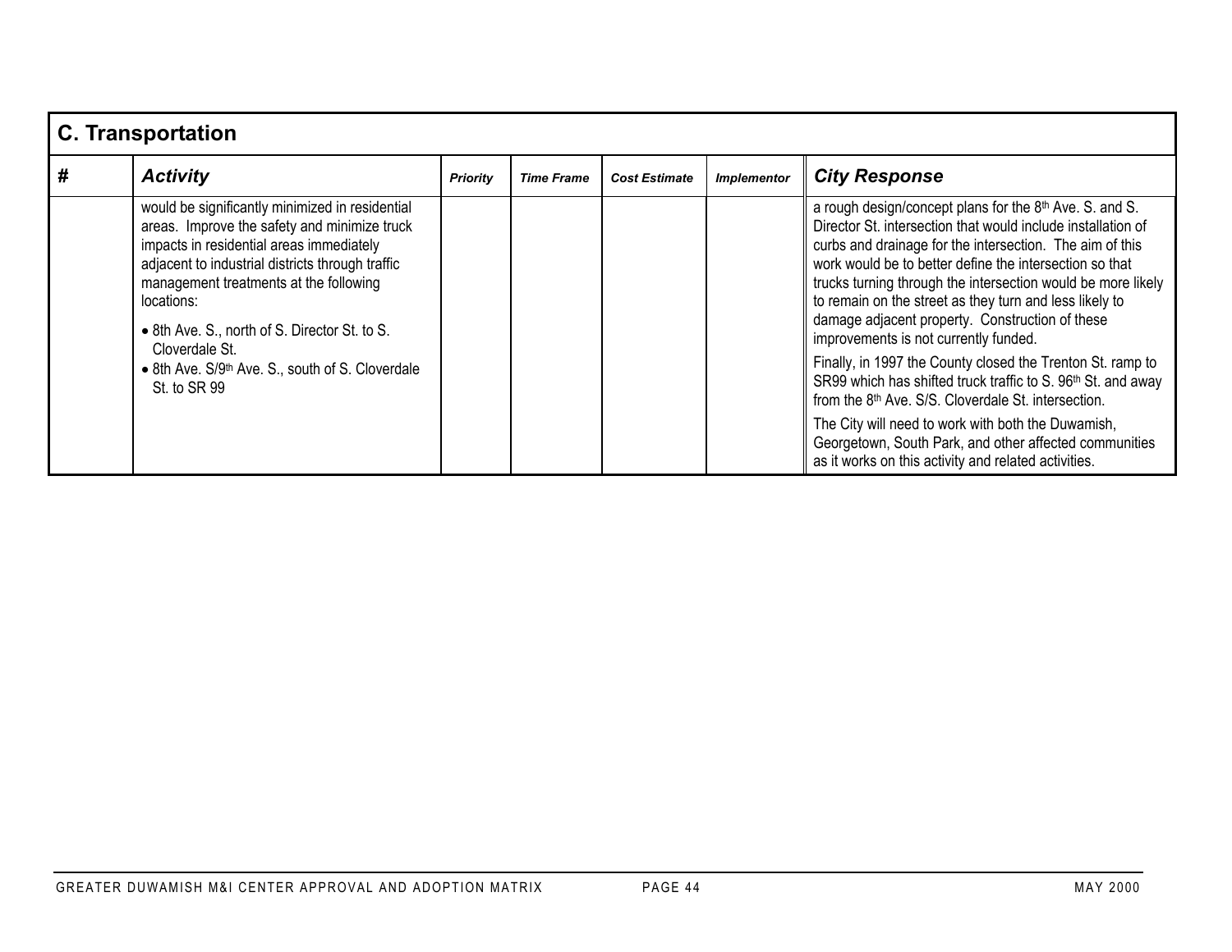| C. Transportation | | | | | | |
|---|---|---|---|---|---|---|
| **#** | ***Activity*** | ***Priority*** | ***Time Frame*** | ***Cost Estimate*** | ***Implementor*** | ***City Response*** |
| | would be significantly minimized in residential areas. Improve the safety and minimize truck impacts in residential areas immediately adjacent to industrial districts through traffic management treatments at the following locations:<br>• 8th Ave. S., north of S. Director St. to S. Cloverdale St.<br>• 8th Ave. S/9th Ave. S., south of S. Cloverdale St. to SR 99 | | | | | a rough design/concept plans for the 8th Ave. S. and S. Director St. intersection that would include installation of curbs and drainage for the intersection. The aim of this work would be to better define the intersection so that trucks turning through the intersection would be more likely to remain on the street as they turn and less likely to damage adjacent property. Construction of these improvements is not currently funded.<br>Finally, in 1997 the County closed the Trenton St. ramp to SR99 which has shifted truck traffic to S. 96th St. and away from the 8th Ave. S/S. Cloverdale St. intersection.<br>The City will need to work with both the Duwamish, Georgetown, South Park, and other affected communities as it works on this activity and related activities. |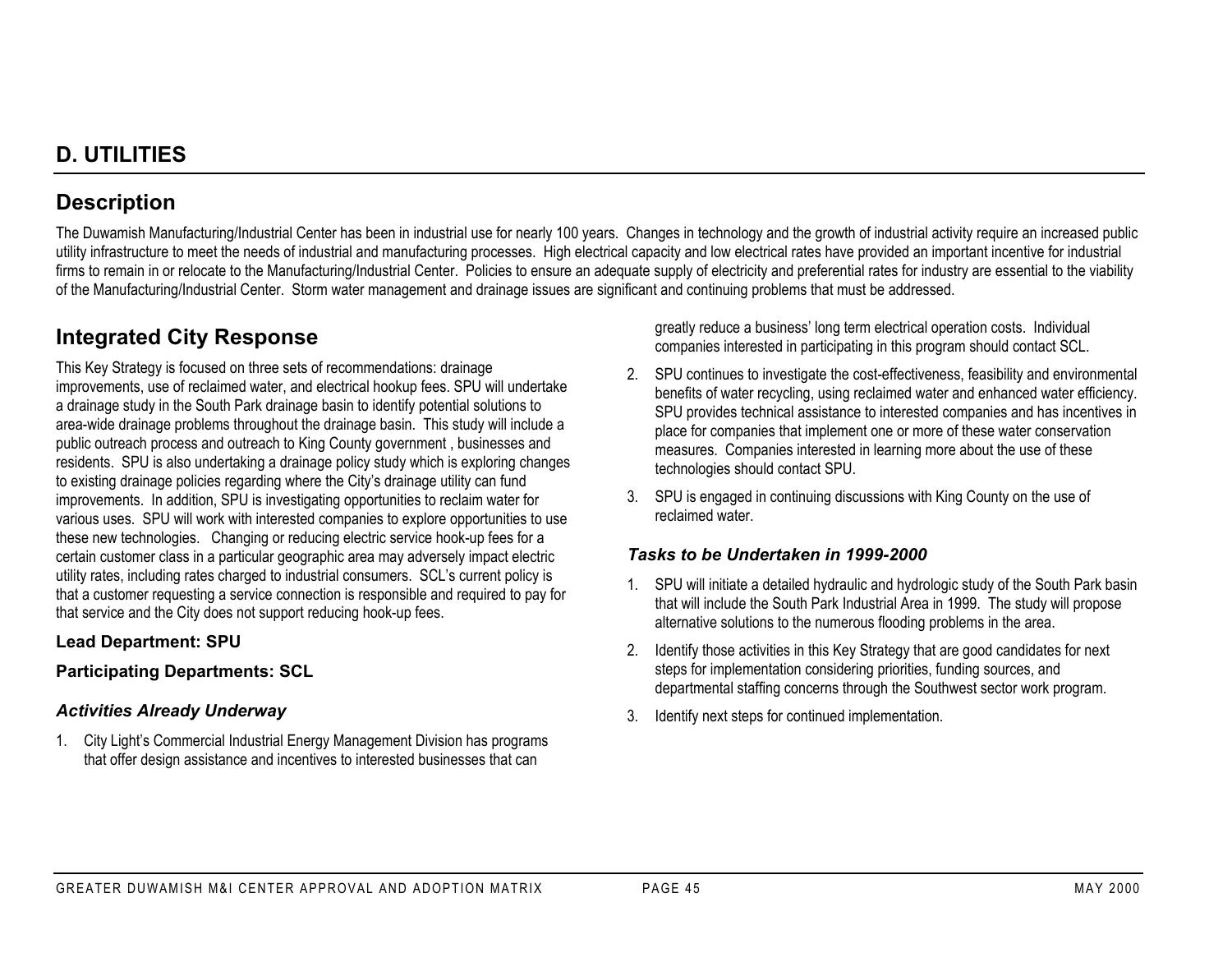## D. UTILITIES

## Description

The Duwamish Manufacturing/Industrial Center has been in industrial use for nearly 100 years. Changes in technology and the growth of industrial activity require an increased public utility infrastructure to meet the needs of industrial and manufacturing processes. High electrical capacity and low electrical rates have provided an important incentive for industrial firms to remain in or relocate to the Manufacturing/Industrial Center. Policies to ensure an adequate supply of electricity and preferential rates for industry are essential to the viability of the Manufacturing/Industrial Center. Storm water management and drainage issues are significant and continuing problems that must be addressed.

## Integrated City Response

This Key Strategy is focused on three sets of recommendations: drainage improvements, use of reclaimed water, and electrical hookup fees. SPU will undertake a drainage study in the South Park drainage basin to identify potential solutions to area-wide drainage problems throughout the drainage basin. This study will include a public outreach process and outreach to King County government , businesses and residents. SPU is also undertaking a drainage policy study which is exploring changes to existing drainage policies regarding where the City's drainage utility can fund improvements. In addition, SPU is investigating opportunities to reclaim water for various uses. SPU will work with interested companies to explore opportunities to use these new technologies. Changing or reducing electric service hook-up fees for a certain customer class in a particular geographic area may adversely impact electric utility rates, including rates charged to industrial consumers. SCL's current policy is that a customer requesting a service connection is responsible and required to pay for that service and the City does not support reducing hook-up fees.

**Lead Department: SPU**

**Participating Departments: SCL**

### *Activities Already Underway*

1. City Light's Commercial Industrial Energy Management Division has programs that offer design assistance and incentives to interested businesses that can greatly reduce a business' long term electrical operation costs. Individual companies interested in participating in this program should contact SCL.
2. SPU continues to investigate the cost-effectiveness, feasibility and environmental benefits of water recycling, using reclaimed water and enhanced water efficiency. SPU provides technical assistance to interested companies and has incentives in place for companies that implement one or more of these water conservation measures. Companies interested in learning more about the use of these technologies should contact SPU.
3. SPU is engaged in continuing discussions with King County on the use of reclaimed water.

### *Tasks to be Undertaken in 1999-2000*

1. SPU will initiate a detailed hydraulic and hydrologic study of the South Park basin that will include the South Park Industrial Area in 1999. The study will propose alternative solutions to the numerous flooding problems in the area.
2. Identify those activities in this Key Strategy that are good candidates for next steps for implementation considering priorities, funding sources, and departmental staffing concerns through the Southwest sector work program.
3. Identify next steps for continued implementation.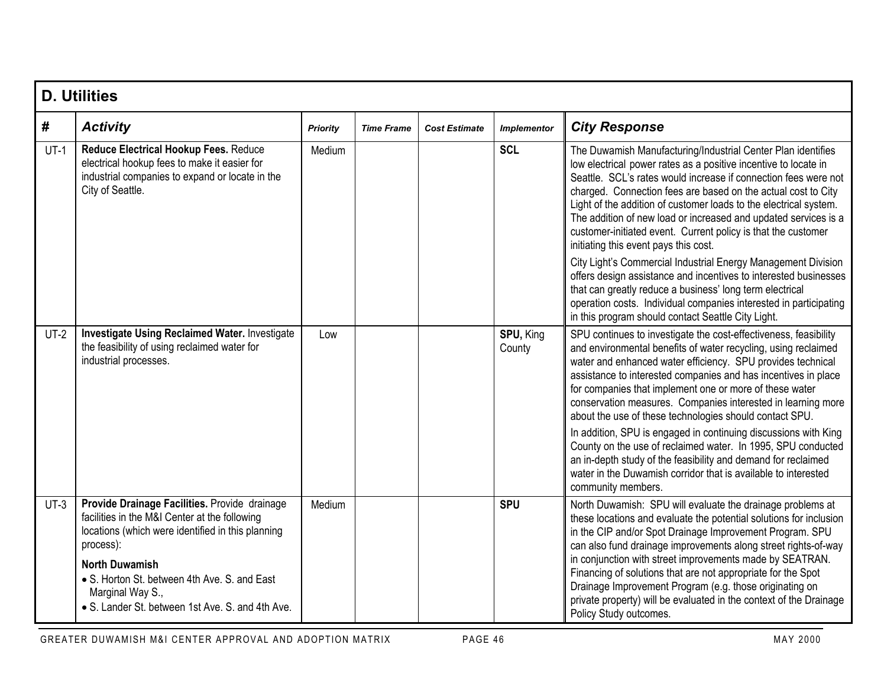## D. Utilities

| # | *Activity* | *Priority* | *Time Frame* | *Cost Estimate* | *Implementor* | *City Response* |
|---|---|---|---|---|---|---|
| UT-1 | **Reduce Electrical Hookup Fees.** Reduce electrical hookup fees to make it easier for industrial companies to expand or locate in the City of Seattle. | Medium | | | **SCL** | The Duwamish Manufacturing/Industrial Center Plan identifies low electrical power rates as a positive incentive to locate in Seattle. SCL's rates would increase if connection fees were not charged. Connection fees are based on the actual cost to City Light of the addition of customer loads to the electrical system. The addition of new load or increased and updated services is a customer-initiated event. Current policy is that the customer initiating this event pays this cost.<br><br>City Light's Commercial Industrial Energy Management Division offers design assistance and incentives to interested businesses that can greatly reduce a business' long term electrical operation costs. Individual companies interested in participating in this program should contact Seattle City Light. |
| UT-2 | **Investigate Using Reclaimed Water.** Investigate the feasibility of using reclaimed water for industrial processes. | Low | | | **SPU,** King County | SPU continues to investigate the cost-effectiveness, feasibility and environmental benefits of water recycling, using reclaimed water and enhanced water efficiency. SPU provides technical assistance to interested companies and has incentives in place for companies that implement one or more of these water conservation measures. Companies interested in learning more about the use of these technologies should contact SPU.<br><br>In addition, SPU is engaged in continuing discussions with King County on the use of reclaimed water. In 1995, SPU conducted an in-depth study of the feasibility and demand for reclaimed water in the Duwamish corridor that is available to interested community members. |
| UT-3 | **Provide Drainage Facilities.** Provide drainage facilities in the M&I Center at the following locations (which were identified in this planning process):<br><br>**North Duwamish**<br>• S. Horton St. between 4th Ave. S. and East Marginal Way S.,<br>• S. Lander St. between 1st Ave. S. and 4th Ave. | Medium | | | **SPU** | North Duwamish: SPU will evaluate the drainage problems at these locations and evaluate the potential solutions for inclusion in the CIP and/or Spot Drainage Improvement Program. SPU can also fund drainage improvements along street rights-of-way in conjunction with street improvements made by SEATRAN. Financing of solutions that are not appropriate for the Spot Drainage Improvement Program (e.g. those originating on private property) will be evaluated in the context of the Drainage Policy Study outcomes. |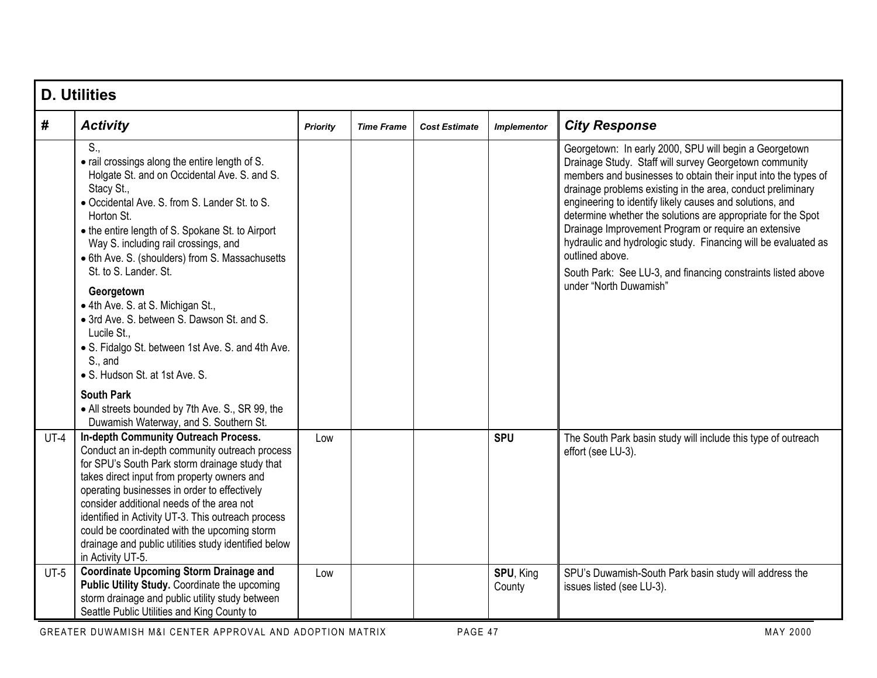## D. Utilities

| # | *Activity* | *Priority* | *Time Frame* | *Cost Estimate* | *Implementor* | *City Response* |
|---|---|---|---|---|---|---|
| | S.,<br>• rail crossings along the entire length of S. Holgate St. and on Occidental Ave. S. and S. Stacy St.,<br>• Occidental Ave. S. from S. Lander St. to S. Horton St.<br>• the entire length of S. Spokane St. to Airport Way S. including rail crossings, and<br>• 6th Ave. S. (shoulders) from S. Massachusetts St. to S. Lander. St.<br><br>**Georgetown**<br>• 4th Ave. S. at S. Michigan St.,<br>• 3rd Ave. S. between S. Dawson St. and S. Lucile St.,<br>• S. Fidalgo St. between 1st Ave. S. and 4th Ave. S., and<br>• S. Hudson St. at 1st Ave. S.<br><br>**South Park**<br>• All streets bounded by 7th Ave. S., SR 99, the Duwamish Waterway, and S. Southern St. | | | | | Georgetown: In early 2000, SPU will begin a Georgetown Drainage Study. Staff will survey Georgetown community members and businesses to obtain their input into the types of drainage problems existing in the area, conduct preliminary engineering to identify likely causes and solutions, and determine whether the solutions are appropriate for the Spot Drainage Improvement Program or require an extensive hydraulic and hydrologic study. Financing will be evaluated as outlined above.<br>South Park: See LU-3, and financing constraints listed above under "North Duwamish" |
| UT-4 | **In-depth Community Outreach Process.** Conduct an in-depth community outreach process for SPU's South Park storm drainage study that takes direct input from property owners and operating businesses in order to effectively consider additional needs of the area not identified in Activity UT-3. This outreach process could be coordinated with the upcoming storm drainage and public utilities study identified below in Activity UT-5. | Low | | | **SPU** | The South Park basin study will include this type of outreach effort (see LU-3). |
| UT-5 | **Coordinate Upcoming Storm Drainage and Public Utility Study.** Coordinate the upcoming storm drainage and public utility study between Seattle Public Utilities and King County to | Low | | | **SPU**, King County | SPU's Duwamish-South Park basin study will address the issues listed (see LU-3). |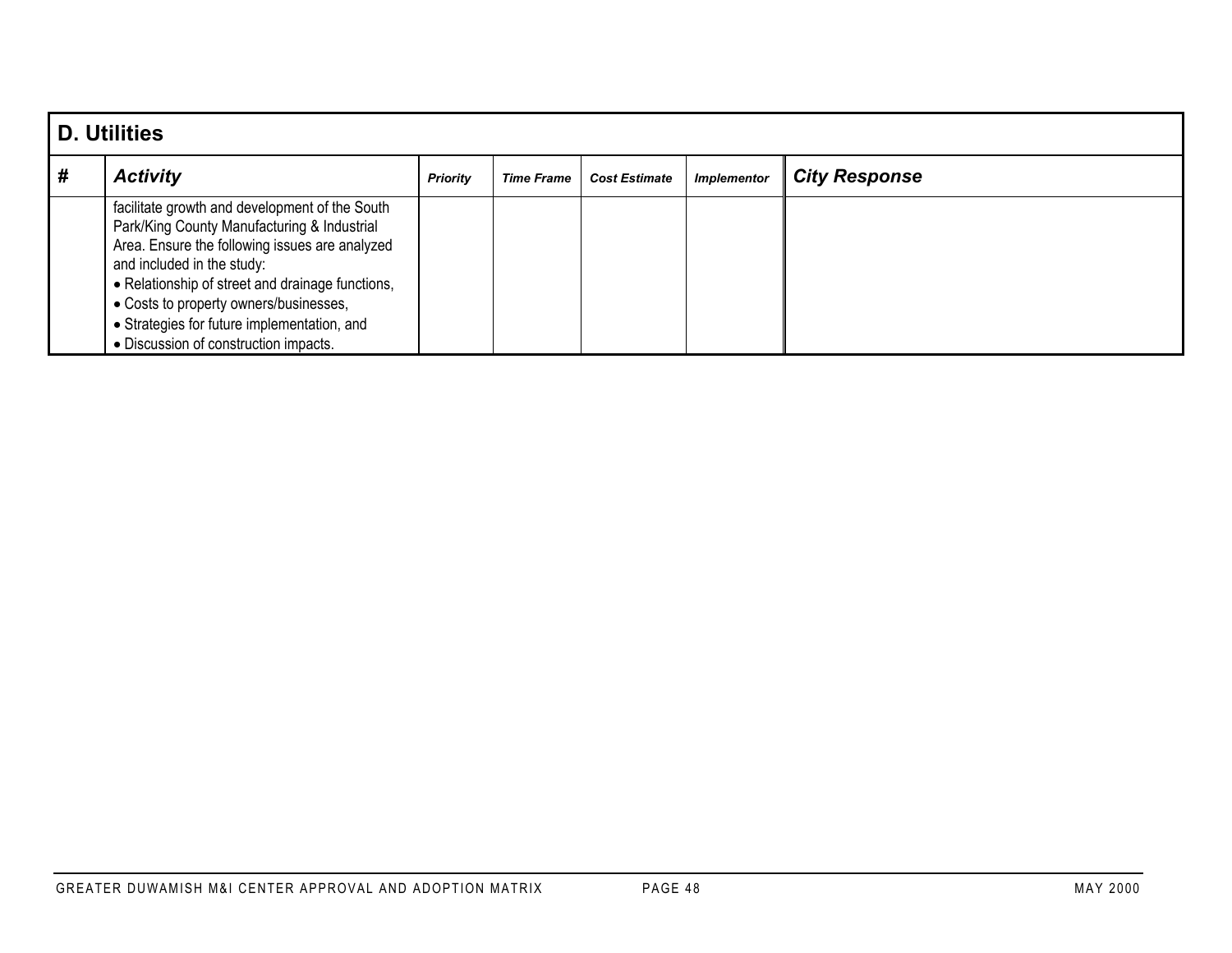| D. Utilities | | | | | | |
|---|---|---|---|---|---|---|
| **#** | ***Activity*** | ***Priority*** | ***Time Frame*** | ***Cost Estimate*** | ***Implementor*** | ***City Response*** |
| | facilitate growth and development of the South Park/King County Manufacturing & Industrial Area. Ensure the following issues are analyzed and included in the study:<br>• Relationship of street and drainage functions,<br>• Costs to property owners/businesses,<br>• Strategies for future implementation, and<br>• Discussion of construction impacts. | | | | | |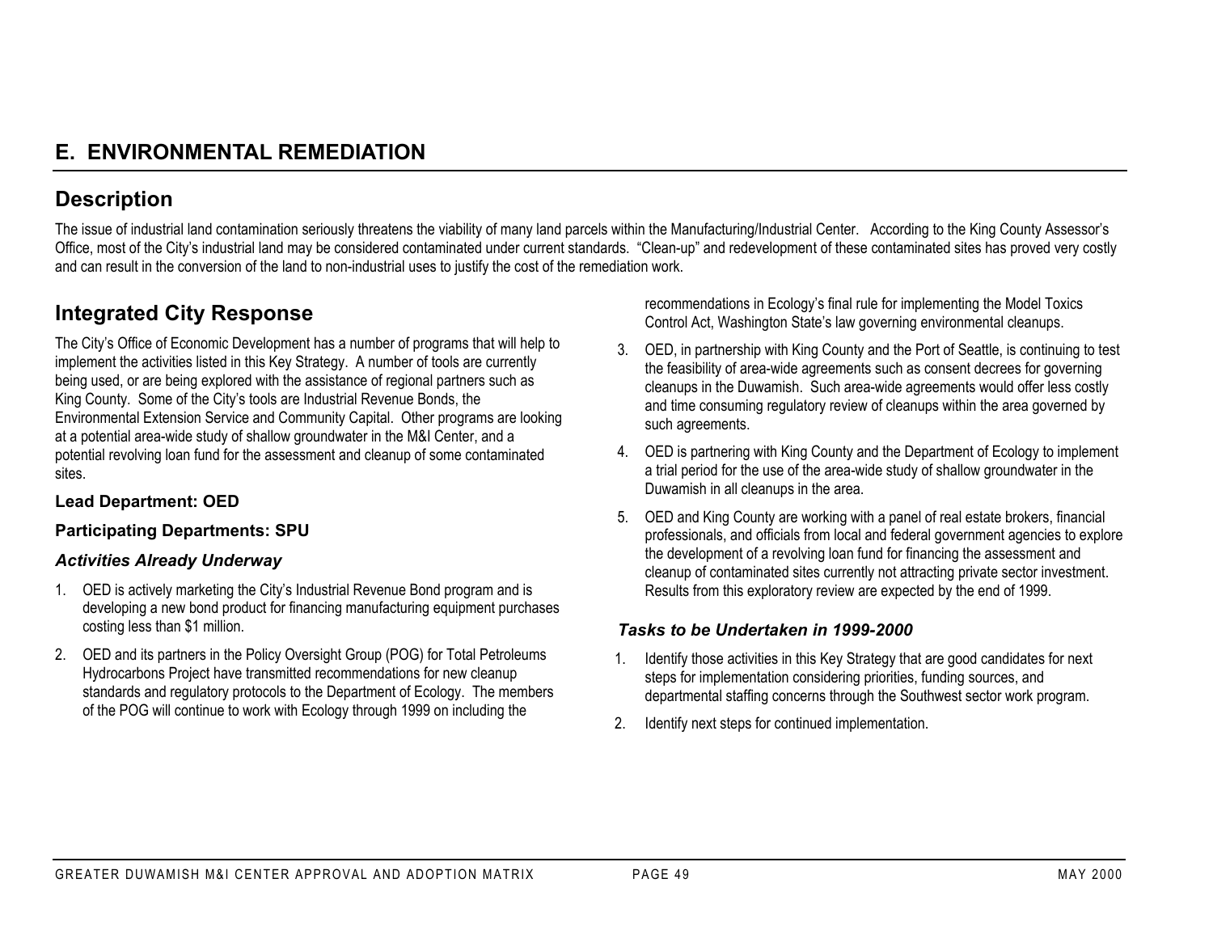# E. ENVIRONMENTAL REMEDIATION

## Description

The issue of industrial land contamination seriously threatens the viability of many land parcels within the Manufacturing/Industrial Center. According to the King County Assessor's Office, most of the City's industrial land may be considered contaminated under current standards. "Clean-up" and redevelopment of these contaminated sites has proved very costly and can result in the conversion of the land to non-industrial uses to justify the cost of the remediation work.

## Integrated City Response

The City's Office of Economic Development has a number of programs that will help to implement the activities listed in this Key Strategy. A number of tools are currently being used, or are being explored with the assistance of regional partners such as King County. Some of the City's tools are Industrial Revenue Bonds, the Environmental Extension Service and Community Capital. Other programs are looking at a potential area-wide study of shallow groundwater in the M&I Center, and a potential revolving loan fund for the assessment and cleanup of some contaminated sites.

**Lead Department: OED**

**Participating Departments: SPU**

### *Activities Already Underway*

1. OED is actively marketing the City's Industrial Revenue Bond program and is developing a new bond product for financing manufacturing equipment purchases costing less than $1 million.
2. OED and its partners in the Policy Oversight Group (POG) for Total Petroleums Hydrocarbons Project have transmitted recommendations for new cleanup standards and regulatory protocols to the Department of Ecology. The members of the POG will continue to work with Ecology through 1999 on including the recommendations in Ecology's final rule for implementing the Model Toxics Control Act, Washington State's law governing environmental cleanups.
3. OED, in partnership with King County and the Port of Seattle, is continuing to test the feasibility of area-wide agreements such as consent decrees for governing cleanups in the Duwamish. Such area-wide agreements would offer less costly and time consuming regulatory review of cleanups within the area governed by such agreements.
4. OED is partnering with King County and the Department of Ecology to implement a trial period for the use of the area-wide study of shallow groundwater in the Duwamish in all cleanups in the area.
5. OED and King County are working with a panel of real estate brokers, financial professionals, and officials from local and federal government agencies to explore the development of a revolving loan fund for financing the assessment and cleanup of contaminated sites currently not attracting private sector investment. Results from this exploratory review are expected by the end of 1999.

### *Tasks to be Undertaken in 1999-2000*

1. Identify those activities in this Key Strategy that are good candidates for next steps for implementation considering priorities, funding sources, and departmental staffing concerns through the Southwest sector work program.
2. Identify next steps for continued implementation.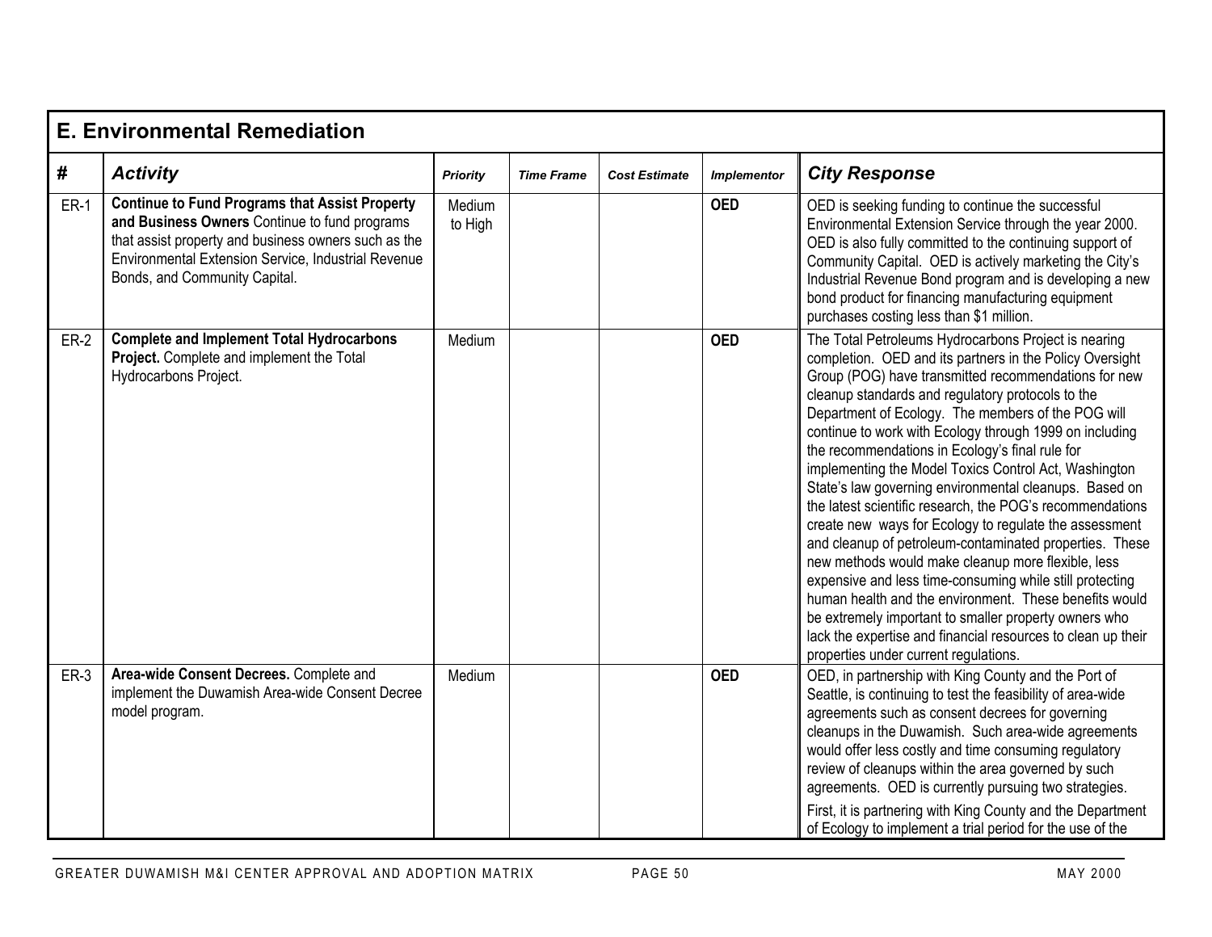## E. Environmental Remediation

| # | *Activity* | *Priority* | *Time Frame* | *Cost Estimate* | *Implementor* | *City Response* |
|---|---|---|---|---|---|---|
| ER-1 | **Continue to Fund Programs that Assist Property and Business Owners** Continue to fund programs that assist property and business owners such as the Environmental Extension Service, Industrial Revenue Bonds, and Community Capital. | Medium to High | | | **OED** | OED is seeking funding to continue the successful Environmental Extension Service through the year 2000. OED is also fully committed to the continuing support of Community Capital. OED is actively marketing the City's Industrial Revenue Bond program and is developing a new bond product for financing manufacturing equipment purchases costing less than $1 million. |
| ER-2 | **Complete and Implement Total Hydrocarbons Project.** Complete and implement the Total Hydrocarbons Project. | Medium | | | **OED** | The Total Petroleums Hydrocarbons Project is nearing completion. OED and its partners in the Policy Oversight Group (POG) have transmitted recommendations for new cleanup standards and regulatory protocols to the Department of Ecology. The members of the POG will continue to work with Ecology through 1999 on including the recommendations in Ecology's final rule for implementing the Model Toxics Control Act, Washington State's law governing environmental cleanups. Based on the latest scientific research, the POG's recommendations create new ways for Ecology to regulate the assessment and cleanup of petroleum-contaminated properties. These new methods would make cleanup more flexible, less expensive and less time-consuming while still protecting human health and the environment. These benefits would be extremely important to smaller property owners who lack the expertise and financial resources to clean up their properties under current regulations. |
| ER-3 | **Area-wide Consent Decrees.** Complete and implement the Duwamish Area-wide Consent Decree model program. | Medium | | | **OED** | OED, in partnership with King County and the Port of Seattle, is continuing to test the feasibility of area-wide agreements such as consent decrees for governing cleanups in the Duwamish. Such area-wide agreements would offer less costly and time consuming regulatory review of cleanups within the area governed by such agreements. OED is currently pursuing two strategies.<br><br>First, it is partnering with King County and the Department of Ecology to implement a trial period for the use of the |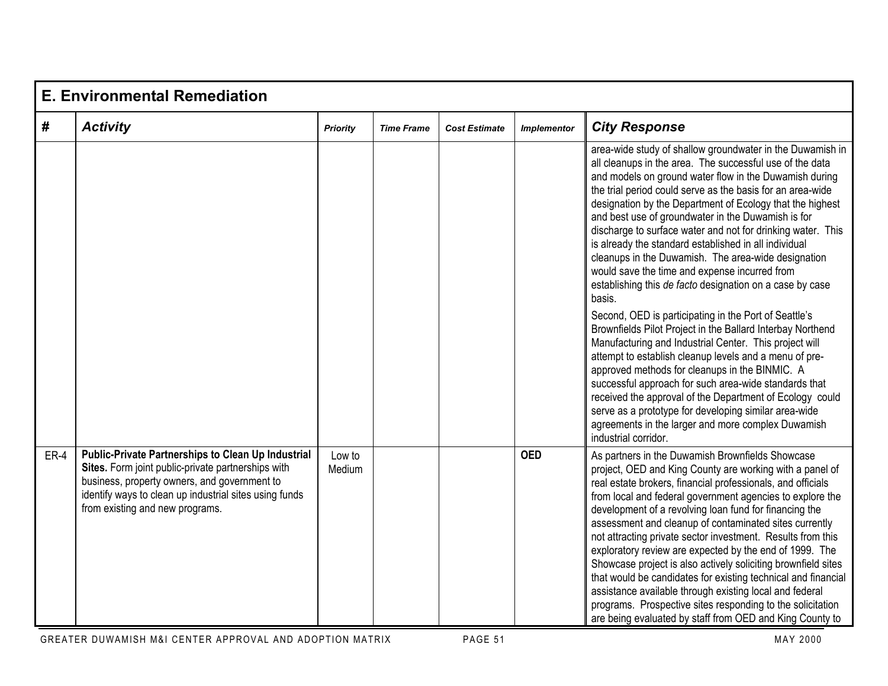## E. Environmental Remediation

| # | Activity | Priority | Time Frame | Cost Estimate | Implementor | City Response |
|---|---|---|---|---|---|---|
| | | | | | | area-wide study of shallow groundwater in the Duwamish in all cleanups in the area. The successful use of the data and models on ground water flow in the Duwamish during the trial period could serve as the basis for an area-wide designation by the Department of Ecology that the highest and best use of groundwater in the Duwamish is for discharge to surface water and not for drinking water. This is already the standard established in all individual cleanups in the Duwamish. The area-wide designation would save the time and expense incurred from establishing this *de facto* designation on a case by case basis.<br><br>Second, OED is participating in the Port of Seattle's Brownfields Pilot Project in the Ballard Interbay Northend Manufacturing and Industrial Center. This project will attempt to establish cleanup levels and a menu of pre-approved methods for cleanups in the BINMIC. A successful approach for such area-wide standards that received the approval of the Department of Ecology could serve as a prototype for developing similar area-wide agreements in the larger and more complex Duwamish industrial corridor. |
| ER-4 | **Public-Private Partnerships to Clean Up Industrial Sites.** Form joint public-private partnerships with business, property owners, and government to identify ways to clean up industrial sites using funds from existing and new programs. | Low to Medium | | | **OED** | As partners in the Duwamish Brownfields Showcase project, OED and King County are working with a panel of real estate brokers, financial professionals, and officials from local and federal government agencies to explore the development of a revolving loan fund for financing the assessment and cleanup of contaminated sites currently not attracting private sector investment. Results from this exploratory review are expected by the end of 1999. The Showcase project is also actively soliciting brownfield sites that would be candidates for existing technical and financial assistance available through existing local and federal programs. Prospective sites responding to the solicitation are being evaluated by staff from OED and King County to |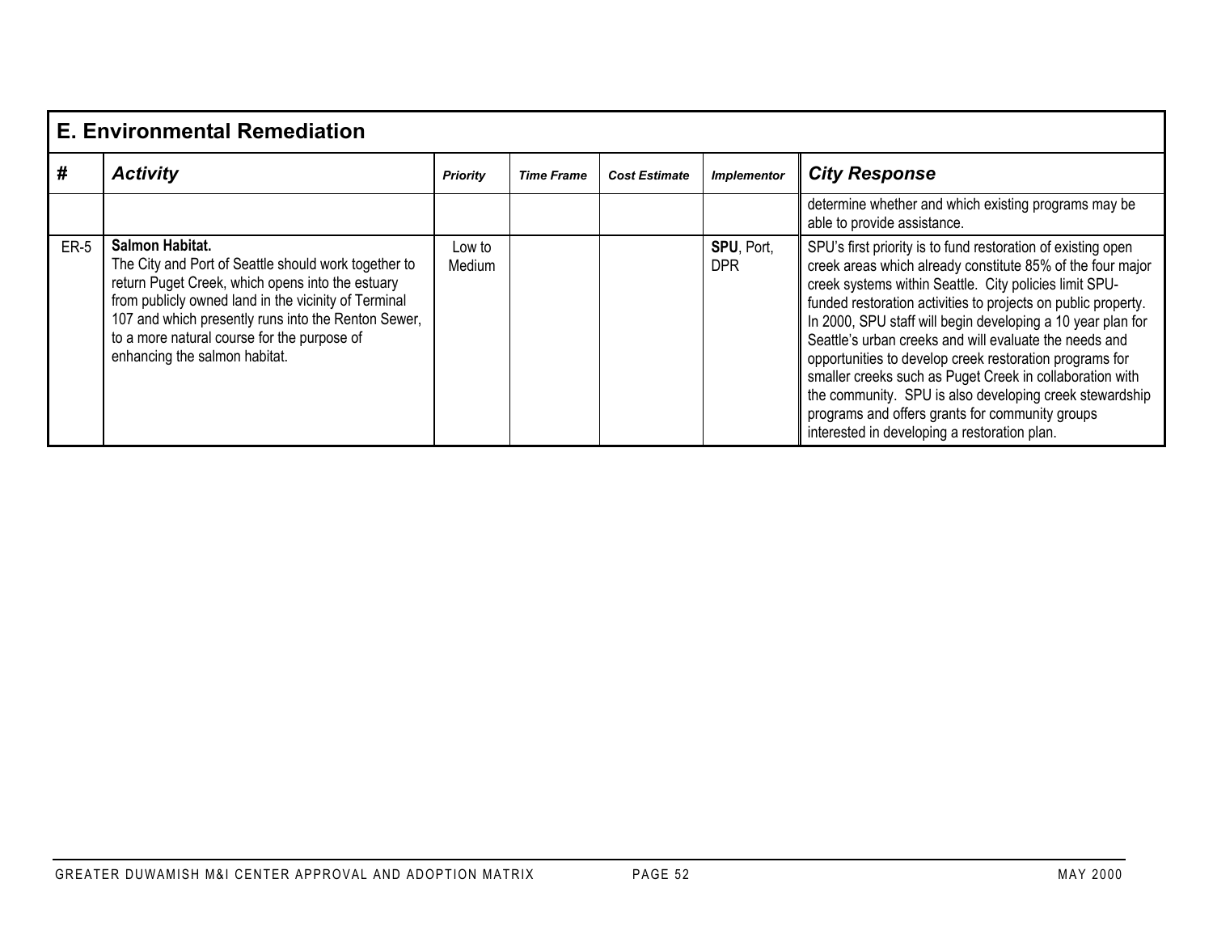## E. Environmental Remediation

| # | Activity | Priority | Time Frame | Cost Estimate | Implementor | City Response |
|---|---|---|---|---|---|---|
| | | | | | | determine whether and which existing programs may be able to provide assistance. |
| ER-5 | **Salmon Habitat.** The City and Port of Seattle should work together to return Puget Creek, which opens into the estuary from publicly owned land in the vicinity of Terminal 107 and which presently runs into the Renton Sewer, to a more natural course for the purpose of enhancing the salmon habitat. | Low to Medium | | | **SPU**, Port, DPR | SPU's first priority is to fund restoration of existing open creek areas which already constitute 85% of the four major creek systems within Seattle. City policies limit SPU-funded restoration activities to projects on public property. In 2000, SPU staff will begin developing a 10 year plan for Seattle's urban creeks and will evaluate the needs and opportunities to develop creek restoration programs for smaller creeks such as Puget Creek in collaboration with the community. SPU is also developing creek stewardship programs and offers grants for community groups interested in developing a restoration plan. |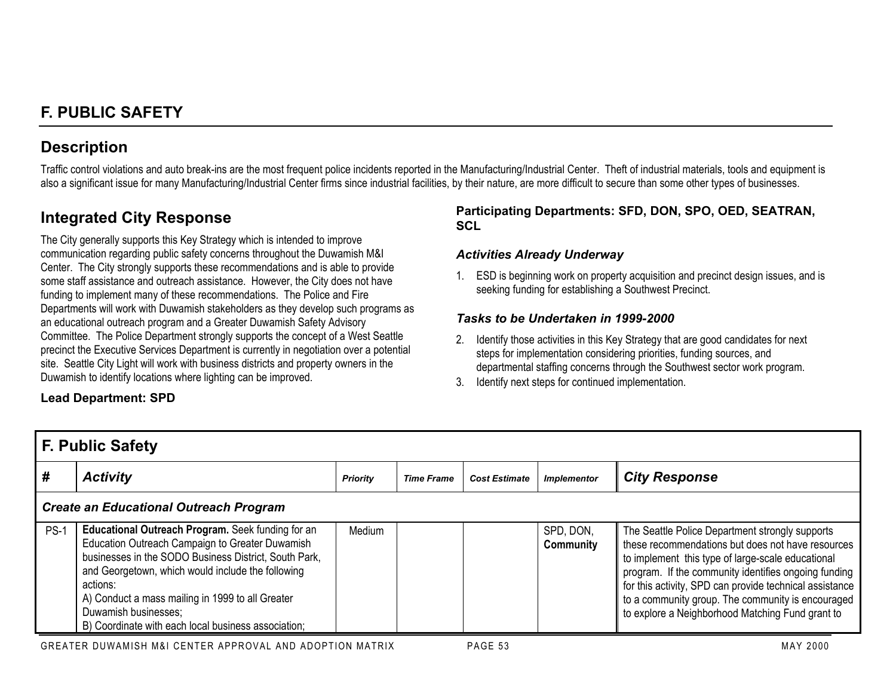# F. PUBLIC SAFETY

## Description

Traffic control violations and auto break-ins are the most frequent police incidents reported in the Manufacturing/Industrial Center. Theft of industrial materials, tools and equipment is also a significant issue for many Manufacturing/Industrial Center firms since industrial facilities, by their nature, are more difficult to secure than some other types of businesses.

## Integrated City Response

The City generally supports this Key Strategy which is intended to improve communication regarding public safety concerns throughout the Duwamish M&I Center. The City strongly supports these recommendations and is able to provide some staff assistance and outreach assistance. However, the City does not have funding to implement many of these recommendations. The Police and Fire Departments will work with Duwamish stakeholders as they develop such programs as an educational outreach program and a Greater Duwamish Safety Advisory Committee. The Police Department strongly supports the concept of a West Seattle precinct the Executive Services Department is currently in negotiation over a potential site. Seattle City Light will work with business districts and property owners in the Duwamish to identify locations where lighting can be improved.

**Lead Department: SPD**

**Participating Departments: SFD, DON, SPO, OED, SEATRAN, SCL**

### *Activities Already Underway*

1. ESD is beginning work on property acquisition and precinct design issues, and is seeking funding for establishing a Southwest Precinct.

### *Tasks to be Undertaken in 1999-2000*

2. Identify those activities in this Key Strategy that are good candidates for next steps for implementation considering priorities, funding sources, and departmental staffing concerns through the Southwest sector work program.
3. Identify next steps for continued implementation.

## F. Public Safety

| # | *Activity* | *Priority* | *Time Frame* | *Cost Estimate* | *Implementor* | *City Response* |
|---|---|---|---|---|---|---|
| | ***Create an Educational Outreach Program*** | | | | | |
| PS-1 | **Educational Outreach Program.** Seek funding for an Education Outreach Campaign to Greater Duwamish businesses in the SODO Business District, South Park, and Georgetown, which would include the following actions:<br>A) Conduct a mass mailing in 1999 to all Greater Duwamish businesses;<br>B) Coordinate with each local business association; | Medium | | | SPD, DON, **Community** | The Seattle Police Department strongly supports these recommendations but does not have resources to implement this type of large-scale educational program. If the community identifies ongoing funding for this activity, SPD can provide technical assistance to a community group. The community is encouraged to explore a Neighborhood Matching Fund grant to |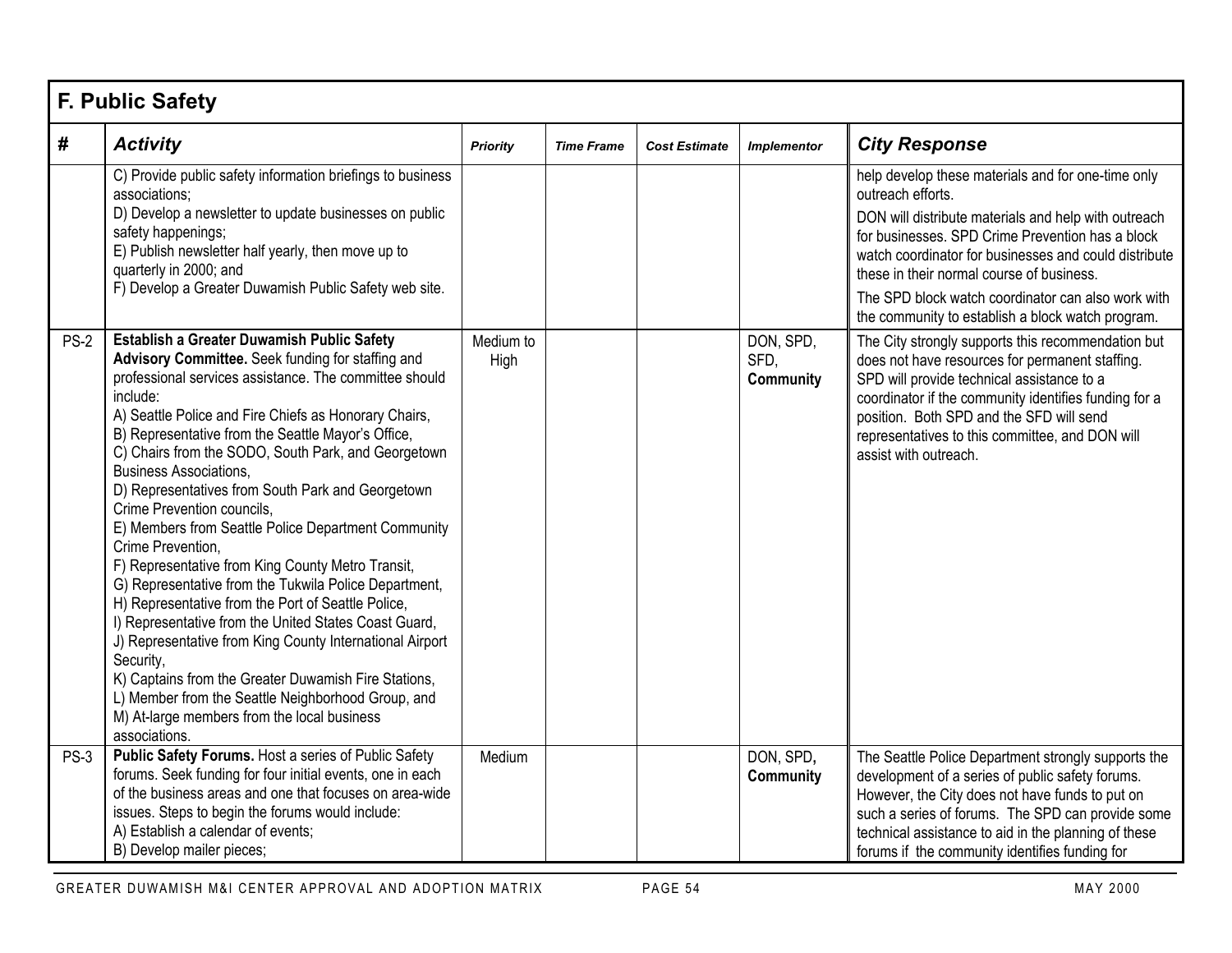## F. Public Safety

| # | *Activity* | *Priority* | *Time Frame* | *Cost Estimate* | *Implementor* | *City Response* |
|---|---|---|---|---|---|---|
| | C) Provide public safety information briefings to business associations;<br>D) Develop a newsletter to update businesses on public safety happenings;<br>E) Publish newsletter half yearly, then move up to quarterly in 2000; and<br>F) Develop a Greater Duwamish Public Safety web site. | | | | | help develop these materials and for one-time only outreach efforts.<br>DON will distribute materials and help with outreach for businesses. SPD Crime Prevention has a block watch coordinator for businesses and could distribute these in their normal course of business.<br>The SPD block watch coordinator can also work with the community to establish a block watch program. |
| PS-2 | **Establish a Greater Duwamish Public Safety Advisory Committee.** Seek funding for staffing and professional services assistance. The committee should include:<br>A) Seattle Police and Fire Chiefs as Honorary Chairs,<br>B) Representative from the Seattle Mayor's Office,<br>C) Chairs from the SODO, South Park, and Georgetown Business Associations,<br>D) Representatives from South Park and Georgetown Crime Prevention councils,<br>E) Members from Seattle Police Department Community Crime Prevention,<br>F) Representative from King County Metro Transit,<br>G) Representative from the Tukwila Police Department,<br>H) Representative from the Port of Seattle Police,<br>I) Representative from the United States Coast Guard,<br>J) Representative from King County International Airport Security,<br>K) Captains from the Greater Duwamish Fire Stations,<br>L) Member from the Seattle Neighborhood Group, and<br>M) At-large members from the local business associations. | Medium to High | | | DON, SPD, SFD, **Community** | The City strongly supports this recommendation but does not have resources for permanent staffing. SPD will provide technical assistance to a coordinator if the community identifies funding for a position. Both SPD and the SFD will send representatives to this committee, and DON will assist with outreach. |
| PS-3 | **Public Safety Forums.** Host a series of Public Safety forums. Seek funding for four initial events, one in each of the business areas and one that focuses on area-wide issues. Steps to begin the forums would include:<br>A) Establish a calendar of events;<br>B) Develop mailer pieces; | Medium | | | DON, SPD, **Community** | The Seattle Police Department strongly supports the development of a series of public safety forums. However, the City does not have funds to put on such a series of forums. The SPD can provide some technical assistance to aid in the planning of these forums if the community identifies funding for |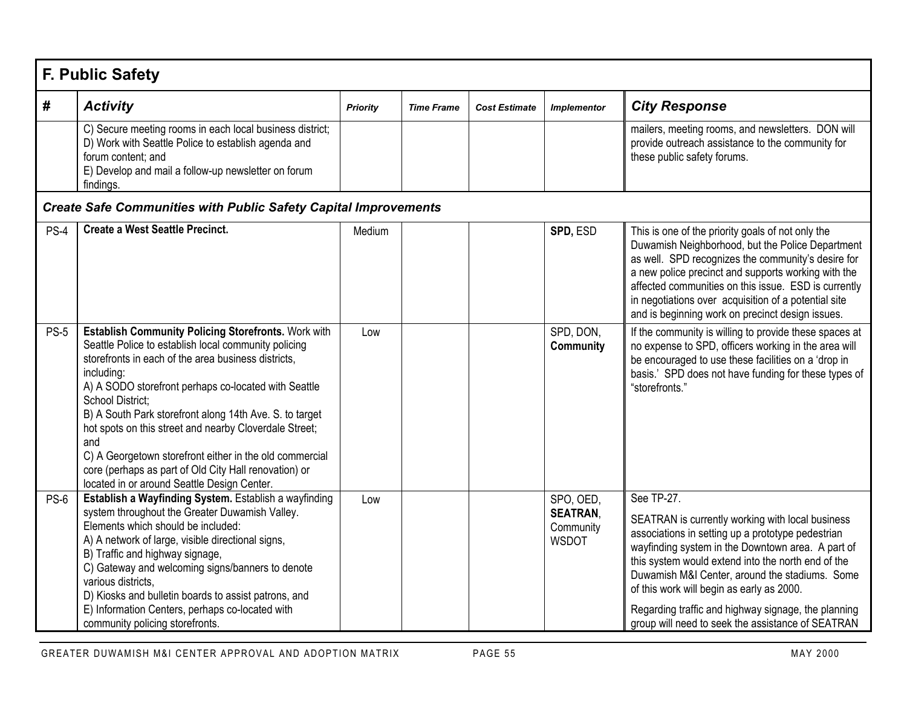## F. Public Safety

| # | *Activity* | *Priority* | *Time Frame* | *Cost Estimate* | *Implementor* | *City Response* |
|---|---|---|---|---|---|---|
| | C) Secure meeting rooms in each local business district;<br>D) Work with Seattle Police to establish agenda and forum content; and<br>E) Develop and mail a follow-up newsletter on forum findings. | | | | | mailers, meeting rooms, and newsletters. DON will provide outreach assistance to the community for these public safety forums. |
| ***Create Safe Communities with Public Safety Capital Improvements*** | | | | | | |
| PS-4 | **Create a West Seattle Precinct.** | Medium | | | **SPD,** ESD | This is one of the priority goals of not only the Duwamish Neighborhood, but the Police Department as well. SPD recognizes the community's desire for a new police precinct and supports working with the affected communities on this issue. ESD is currently in negotiations over acquisition of a potential site and is beginning work on precinct design issues. |
| PS-5 | **Establish Community Policing Storefronts.** Work with Seattle Police to establish local community policing storefronts in each of the area business districts, including:<br>A) A SODO storefront perhaps co-located with Seattle School District;<br>B) A South Park storefront along 14th Ave. S. to target hot spots on this street and nearby Cloverdale Street; and<br>C) A Georgetown storefront either in the old commercial core (perhaps as part of Old City Hall renovation) or located in or around Seattle Design Center. | Low | | | SPD, DON, **Community** | If the community is willing to provide these spaces at no expense to SPD, officers working in the area will be encouraged to use these facilities on a 'drop in basis.' SPD does not have funding for these types of "storefronts." |
| PS-6 | **Establish a Wayfinding System.** Establish a wayfinding system throughout the Greater Duwamish Valley. Elements which should be included:<br>A) A network of large, visible directional signs,<br>B) Traffic and highway signage,<br>C) Gateway and welcoming signs/banners to denote various districts,<br>D) Kiosks and bulletin boards to assist patrons, and<br>E) Information Centers, perhaps co-located with community policing storefronts. | Low | | | SPO, OED, **SEATRAN**, Community WSDOT | See TP-27.<br><br>SEATRAN is currently working with local business associations in setting up a prototype pedestrian wayfinding system in the Downtown area. A part of this system would extend into the north end of the Duwamish M&I Center, around the stadiums. Some of this work will begin as early as 2000.<br><br>Regarding traffic and highway signage, the planning group will need to seek the assistance of SEATRAN |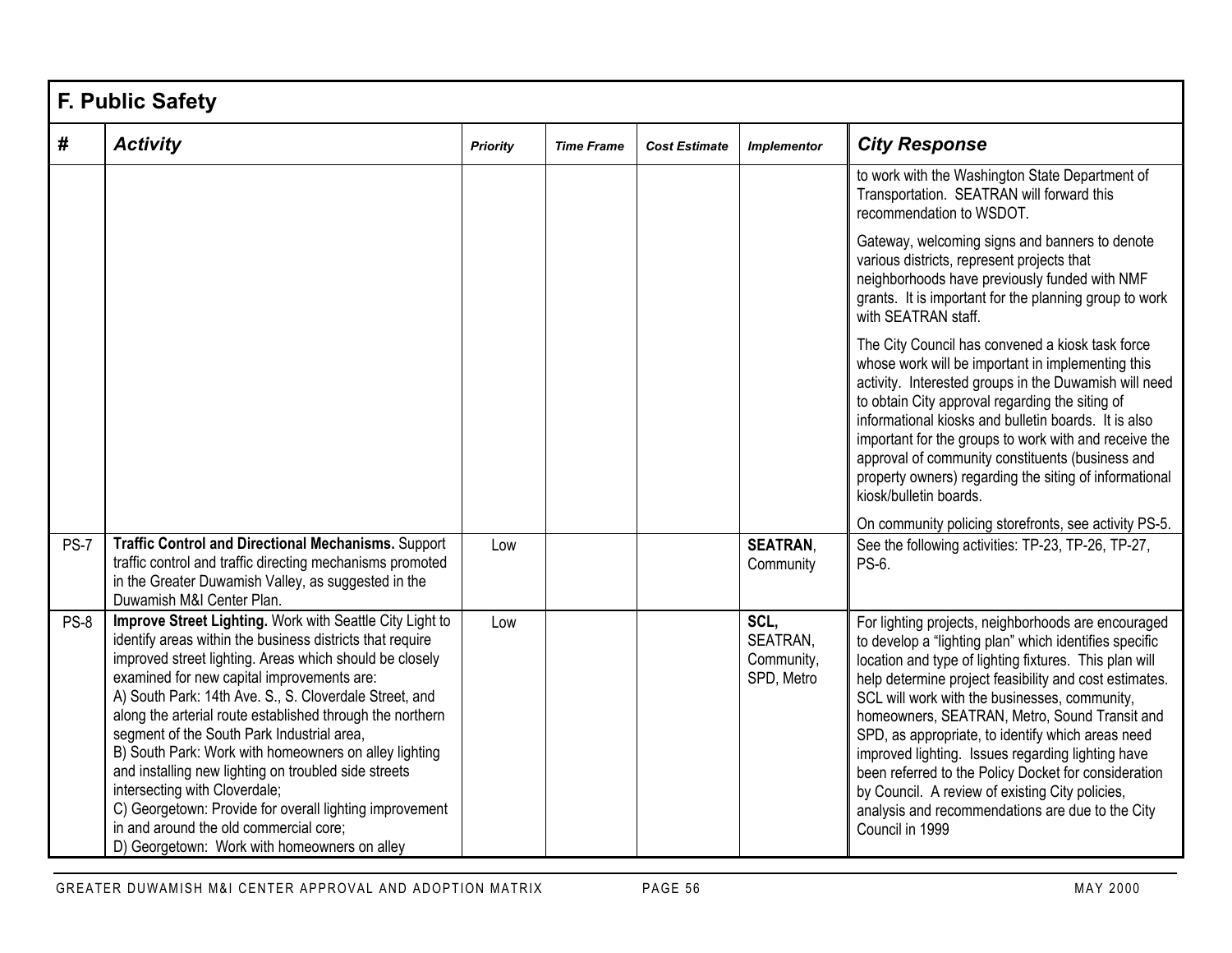## F. Public Safety

| # | Activity | Priority | Time Frame | Cost Estimate | Implementor | City Response |
|---|---|---|---|---|---|---|
| | | | | | | to work with the Washington State Department of Transportation. SEATRAN will forward this recommendation to WSDOT. <br><br> Gateway, welcoming signs and banners to denote various districts, represent projects that neighborhoods have previously funded with NMF grants. It is important for the planning group to work with SEATRAN staff. <br><br> The City Council has convened a kiosk task force whose work will be important in implementing this activity. Interested groups in the Duwamish will need to obtain City approval regarding the siting of informational kiosks and bulletin boards. It is also important for the groups to work with and receive the approval of community constituents (business and property owners) regarding the siting of informational kiosk/bulletin boards. <br><br> On community policing storefronts, see activity PS-5. |
| PS-7 | **Traffic Control and Directional Mechanisms.** Support traffic control and traffic directing mechanisms promoted in the Greater Duwamish Valley, as suggested in the Duwamish M&I Center Plan. | Low | | | **SEATRAN**, Community | See the following activities: TP-23, TP-26, TP-27, PS-6. |
| PS-8 | **Improve Street Lighting.** Work with Seattle City Light to identify areas within the business districts that require improved street lighting. Areas which should be closely examined for new capital improvements are: <br> A) South Park: 14th Ave. S., S. Cloverdale Street, and along the arterial route established through the northern segment of the South Park Industrial area, <br> B) South Park: Work with homeowners on alley lighting and installing new lighting on troubled side streets intersecting with Cloverdale; <br> C) Georgetown: Provide for overall lighting improvement in and around the old commercial core; <br> D) Georgetown: Work with homeowners on alley | Low | | | **SCL**, SEATRAN, Community, SPD, Metro | For lighting projects, neighborhoods are encouraged to develop a "lighting plan" which identifies specific location and type of lighting fixtures. This plan will help determine project feasibility and cost estimates. SCL will work with the businesses, community, homeowners, SEATRAN, Metro, Sound Transit and SPD, as appropriate, to identify which areas need improved lighting. Issues regarding lighting have been referred to the Policy Docket for consideration by Council. A review of existing City policies, analysis and recommendations are due to the City Council in 1999 |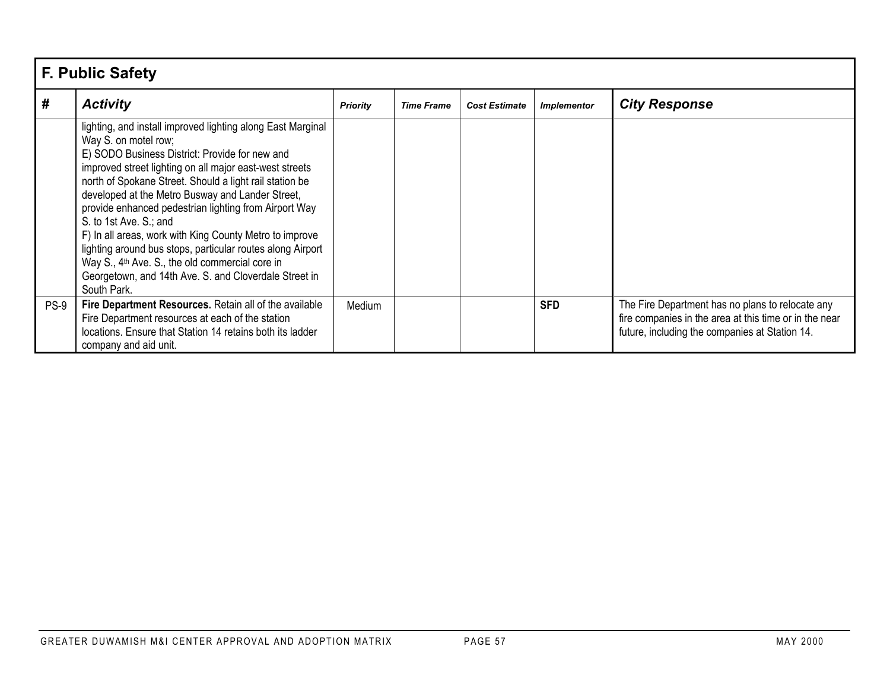## F. Public Safety

| # | *Activity* | *Priority* | *Time Frame* | *Cost Estimate* | *Implementor* | *City Response* |
|---|---|---|---|---|---|---|
| | lighting, and install improved lighting along East Marginal Way S. on motel row;<br>E) SODO Business District: Provide for new and improved street lighting on all major east-west streets north of Spokane Street. Should a light rail station be developed at the Metro Busway and Lander Street, provide enhanced pedestrian lighting from Airport Way S. to 1st Ave. S.; and<br>F) In all areas, work with King County Metro to improve lighting around bus stops, particular routes along Airport Way S., 4th Ave. S., the old commercial core in Georgetown, and 14th Ave. S. and Cloverdale Street in South Park. | | | | | |
| PS-9 | **Fire Department Resources.** Retain all of the available Fire Department resources at each of the station locations. Ensure that Station 14 retains both its ladder company and aid unit. | Medium | | | **SFD** | The Fire Department has no plans to relocate any fire companies in the area at this time or in the near future, including the companies at Station 14. |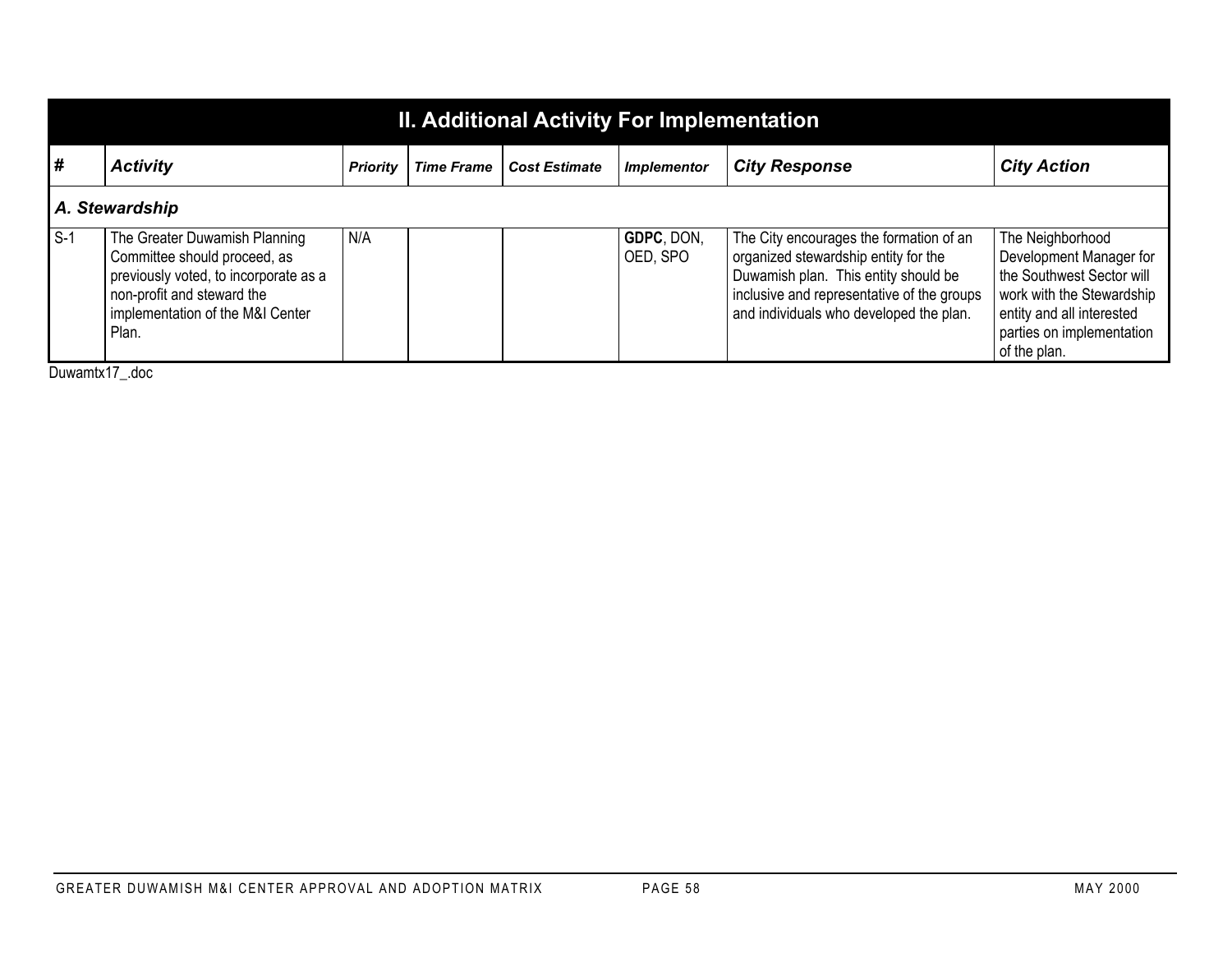## II. Additional Activity For Implementation

| # | Activity | Priority | Time Frame | Cost Estimate | Implementor | City Response | City Action |
|---|---|---|---|---|---|---|---|
| ***A. Stewardship*** | | | | | | | |
| S-1 | The Greater Duwamish Planning Committee should proceed, as previously voted, to incorporate as a non-profit and steward the implementation of the M&I Center Plan. | N/A | | | **GDPC**, DON, OED, SPO | The City encourages the formation of an organized stewardship entity for the Duwamish plan. This entity should be inclusive and representative of the groups and individuals who developed the plan. | The Neighborhood Development Manager for the Southwest Sector will work with the Stewardship entity and all interested parties on implementation of the plan. |

Duwamtx17_.doc